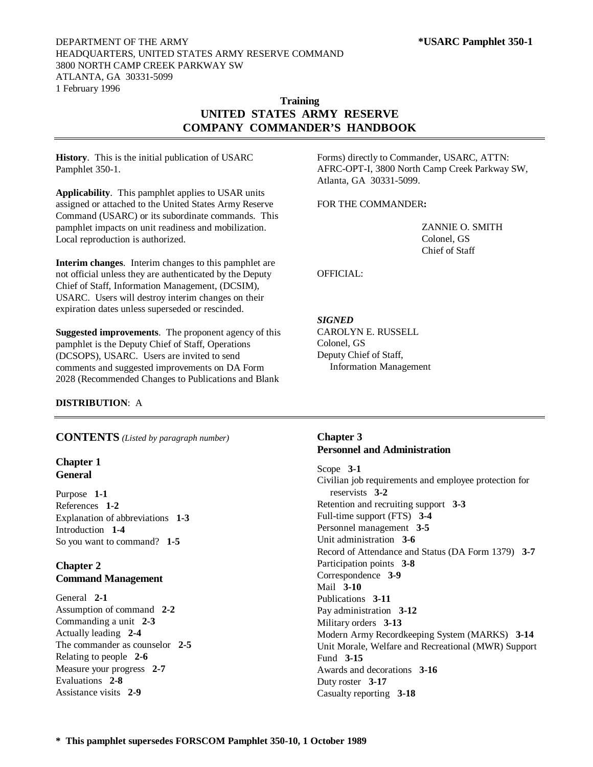DEPARTMENT OF THE ARMY
HEADQUARTERS, UNITED STATES ARMY RESERVE COMMAND
3800 NORTH CAMP CREEK PARKWAY SW
ATLANTA, GA 30331-5099
1 February 1996

**\*USARC Pamphlet 350-1**

**Training**

# UNITED STATES ARMY RESERVE COMPANY COMMANDER'S HANDBOOK

**History**. This is the initial publication of USARC Pamphlet 350-1.

**Applicability**. This pamphlet applies to USAR units assigned or attached to the United States Army Reserve Command (USARC) or its subordinate commands. This pamphlet impacts on unit readiness and mobilization. Local reproduction is authorized.

**Interim changes**. Interim changes to this pamphlet are not official unless they are authenticated by the Deputy Chief of Staff, Information Management, (DCSIM), USARC. Users will destroy interim changes on their expiration dates unless superseded or rescinded.

**Suggested improvements**. The proponent agency of this pamphlet is the Deputy Chief of Staff, Operations (DCSOPS), USARC. Users are invited to send comments and suggested improvements on DA Form 2028 (Recommended Changes to Publications and Blank Forms) directly to Commander, USARC, ATTN: AFRC-OPT-I, 3800 North Camp Creek Parkway SW, Atlanta, GA 30331-5099.

FOR THE COMMANDER**:**

ZANNIE O. SMITH
Colonel, GS
Chief of Staff

OFFICIAL:

***SIGNED***
CAROLYN E. RUSSELL
Colonel, GS
Deputy Chief of Staff,
Information Management

**DISTRIBUTION**: A

## CONTENTS *(Listed by paragraph number)*

### Chapter 1
### General

Purpose **1-1**
References **1-2**
Explanation of abbreviations **1-3**
Introduction **1-4**
So you want to command? **1-5**

### Chapter 2
### Command Management

General **2-1**
Assumption of command **2-2**
Commanding a unit **2-3**
Actually leading **2-4**
The commander as counselor **2-5**
Relating to people **2-6**
Measure your progress **2-7**
Evaluations **2-8**
Assistance visits **2-9**

### Chapter 3
### Personnel and Administration

Scope **3-1**
Civilian job requirements and employee protection for reservists **3-2**
Retention and recruiting support **3-3**
Full-time support (FTS) **3-4**
Personnel management **3-5**
Unit administration **3-6**
Record of Attendance and Status (DA Form 1379) **3-7**
Participation points **3-8**
Correspondence **3-9**
Mail **3-10**
Publications **3-11**
Pay administration **3-12**
Military orders **3-13**
Modern Army Recordkeeping System (MARKS) **3-14**
Unit Morale, Welfare and Recreational (MWR) Support Fund **3-15**
Awards and decorations **3-16**
Duty roster **3-17**
Casualty reporting **3-18**

**\* This pamphlet supersedes FORSCOM Pamphlet 350-10, 1 October 1989**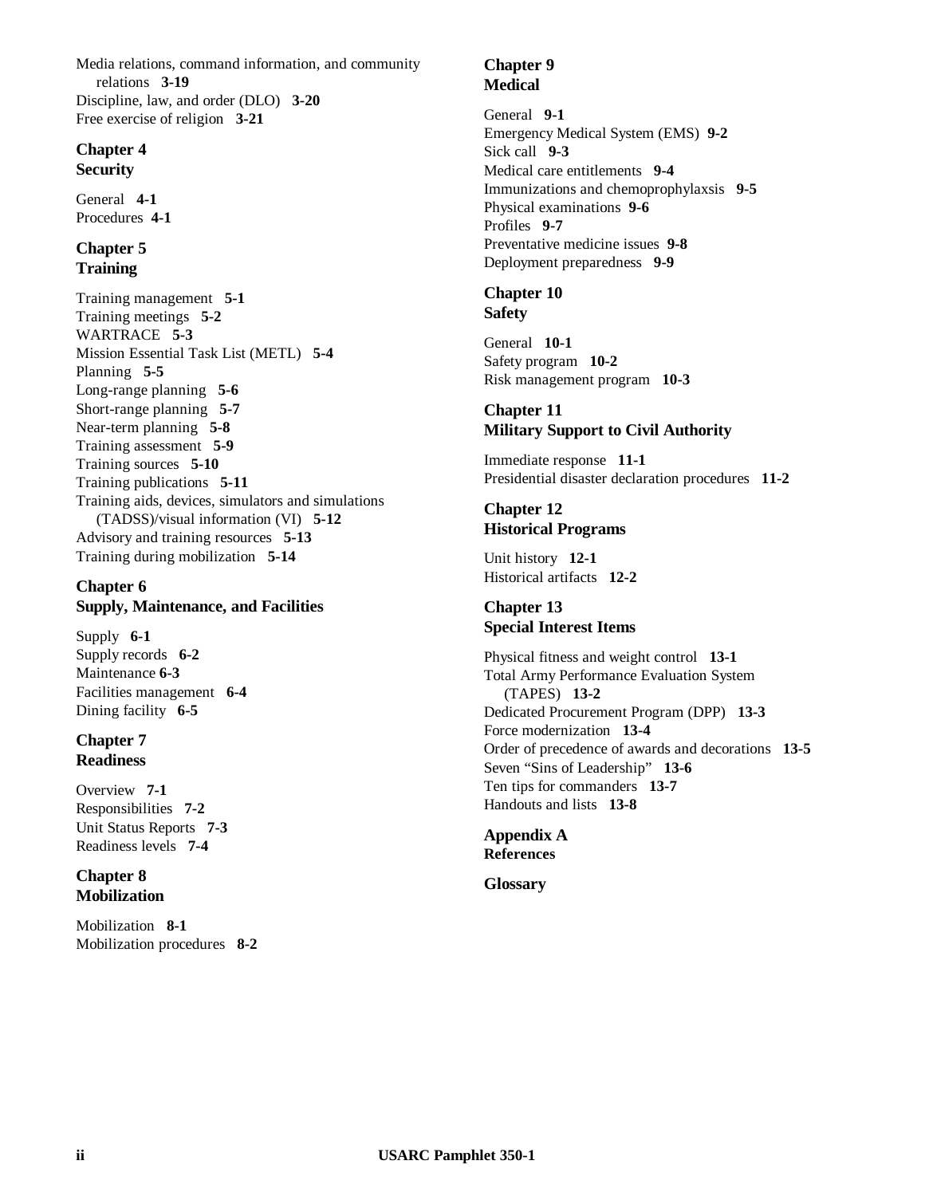Media relations, command information, and community relations **3-19**
Discipline, law, and order (DLO) **3-20**
Free exercise of religion **3-21**

**Chapter 4**
**Security**

General **4-1**
Procedures **4-1**

**Chapter 5**
**Training**

Training management **5-1**
Training meetings **5-2**
WARTRACE **5-3**
Mission Essential Task List (METL) **5-4**
Planning **5-5**
Long-range planning **5-6**
Short-range planning **5-7**
Near-term planning **5-8**
Training assessment **5-9**
Training sources **5-10**
Training publications **5-11**
Training aids, devices, simulators and simulations (TADSS)/visual information (VI) **5-12**
Advisory and training resources **5-13**
Training during mobilization **5-14**

**Chapter 6**
**Supply, Maintenance, and Facilities**

Supply **6-1**
Supply records **6-2**
Maintenance **6-3**
Facilities management **6-4**
Dining facility **6-5**

**Chapter 7**
**Readiness**

Overview **7-1**
Responsibilities **7-2**
Unit Status Reports **7-3**
Readiness levels **7-4**

**Chapter 8**
**Mobilization**

Mobilization **8-1**
Mobilization procedures **8-2**

**Chapter 9**
**Medical**

General **9-1**
Emergency Medical System (EMS) **9-2**
Sick call **9-3**
Medical care entitlements **9-4**
Immunizations and chemoprophylaxsis **9-5**
Physical examinations **9-6**
Profiles **9-7**
Preventative medicine issues **9-8**
Deployment preparedness **9-9**

**Chapter 10**
**Safety**

General **10-1**
Safety program **10-2**
Risk management program **10-3**

**Chapter 11**
**Military Support to Civil Authority**

Immediate response **11-1**
Presidential disaster declaration procedures **11-2**

**Chapter 12**
**Historical Programs**

Unit history **12-1**
Historical artifacts **12-2**

**Chapter 13**
**Special Interest Items**

Physical fitness and weight control **13-1**
Total Army Performance Evaluation System (TAPES) **13-2**
Dedicated Procurement Program (DPP) **13-3**
Force modernization **13-4**
Order of precedence of awards and decorations **13-5**
Seven "Sins of Leadership" **13-6**
Ten tips for commanders **13-7**
Handouts and lists **13-8**

**Appendix A**
**References**

**Glossary**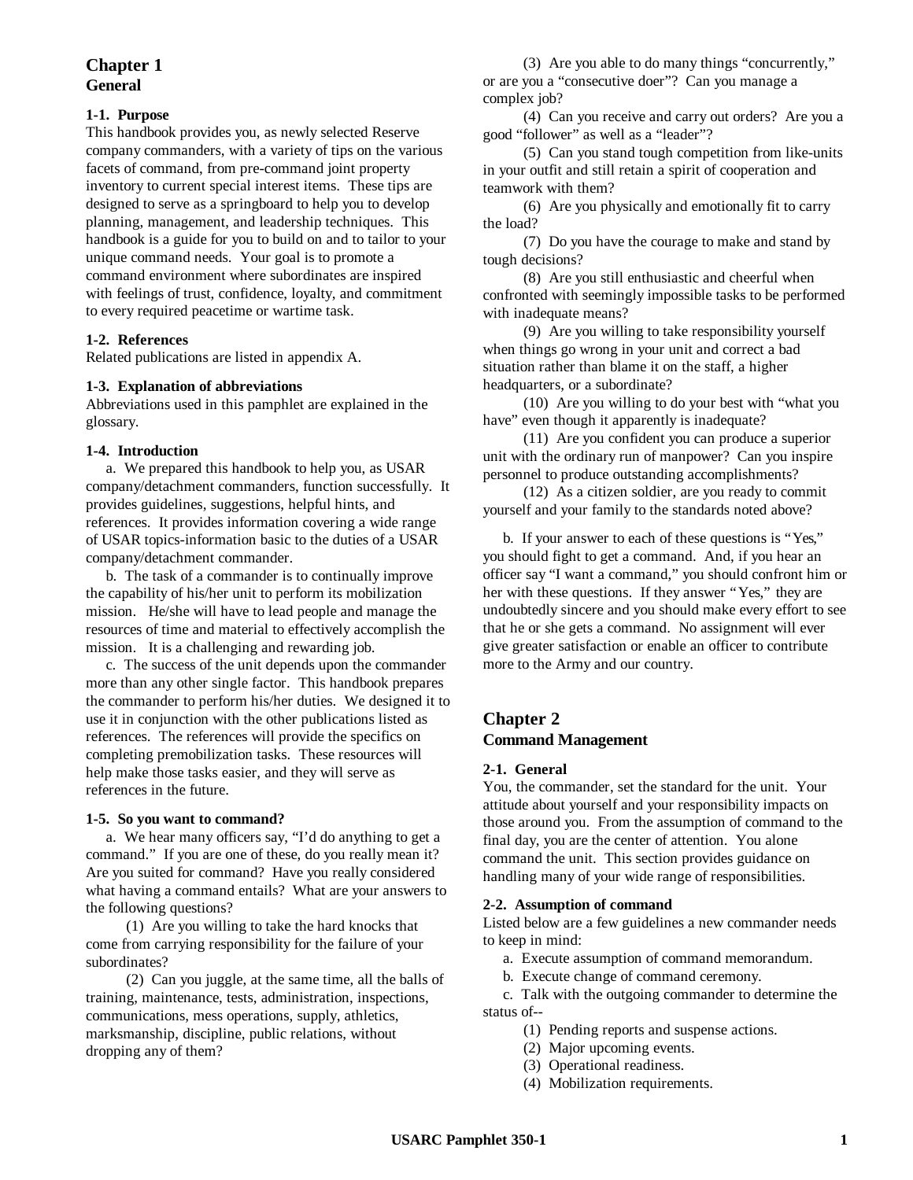# Chapter 1
## General

### 1-1. Purpose

This handbook provides you, as newly selected Reserve company commanders, with a variety of tips on the various facets of command, from pre-command joint property inventory to current special interest items. These tips are designed to serve as a springboard to help you to develop planning, management, and leadership techniques. This handbook is a guide for you to build on and to tailor to your unique command needs. Your goal is to promote a command environment where subordinates are inspired with feelings of trust, confidence, loyalty, and commitment to every required peacetime or wartime task.

### 1-2. References

Related publications are listed in appendix A.

### 1-3. Explanation of abbreviations

Abbreviations used in this pamphlet are explained in the glossary.

### 1-4. Introduction

a. We prepared this handbook to help you, as USAR company/detachment commanders, function successfully. It provides guidelines, suggestions, helpful hints, and references. It provides information covering a wide range of USAR topics-information basic to the duties of a USAR company/detachment commander.

b. The task of a commander is to continually improve the capability of his/her unit to perform its mobilization mission. He/she will have to lead people and manage the resources of time and material to effectively accomplish the mission. It is a challenging and rewarding job.

c. The success of the unit depends upon the commander more than any other single factor. This handbook prepares the commander to perform his/her duties. We designed it to use it in conjunction with the other publications listed as references. The references will provide the specifics on completing premobilization tasks. These resources will help make those tasks easier, and they will serve as references in the future.

### 1-5. So you want to command?

a. We hear many officers say, “I’d do anything to get a command.” If you are one of these, do you really mean it? Are you suited for command? Have you really considered what having a command entails? What are your answers to the following questions?

(1) Are you willing to take the hard knocks that come from carrying responsibility for the failure of your subordinates?

(2) Can you juggle, at the same time, all the balls of training, maintenance, tests, administration, inspections, communications, mess operations, supply, athletics, marksmanship, discipline, public relations, without dropping any of them?

(3) Are you able to do many things “concurrently,” or are you a “consecutive doer”? Can you manage a complex job?

(4) Can you receive and carry out orders? Are you a good “follower” as well as a “leader”?

(5) Can you stand tough competition from like-units in your outfit and still retain a spirit of cooperation and teamwork with them?

(6) Are you physically and emotionally fit to carry the load?

(7) Do you have the courage to make and stand by tough decisions?

(8) Are you still enthusiastic and cheerful when confronted with seemingly impossible tasks to be performed with inadequate means?

(9) Are you willing to take responsibility yourself when things go wrong in your unit and correct a bad situation rather than blame it on the staff, a higher headquarters, or a subordinate?

(10) Are you willing to do your best with “what you have” even though it apparently is inadequate?

(11) Are you confident you can produce a superior unit with the ordinary run of manpower? Can you inspire personnel to produce outstanding accomplishments?

(12) As a citizen soldier, are you ready to commit yourself and your family to the standards noted above?

b. If your answer to each of these questions is “Yes,” you should fight to get a command. And, if you hear an officer say “I want a command,” you should confront him or her with these questions. If they answer “Yes,” they are undoubtedly sincere and you should make every effort to see that he or she gets a command. No assignment will ever give greater satisfaction or enable an officer to contribute more to the Army and our country.

# Chapter 2
## Command Management

### 2-1. General

You, the commander, set the standard for the unit. Your attitude about yourself and your responsibility impacts on those around you. From the assumption of command to the final day, you are the center of attention. You alone command the unit. This section provides guidance on handling many of your wide range of responsibilities.

### 2-2. Assumption of command

Listed below are a few guidelines a new commander needs to keep in mind:

a. Execute assumption of command memorandum.

b. Execute change of command ceremony.

c. Talk with the outgoing commander to determine the status of--

(1) Pending reports and suspense actions.

(2) Major upcoming events.

(3) Operational readiness.

(4) Mobilization requirements.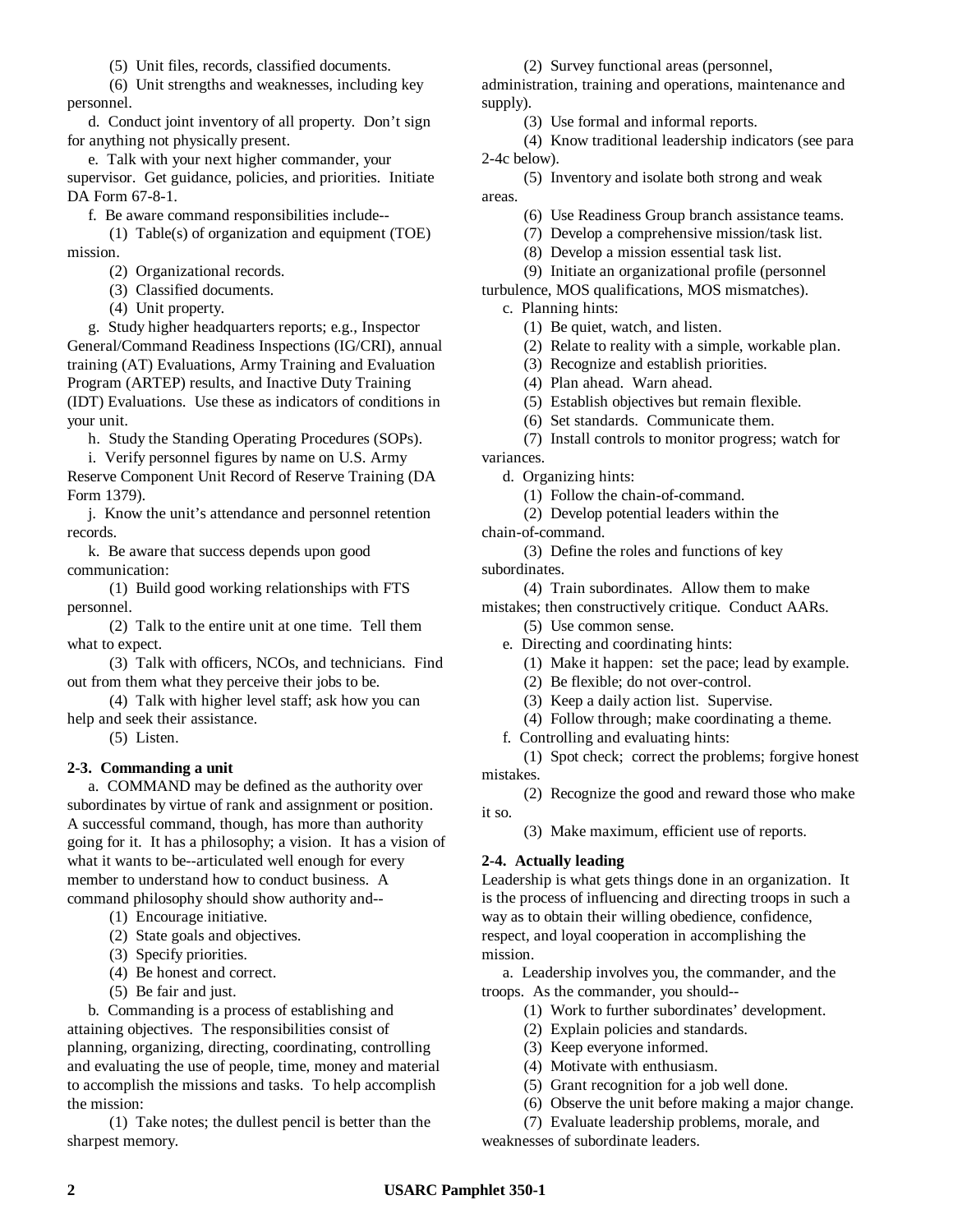(5) Unit files, records, classified documents.

(6) Unit strengths and weaknesses, including key personnel.

d. Conduct joint inventory of all property. Don't sign for anything not physically present.

e. Talk with your next higher commander, your supervisor. Get guidance, policies, and priorities. Initiate DA Form 67-8-1.

f. Be aware command responsibilities include--

(1) Table(s) of organization and equipment (TOE) mission.

(2) Organizational records.

(3) Classified documents.

(4) Unit property.

g. Study higher headquarters reports; e.g., Inspector General/Command Readiness Inspections (IG/CRI), annual training (AT) Evaluations, Army Training and Evaluation Program (ARTEP) results, and Inactive Duty Training (IDT) Evaluations. Use these as indicators of conditions in your unit.

h. Study the Standing Operating Procedures (SOPs).

i. Verify personnel figures by name on U.S. Army Reserve Component Unit Record of Reserve Training (DA Form 1379).

j. Know the unit's attendance and personnel retention records.

k. Be aware that success depends upon good communication:

(1) Build good working relationships with FTS personnel.

(2) Talk to the entire unit at one time. Tell them what to expect.

(3) Talk with officers, NCOs, and technicians. Find out from them what they perceive their jobs to be.

(4) Talk with higher level staff; ask how you can help and seek their assistance.

(5) Listen.

### 2-3. Commanding a unit

a. COMMAND may be defined as the authority over subordinates by virtue of rank and assignment or position. A successful command, though, has more than authority going for it. It has a philosophy; a vision. It has a vision of what it wants to be--articulated well enough for every member to understand how to conduct business. A command philosophy should show authority and--

(1) Encourage initiative.

(2) State goals and objectives.

(3) Specify priorities.

(4) Be honest and correct.

(5) Be fair and just.

b. Commanding is a process of establishing and attaining objectives. The responsibilities consist of planning, organizing, directing, coordinating, controlling and evaluating the use of people, time, money and material to accomplish the missions and tasks. To help accomplish the mission:

(1) Take notes; the dullest pencil is better than the sharpest memory.

(2) Survey functional areas (personnel, administration, training and operations, maintenance and supply).

(3) Use formal and informal reports.

(4) Know traditional leadership indicators (see para 2-4c below).

(5) Inventory and isolate both strong and weak areas.

(6) Use Readiness Group branch assistance teams.

(7) Develop a comprehensive mission/task list.

(8) Develop a mission essential task list.

(9) Initiate an organizational profile (personnel turbulence, MOS qualifications, MOS mismatches).

c. Planning hints:

(1) Be quiet, watch, and listen.

(2) Relate to reality with a simple, workable plan.

(3) Recognize and establish priorities.

(4) Plan ahead. Warn ahead.

(5) Establish objectives but remain flexible.

(6) Set standards. Communicate them.

(7) Install controls to monitor progress; watch for variances.

d. Organizing hints:

(1) Follow the chain-of-command.

(2) Develop potential leaders within the chain-of-command.

(3) Define the roles and functions of key subordinates.

(4) Train subordinates. Allow them to make mistakes; then constructively critique. Conduct AARs.

(5) Use common sense.

e. Directing and coordinating hints:

(1) Make it happen: set the pace; lead by example.

(2) Be flexible; do not over-control.

(3) Keep a daily action list. Supervise.

(4) Follow through; make coordinating a theme.

f. Controlling and evaluating hints:

(1) Spot check; correct the problems; forgive honest mistakes.

(2) Recognize the good and reward those who make it so.

(3) Make maximum, efficient use of reports.

### 2-4. Actually leading

Leadership is what gets things done in an organization. It is the process of influencing and directing troops in such a way as to obtain their willing obedience, confidence, respect, and loyal cooperation in accomplishing the mission.

a. Leadership involves you, the commander, and the troops. As the commander, you should--

(1) Work to further subordinates' development.

(2) Explain policies and standards.

(3) Keep everyone informed.

(4) Motivate with enthusiasm.

(5) Grant recognition for a job well done.

(6) Observe the unit before making a major change.

(7) Evaluate leadership problems, morale, and weaknesses of subordinate leaders.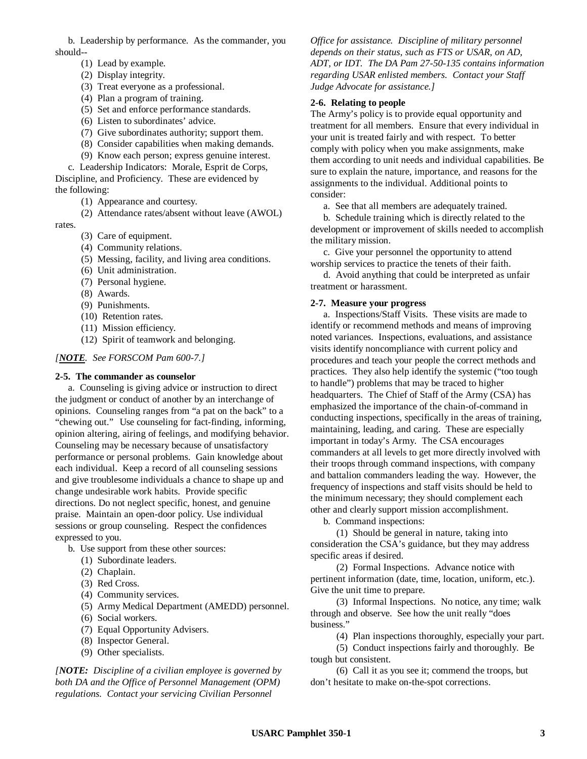b. Leadership by performance. As the commander, you should--

(1) Lead by example.

(2) Display integrity.

(3) Treat everyone as a professional.

(4) Plan a program of training.

(5) Set and enforce performance standards.

(6) Listen to subordinates' advice.

(7) Give subordinates authority; support them.

(8) Consider capabilities when making demands.

(9) Know each person; express genuine interest.

c. Leadership Indicators: Morale, Esprit de Corps, Discipline, and Proficiency. These are evidenced by the following:

(1) Appearance and courtesy.

(2) Attendance rates/absent without leave (AWOL) rates.

(3) Care of equipment.

(4) Community relations.

(5) Messing, facility, and living area conditions.

(6) Unit administration.

(7) Personal hygiene.

(8) Awards.

(9) Punishments.

(10) Retention rates.

(11) Mission efficiency.

(12) Spirit of teamwork and belonging.

*[__NOTE__. See FORSCOM Pam 600-7.]*

**2-5. The commander as counselor**

a. Counseling is giving advice or instruction to direct the judgment or conduct of another by an interchange of opinions. Counseling ranges from "a pat on the back" to a "chewing out." Use counseling for fact-finding, informing, opinion altering, airing of feelings, and modifying behavior. Counseling may be necessary because of unsatisfactory performance or personal problems. Gain knowledge about each individual. Keep a record of all counseling sessions and give troublesome individuals a chance to shape up and change undesirable work habits. Provide specific directions. Do not neglect specific, honest, and genuine praise. Maintain an open-door policy. Use individual sessions or group counseling. Respect the confidences expressed to you.

b. Use support from these other sources:

(1) Subordinate leaders.

(2) Chaplain.

(3) Red Cross.

(4) Community services.

(5) Army Medical Department (AMEDD) personnel.

(6) Social workers.

(7) Equal Opportunity Advisers.

(8) Inspector General.

(9) Other specialists.

*[**NOTE:** Discipline of a civilian employee is governed by both DA and the Office of Personnel Management (OPM) regulations. Contact your servicing Civilian Personnel Office for assistance. Discipline of military personnel depends on their status, such as FTS or USAR, on AD, ADT, or IDT. The DA Pam 27-50-135 contains information regarding USAR enlisted members. Contact your Staff Judge Advocate for assistance.]*

**2-6. Relating to people**

The Army's policy is to provide equal opportunity and treatment for all members. Ensure that every individual in your unit is treated fairly and with respect. To better comply with policy when you make assignments, make them according to unit needs and individual capabilities. Be sure to explain the nature, importance, and reasons for the assignments to the individual. Additional points to consider:

a. See that all members are adequately trained.

b. Schedule training which is directly related to the development or improvement of skills needed to accomplish the military mission.

c. Give your personnel the opportunity to attend worship services to practice the tenets of their faith.

d. Avoid anything that could be interpreted as unfair treatment or harassment.

**2-7. Measure your progress**

a. Inspections/Staff Visits. These visits are made to identify or recommend methods and means of improving noted variances. Inspections, evaluations, and assistance visits identify noncompliance with current policy and procedures and teach your people the correct methods and practices. They also help identify the systemic ("too tough to handle") problems that may be traced to higher headquarters. The Chief of Staff of the Army (CSA) has emphasized the importance of the chain-of-command in conducting inspections, specifically in the areas of training, maintaining, leading, and caring. These are especially important in today's Army. The CSA encourages commanders at all levels to get more directly involved with their troops through command inspections, with company and battalion commanders leading the way. However, the frequency of inspections and staff visits should be held to the minimum necessary; they should complement each other and clearly support mission accomplishment.

b. Command inspections:

(1) Should be general in nature, taking into consideration the CSA's guidance, but they may address specific areas if desired.

(2) Formal Inspections. Advance notice with pertinent information (date, time, location, uniform, etc.). Give the unit time to prepare.

(3) Informal Inspections. No notice, any time; walk through and observe. See how the unit really "does business."

(4) Plan inspections thoroughly, especially your part.

(5) Conduct inspections fairly and thoroughly. Be tough but consistent.

(6) Call it as you see it; commend the troops, but don't hesitate to make on-the-spot corrections.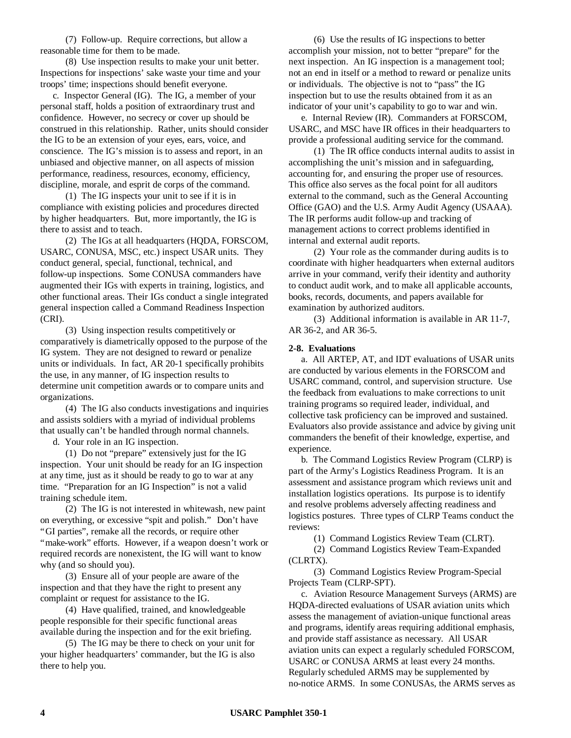(7) Follow-up. Require corrections, but allow a reasonable time for them to be made.

(8) Use inspection results to make your unit better. Inspections for inspections' sake waste your time and your troops' time; inspections should benefit everyone.

c. Inspector General (IG). The IG, a member of your personal staff, holds a position of extraordinary trust and confidence. However, no secrecy or cover up should be construed in this relationship. Rather, units should consider the IG to be an extension of your eyes, ears, voice, and conscience. The IG's mission is to assess and report, in an unbiased and objective manner, on all aspects of mission performance, readiness, resources, economy, efficiency, discipline, morale, and esprit de corps of the command.

(1) The IG inspects your unit to see if it is in compliance with existing policies and procedures directed by higher headquarters. But, more importantly, the IG is there to assist and to teach.

(2) The IGs at all headquarters (HQDA, FORSCOM, USARC, CONUSA, MSC, etc.) inspect USAR units. They conduct general, special, functional, technical, and follow-up inspections. Some CONUSA commanders have augmented their IGs with experts in training, logistics, and other functional areas. Their IGs conduct a single integrated general inspection called a Command Readiness Inspection (CRI).

(3) Using inspection results competitively or comparatively is diametrically opposed to the purpose of the IG system. They are not designed to reward or penalize units or individuals. In fact, AR 20-1 specifically prohibits the use, in any manner, of IG inspection results to determine unit competition awards or to compare units and organizations.

(4) The IG also conducts investigations and inquiries and assists soldiers with a myriad of individual problems that usually can't be handled through normal channels.

d. Your role in an IG inspection.

(1) Do not "prepare" extensively just for the IG inspection. Your unit should be ready for an IG inspection at any time, just as it should be ready to go to war at any time. "Preparation for an IG Inspection" is not a valid training schedule item.

(2) The IG is not interested in whitewash, new paint on everything, or excessive "spit and polish." Don't have "GI parties", remake all the records, or require other "make-work" efforts. However, if a weapon doesn't work or required records are nonexistent, the IG will want to know why (and so should you).

(3) Ensure all of your people are aware of the inspection and that they have the right to present any complaint or request for assistance to the IG.

(4) Have qualified, trained, and knowledgeable people responsible for their specific functional areas available during the inspection and for the exit briefing.

(5) The IG may be there to check on your unit for your higher headquarters' commander, but the IG is also there to help you.

(6) Use the results of IG inspections to better accomplish your mission, not to better "prepare" for the next inspection. An IG inspection is a management tool; not an end in itself or a method to reward or penalize units or individuals. The objective is not to "pass" the IG inspection but to use the results obtained from it as an indicator of your unit's capability to go to war and win.

e. Internal Review (IR). Commanders at FORSCOM, USARC, and MSC have IR offices in their headquarters to provide a professional auditing service for the command.

(1) The IR office conducts internal audits to assist in accomplishing the unit's mission and in safeguarding, accounting for, and ensuring the proper use of resources. This office also serves as the focal point for all auditors external to the command, such as the General Accounting Office (GAO) and the U.S. Army Audit Agency (USAAA). The IR performs audit follow-up and tracking of management actions to correct problems identified in internal and external audit reports.

(2) Your role as the commander during audits is to coordinate with higher headquarters when external auditors arrive in your command, verify their identity and authority to conduct audit work, and to make all applicable accounts, books, records, documents, and papers available for examination by authorized auditors.

(3) Additional information is available in AR 11-7, AR 36-2, and AR 36-5.

**2-8. Evaluations**

a. All ARTEP, AT, and IDT evaluations of USAR units are conducted by various elements in the FORSCOM and USARC command, control, and supervision structure. Use the feedback from evaluations to make corrections to unit training programs so required leader, individual, and collective task proficiency can be improved and sustained. Evaluators also provide assistance and advice by giving unit commanders the benefit of their knowledge, expertise, and experience.

b. The Command Logistics Review Program (CLRP) is part of the Army's Logistics Readiness Program. It is an assessment and assistance program which reviews unit and installation logistics operations. Its purpose is to identify and resolve problems adversely affecting readiness and logistics postures. Three types of CLRP Teams conduct the reviews:

(1) Command Logistics Review Team (CLRT).

(2) Command Logistics Review Team-Expanded (CLRTX).

(3) Command Logistics Review Program-Special Projects Team (CLRP-SPT).

c. Aviation Resource Management Surveys (ARMS) are HQDA-directed evaluations of USAR aviation units which assess the management of aviation-unique functional areas and programs, identify areas requiring additional emphasis, and provide staff assistance as necessary. All USAR aviation units can expect a regularly scheduled FORSCOM, USARC or CONUSA ARMS at least every 24 months. Regularly scheduled ARMS may be supplemented by no-notice ARMS. In some CONUSAs, the ARMS serves as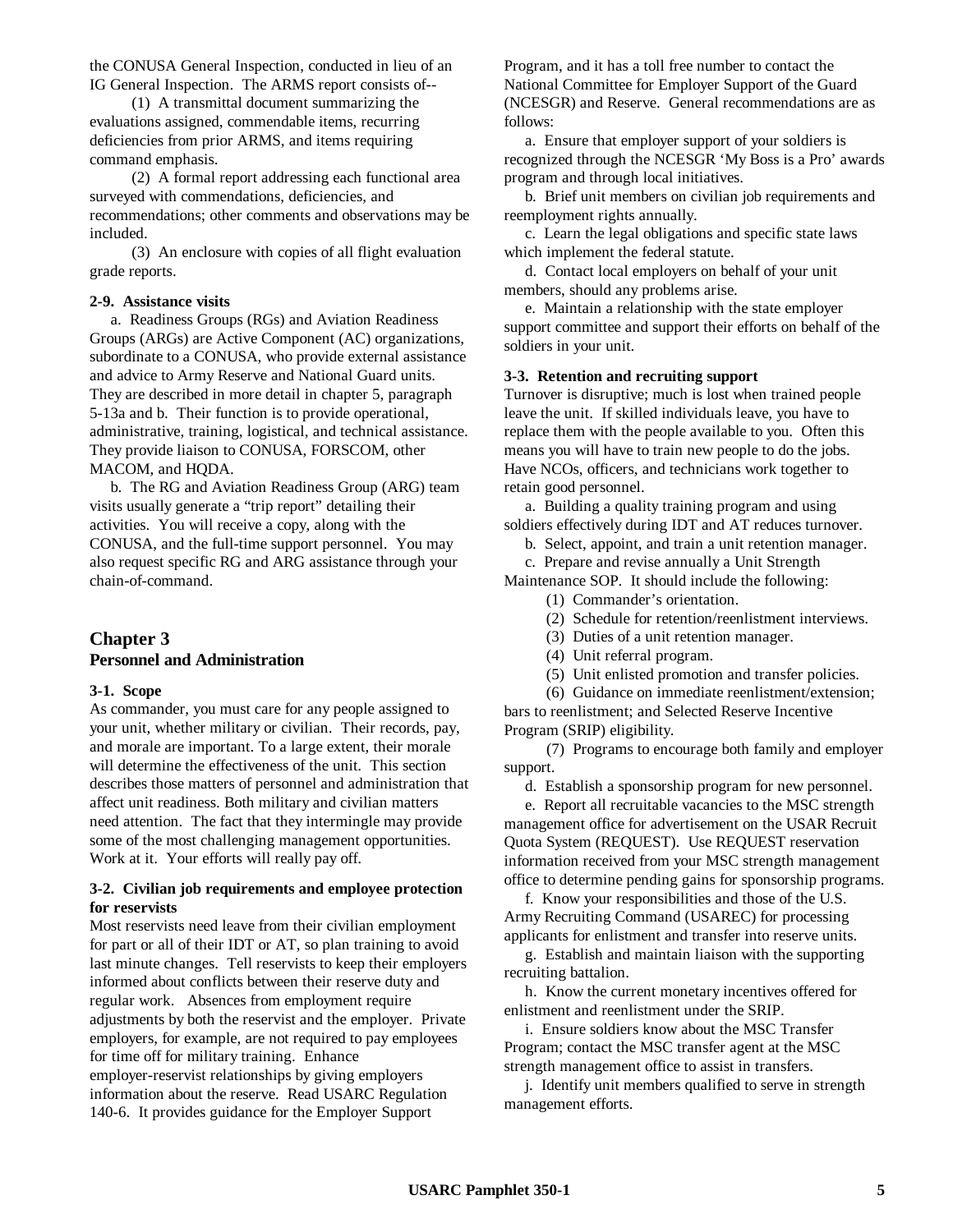the CONUSA General Inspection, conducted in lieu of an IG General Inspection. The ARMS report consists of--

(1) A transmittal document summarizing the evaluations assigned, commendable items, recurring deficiencies from prior ARMS, and items requiring command emphasis.

(2) A formal report addressing each functional area surveyed with commendations, deficiencies, and recommendations; other comments and observations may be included.

(3) An enclosure with copies of all flight evaluation grade reports.

**2-9. Assistance visits**

a. Readiness Groups (RGs) and Aviation Readiness Groups (ARGs) are Active Component (AC) organizations, subordinate to a CONUSA, who provide external assistance and advice to Army Reserve and National Guard units. They are described in more detail in chapter 5, paragraph 5-13a and b. Their function is to provide operational, administrative, training, logistical, and technical assistance. They provide liaison to CONUSA, FORSCOM, other MACOM, and HQDA.

b. The RG and Aviation Readiness Group (ARG) team visits usually generate a "trip report" detailing their activities. You will receive a copy, along with the CONUSA, and the full-time support personnel. You may also request specific RG and ARG assistance through your chain-of-command.

# Chapter 3
# Personnel and Administration

**3-1. Scope**

As commander, you must care for any people assigned to your unit, whether military or civilian. Their records, pay, and morale are important. To a large extent, their morale will determine the effectiveness of the unit. This section describes those matters of personnel and administration that affect unit readiness. Both military and civilian matters need attention. The fact that they intermingle may provide some of the most challenging management opportunities. Work at it. Your efforts will really pay off.

**3-2. Civilian job requirements and employee protection for reservists**

Most reservists need leave from their civilian employment for part or all of their IDT or AT, so plan training to avoid last minute changes. Tell reservists to keep their employers informed about conflicts between their reserve duty and regular work. Absences from employment require adjustments by both the reservist and the employer. Private employers, for example, are not required to pay employees for time off for military training. Enhance employer-reservist relationships by giving employers information about the reserve. Read USARC Regulation 140-6. It provides guidance for the Employer Support Program, and it has a toll free number to contact the National Committee for Employer Support of the Guard (NCESGR) and Reserve. General recommendations are as follows:

a. Ensure that employer support of your soldiers is recognized through the NCESGR 'My Boss is a Pro' awards program and through local initiatives.

b. Brief unit members on civilian job requirements and reemployment rights annually.

c. Learn the legal obligations and specific state laws which implement the federal statute.

d. Contact local employers on behalf of your unit members, should any problems arise.

e. Maintain a relationship with the state employer support committee and support their efforts on behalf of the soldiers in your unit.

**3-3. Retention and recruiting support**

Turnover is disruptive; much is lost when trained people leave the unit. If skilled individuals leave, you have to replace them with the people available to you. Often this means you will have to train new people to do the jobs. Have NCOs, officers, and technicians work together to retain good personnel.

a. Building a quality training program and using soldiers effectively during IDT and AT reduces turnover.

b. Select, appoint, and train a unit retention manager.

c. Prepare and revise annually a Unit Strength Maintenance SOP. It should include the following:

(1) Commander's orientation.

(2) Schedule for retention/reenlistment interviews.

(3) Duties of a unit retention manager.

(4) Unit referral program.

(5) Unit enlisted promotion and transfer policies.

(6) Guidance on immediate reenlistment/extension; bars to reenlistment; and Selected Reserve Incentive Program (SRIP) eligibility.

(7) Programs to encourage both family and employer support.

d. Establish a sponsorship program for new personnel.

e. Report all recruitable vacancies to the MSC strength management office for advertisement on the USAR Recruit Quota System (REQUEST). Use REQUEST reservation information received from your MSC strength management office to determine pending gains for sponsorship programs.

f. Know your responsibilities and those of the U.S. Army Recruiting Command (USAREC) for processing applicants for enlistment and transfer into reserve units.

g. Establish and maintain liaison with the supporting recruiting battalion.

h. Know the current monetary incentives offered for enlistment and reenlistment under the SRIP.

i. Ensure soldiers know about the MSC Transfer Program; contact the MSC transfer agent at the MSC strength management office to assist in transfers.

j. Identify unit members qualified to serve in strength management efforts.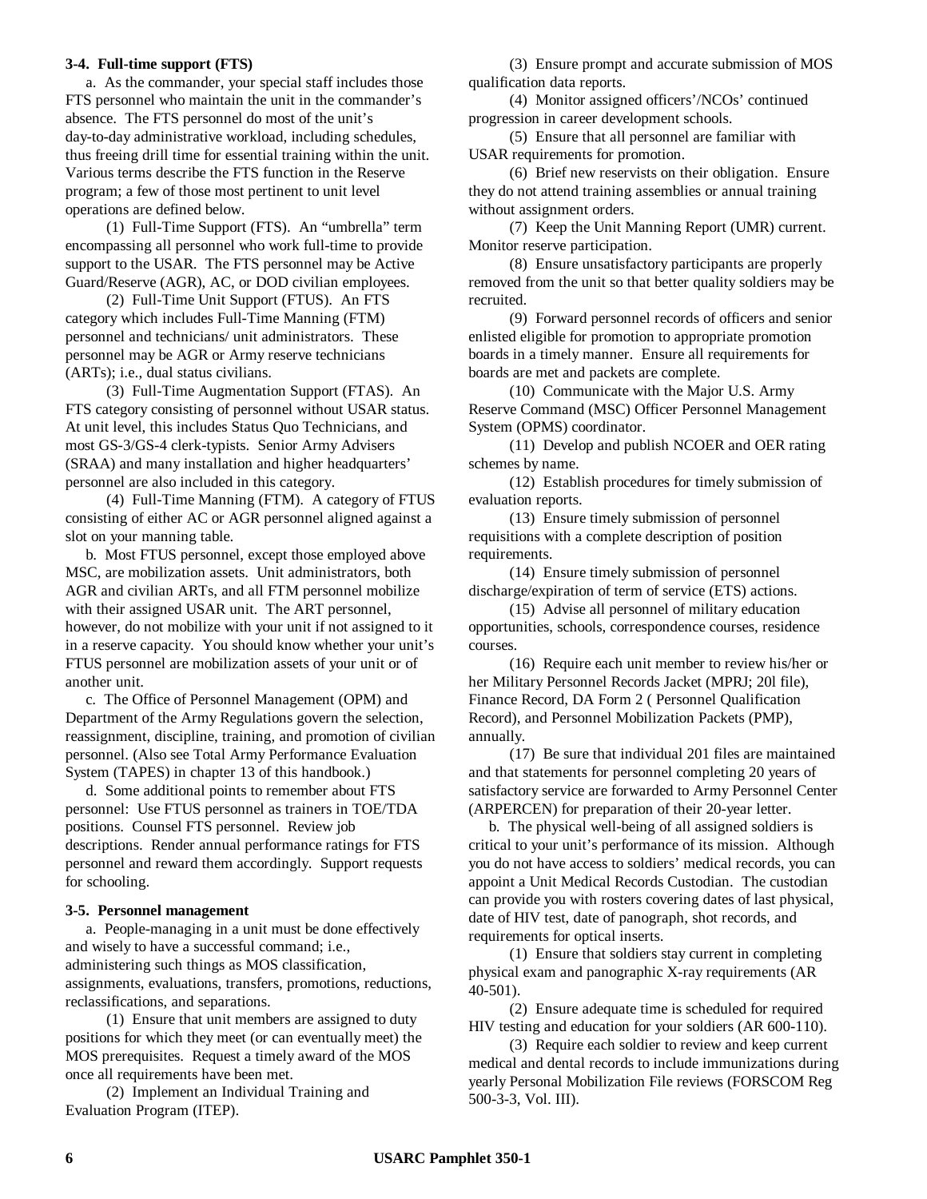### 3-4. Full-time support (FTS)

a. As the commander, your special staff includes those FTS personnel who maintain the unit in the commander's absence. The FTS personnel do most of the unit's day-to-day administrative workload, including schedules, thus freeing drill time for essential training within the unit. Various terms describe the FTS function in the Reserve program; a few of those most pertinent to unit level operations are defined below.

(1) Full-Time Support (FTS). An "umbrella" term encompassing all personnel who work full-time to provide support to the USAR. The FTS personnel may be Active Guard/Reserve (AGR), AC, or DOD civilian employees.

(2) Full-Time Unit Support (FTUS). An FTS category which includes Full-Time Manning (FTM) personnel and technicians/ unit administrators. These personnel may be AGR or Army reserve technicians (ARTs); i.e., dual status civilians.

(3) Full-Time Augmentation Support (FTAS). An FTS category consisting of personnel without USAR status. At unit level, this includes Status Quo Technicians, and most GS-3/GS-4 clerk-typists. Senior Army Advisers (SRAA) and many installation and higher headquarters' personnel are also included in this category.

(4) Full-Time Manning (FTM). A category of FTUS consisting of either AC or AGR personnel aligned against a slot on your manning table.

b. Most FTUS personnel, except those employed above MSC, are mobilization assets. Unit administrators, both AGR and civilian ARTs, and all FTM personnel mobilize with their assigned USAR unit. The ART personnel, however, do not mobilize with your unit if not assigned to it in a reserve capacity. You should know whether your unit's FTUS personnel are mobilization assets of your unit or of another unit.

c. The Office of Personnel Management (OPM) and Department of the Army Regulations govern the selection, reassignment, discipline, training, and promotion of civilian personnel. (Also see Total Army Performance Evaluation System (TAPES) in chapter 13 of this handbook.)

d. Some additional points to remember about FTS personnel: Use FTUS personnel as trainers in TOE/TDA positions. Counsel FTS personnel. Review job descriptions. Render annual performance ratings for FTS personnel and reward them accordingly. Support requests for schooling.

### 3-5. Personnel management

a. People-managing in a unit must be done effectively and wisely to have a successful command; i.e., administering such things as MOS classification, assignments, evaluations, transfers, promotions, reductions, reclassifications, and separations.

(1) Ensure that unit members are assigned to duty positions for which they meet (or can eventually meet) the MOS prerequisites. Request a timely award of the MOS once all requirements have been met.

(2) Implement an Individual Training and Evaluation Program (ITEP).

(3) Ensure prompt and accurate submission of MOS qualification data reports.

(4) Monitor assigned officers'/NCOs' continued progression in career development schools.

(5) Ensure that all personnel are familiar with USAR requirements for promotion.

(6) Brief new reservists on their obligation. Ensure they do not attend training assemblies or annual training without assignment orders.

(7) Keep the Unit Manning Report (UMR) current. Monitor reserve participation.

(8) Ensure unsatisfactory participants are properly removed from the unit so that better quality soldiers may be recruited.

(9) Forward personnel records of officers and senior enlisted eligible for promotion to appropriate promotion boards in a timely manner. Ensure all requirements for boards are met and packets are complete.

(10) Communicate with the Major U.S. Army Reserve Command (MSC) Officer Personnel Management System (OPMS) coordinator.

(11) Develop and publish NCOER and OER rating schemes by name.

(12) Establish procedures for timely submission of evaluation reports.

(13) Ensure timely submission of personnel requisitions with a complete description of position requirements.

(14) Ensure timely submission of personnel discharge/expiration of term of service (ETS) actions.

(15) Advise all personnel of military education opportunities, schools, correspondence courses, residence courses.

(16) Require each unit member to review his/her or her Military Personnel Records Jacket (MPRJ; 20l file), Finance Record, DA Form 2 ( Personnel Qualification Record), and Personnel Mobilization Packets (PMP), annually.

(17) Be sure that individual 201 files are maintained and that statements for personnel completing 20 years of satisfactory service are forwarded to Army Personnel Center (ARPERCEN) for preparation of their 20-year letter.

b. The physical well-being of all assigned soldiers is critical to your unit's performance of its mission. Although you do not have access to soldiers' medical records, you can appoint a Unit Medical Records Custodian. The custodian can provide you with rosters covering dates of last physical, date of HIV test, date of panograph, shot records, and requirements for optical inserts.

(1) Ensure that soldiers stay current in completing physical exam and panographic X-ray requirements (AR 40-501).

(2) Ensure adequate time is scheduled for required HIV testing and education for your soldiers (AR 600-110).

(3) Require each soldier to review and keep current medical and dental records to include immunizations during yearly Personal Mobilization File reviews (FORSCOM Reg 500-3-3, Vol. III).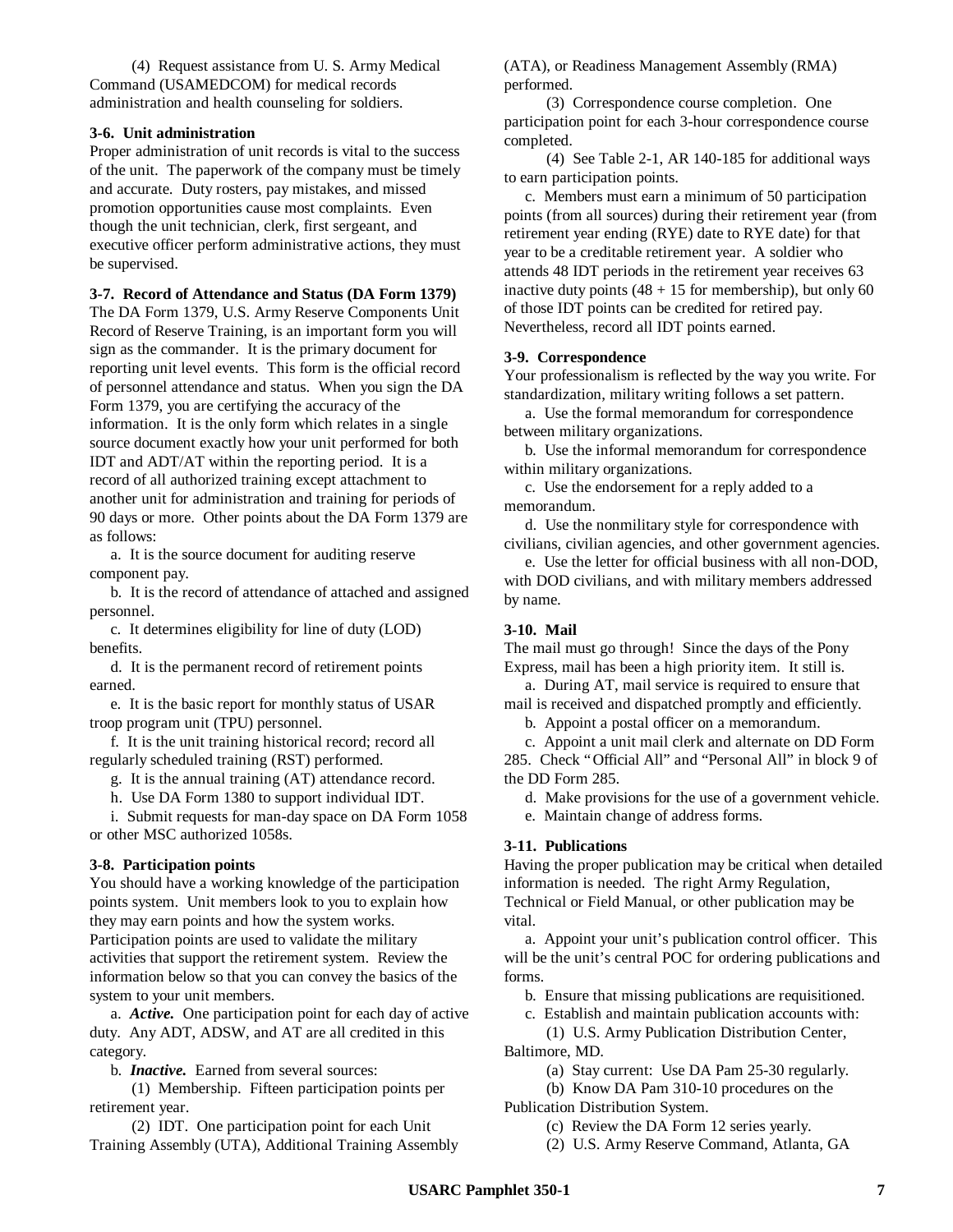(4) Request assistance from U. S. Army Medical Command (USAMEDCOM) for medical records administration and health counseling for soldiers.

**3-6. Unit administration**

Proper administration of unit records is vital to the success of the unit. The paperwork of the company must be timely and accurate. Duty rosters, pay mistakes, and missed promotion opportunities cause most complaints. Even though the unit technician, clerk, first sergeant, and executive officer perform administrative actions, they must be supervised.

**3-7. Record of Attendance and Status (DA Form 1379)**

The DA Form 1379, U.S. Army Reserve Components Unit Record of Reserve Training, is an important form you will sign as the commander. It is the primary document for reporting unit level events. This form is the official record of personnel attendance and status. When you sign the DA Form 1379, you are certifying the accuracy of the information. It is the only form which relates in a single source document exactly how your unit performed for both IDT and ADT/AT within the reporting period. It is a record of all authorized training except attachment to another unit for administration and training for periods of 90 days or more. Other points about the DA Form 1379 are as follows:

a. It is the source document for auditing reserve component pay.

b. It is the record of attendance of attached and assigned personnel.

c. It determines eligibility for line of duty (LOD) benefits.

d. It is the permanent record of retirement points earned.

e. It is the basic report for monthly status of USAR troop program unit (TPU) personnel.

f. It is the unit training historical record; record all regularly scheduled training (RST) performed.

g. It is the annual training (AT) attendance record.

h. Use DA Form 1380 to support individual IDT.

i. Submit requests for man-day space on DA Form 1058 or other MSC authorized 1058s.

**3-8. Participation points**

You should have a working knowledge of the participation points system. Unit members look to you to explain how they may earn points and how the system works. Participation points are used to validate the military activities that support the retirement system. Review the information below so that you can convey the basics of the system to your unit members.

a. ***Active.*** One participation point for each day of active duty. Any ADT, ADSW, and AT are all credited in this category.

b. ***Inactive.*** Earned from several sources:

(1) Membership. Fifteen participation points per retirement year.

(2) IDT. One participation point for each Unit Training Assembly (UTA), Additional Training Assembly (ATA), or Readiness Management Assembly (RMA) performed.

(3) Correspondence course completion. One participation point for each 3-hour correspondence course completed.

(4) See Table 2-1, AR 140-185 for additional ways to earn participation points.

c. Members must earn a minimum of 50 participation points (from all sources) during their retirement year (from retirement year ending (RYE) date to RYE date) for that year to be a creditable retirement year. A soldier who attends 48 IDT periods in the retirement year receives 63 inactive duty points (48 + 15 for membership), but only 60 of those IDT points can be credited for retired pay. Nevertheless, record all IDT points earned.

**3-9. Correspondence**

Your professionalism is reflected by the way you write. For standardization, military writing follows a set pattern.

a. Use the formal memorandum for correspondence between military organizations.

b. Use the informal memorandum for correspondence within military organizations.

c. Use the endorsement for a reply added to a memorandum.

d. Use the nonmilitary style for correspondence with civilians, civilian agencies, and other government agencies.

e. Use the letter for official business with all non-DOD, with DOD civilians, and with military members addressed by name.

**3-10. Mail**

The mail must go through! Since the days of the Pony Express, mail has been a high priority item. It still is.

a. During AT, mail service is required to ensure that mail is received and dispatched promptly and efficiently.

b. Appoint a postal officer on a memorandum.

c. Appoint a unit mail clerk and alternate on DD Form 285. Check "Official All" and "Personal All" in block 9 of the DD Form 285.

d. Make provisions for the use of a government vehicle.

e. Maintain change of address forms.

**3-11. Publications**

Having the proper publication may be critical when detailed information is needed. The right Army Regulation, Technical or Field Manual, or other publication may be vital.

a. Appoint your unit's publication control officer. This will be the unit's central POC for ordering publications and forms.

b. Ensure that missing publications are requisitioned.

c. Establish and maintain publication accounts with:

(1) U.S. Army Publication Distribution Center, Baltimore, MD.

(a) Stay current: Use DA Pam 25-30 regularly.

(b) Know DA Pam 310-10 procedures on the Publication Distribution System.

(c) Review the DA Form 12 series yearly.

(2) U.S. Army Reserve Command, Atlanta, GA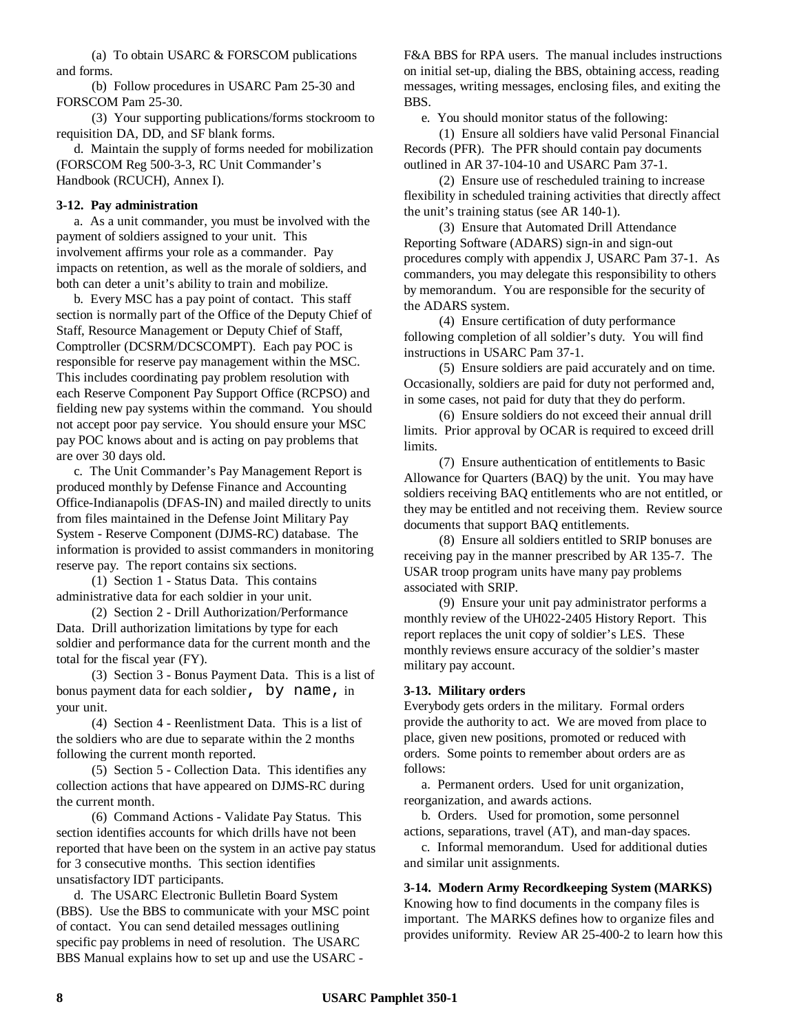(a) To obtain USARC & FORSCOM publications and forms.

(b) Follow procedures in USARC Pam 25-30 and FORSCOM Pam 25-30.

(3) Your supporting publications/forms stockroom to requisition DA, DD, and SF blank forms.

d. Maintain the supply of forms needed for mobilization (FORSCOM Reg 500-3-3, RC Unit Commander's Handbook (RCUCH), Annex I).

**3-12. Pay administration**

a. As a unit commander, you must be involved with the payment of soldiers assigned to your unit. This involvement affirms your role as a commander. Pay impacts on retention, as well as the morale of soldiers, and both can deter a unit's ability to train and mobilize.

b. Every MSC has a pay point of contact. This staff section is normally part of the Office of the Deputy Chief of Staff, Resource Management or Deputy Chief of Staff, Comptroller (DCSRM/DCSCOMPT). Each pay POC is responsible for reserve pay management within the MSC. This includes coordinating pay problem resolution with each Reserve Component Pay Support Office (RCPSO) and fielding new pay systems within the command. You should not accept poor pay service. You should ensure your MSC pay POC knows about and is acting on pay problems that are over 30 days old.

c. The Unit Commander's Pay Management Report is produced monthly by Defense Finance and Accounting Office-Indianapolis (DFAS-IN) and mailed directly to units from files maintained in the Defense Joint Military Pay System - Reserve Component (DJMS-RC) database. The information is provided to assist commanders in monitoring reserve pay. The report contains six sections.

(1) Section 1 - Status Data. This contains administrative data for each soldier in your unit.

(2) Section 2 - Drill Authorization/Performance Data. Drill authorization limitations by type for each soldier and performance data for the current month and the total for the fiscal year (FY).

(3) Section 3 - Bonus Payment Data. This is a list of bonus payment data for each soldier, by name, in your unit.

(4) Section 4 - Reenlistment Data. This is a list of the soldiers who are due to separate within the 2 months following the current month reported.

(5) Section 5 - Collection Data. This identifies any collection actions that have appeared on DJMS-RC during the current month.

(6) Command Actions - Validate Pay Status. This section identifies accounts for which drills have not been reported that have been on the system in an active pay status for 3 consecutive months. This section identifies unsatisfactory IDT participants.

d. The USARC Electronic Bulletin Board System (BBS). Use the BBS to communicate with your MSC point of contact. You can send detailed messages outlining specific pay problems in need of resolution. The USARC BBS Manual explains how to set up and use the USARC - F&A BBS for RPA users. The manual includes instructions on initial set-up, dialing the BBS, obtaining access, reading messages, writing messages, enclosing files, and exiting the BBS.

e. You should monitor status of the following:

(1) Ensure all soldiers have valid Personal Financial Records (PFR). The PFR should contain pay documents outlined in AR 37-104-10 and USARC Pam 37-1.

(2) Ensure use of rescheduled training to increase flexibility in scheduled training activities that directly affect the unit's training status (see AR 140-1).

(3) Ensure that Automated Drill Attendance Reporting Software (ADARS) sign-in and sign-out procedures comply with appendix J, USARC Pam 37-1. As commanders, you may delegate this responsibility to others by memorandum. You are responsible for the security of the ADARS system.

(4) Ensure certification of duty performance following completion of all soldier's duty. You will find instructions in USARC Pam 37-1.

(5) Ensure soldiers are paid accurately and on time. Occasionally, soldiers are paid for duty not performed and, in some cases, not paid for duty that they do perform.

(6) Ensure soldiers do not exceed their annual drill limits. Prior approval by OCAR is required to exceed drill limits.

(7) Ensure authentication of entitlements to Basic Allowance for Quarters (BAQ) by the unit. You may have soldiers receiving BAQ entitlements who are not entitled, or they may be entitled and not receiving them. Review source documents that support BAQ entitlements.

(8) Ensure all soldiers entitled to SRIP bonuses are receiving pay in the manner prescribed by AR 135-7. The USAR troop program units have many pay problems associated with SRIP.

(9) Ensure your unit pay administrator performs a monthly review of the UH022-2405 History Report. This report replaces the unit copy of soldier's LES. These monthly reviews ensure accuracy of the soldier's master military pay account.

**3-13. Military orders**

Everybody gets orders in the military. Formal orders provide the authority to act. We are moved from place to place, given new positions, promoted or reduced with orders. Some points to remember about orders are as follows:

a. Permanent orders. Used for unit organization, reorganization, and awards actions.

b. Orders. Used for promotion, some personnel actions, separations, travel (AT), and man-day spaces.

c. Informal memorandum. Used for additional duties and similar unit assignments.

**3-14. Modern Army Recordkeeping System (MARKS)**

Knowing how to find documents in the company files is important. The MARKS defines how to organize files and provides uniformity. Review AR 25-400-2 to learn how this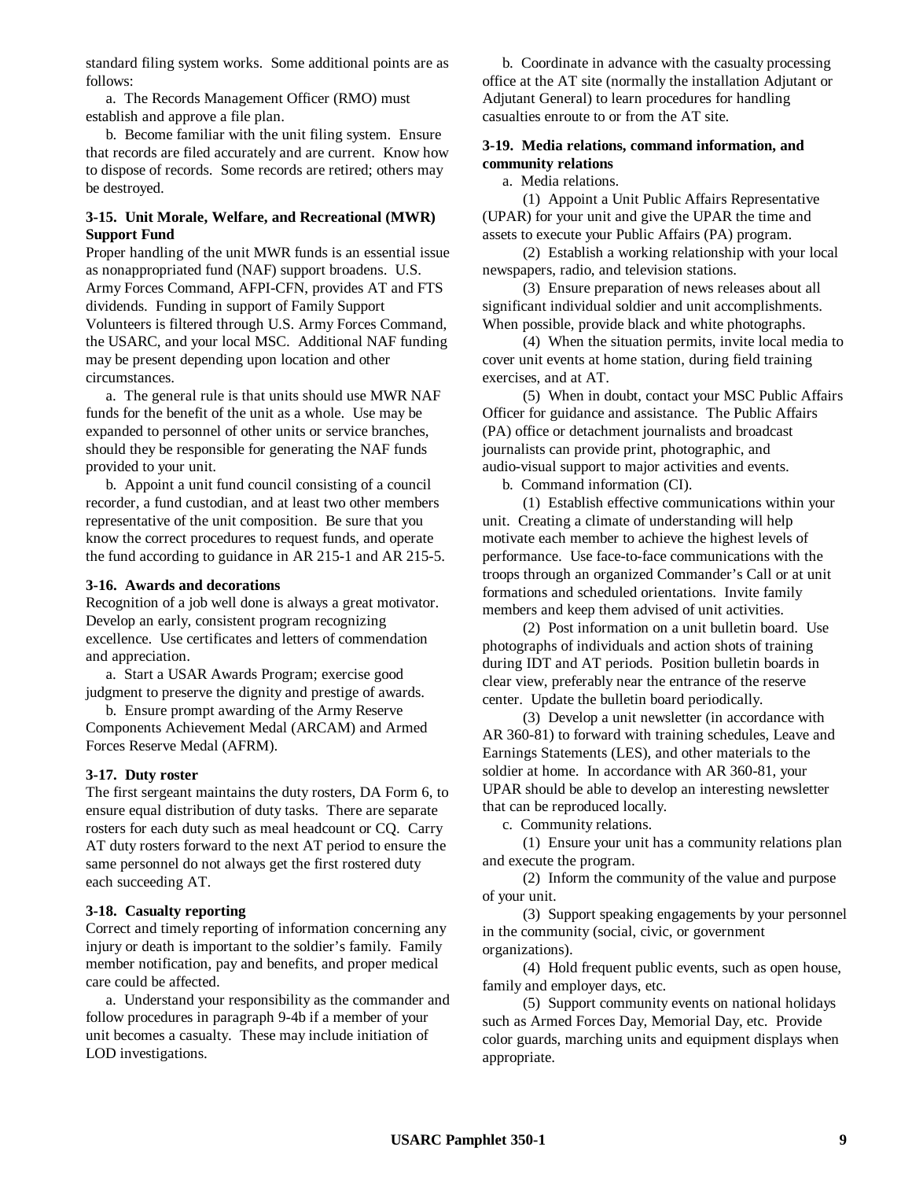standard filing system works. Some additional points are as follows:

a. The Records Management Officer (RMO) must establish and approve a file plan.

b. Become familiar with the unit filing system. Ensure that records are filed accurately and are current. Know how to dispose of records. Some records are retired; others may be destroyed.

**3-15. Unit Morale, Welfare, and Recreational (MWR) Support Fund**

Proper handling of the unit MWR funds is an essential issue as nonappropriated fund (NAF) support broadens. U.S. Army Forces Command, AFPI-CFN, provides AT and FTS dividends. Funding in support of Family Support Volunteers is filtered through U.S. Army Forces Command, the USARC, and your local MSC. Additional NAF funding may be present depending upon location and other circumstances.

a. The general rule is that units should use MWR NAF funds for the benefit of the unit as a whole. Use may be expanded to personnel of other units or service branches, should they be responsible for generating the NAF funds provided to your unit.

b. Appoint a unit fund council consisting of a council recorder, a fund custodian, and at least two other members representative of the unit composition. Be sure that you know the correct procedures to request funds, and operate the fund according to guidance in AR 215-1 and AR 215-5.

**3-16. Awards and decorations**

Recognition of a job well done is always a great motivator. Develop an early, consistent program recognizing excellence. Use certificates and letters of commendation and appreciation.

a. Start a USAR Awards Program; exercise good judgment to preserve the dignity and prestige of awards.

b. Ensure prompt awarding of the Army Reserve Components Achievement Medal (ARCAM) and Armed Forces Reserve Medal (AFRM).

**3-17. Duty roster**

The first sergeant maintains the duty rosters, DA Form 6, to ensure equal distribution of duty tasks. There are separate rosters for each duty such as meal headcount or CQ. Carry AT duty rosters forward to the next AT period to ensure the same personnel do not always get the first rostered duty each succeeding AT.

**3-18. Casualty reporting**

Correct and timely reporting of information concerning any injury or death is important to the soldier's family. Family member notification, pay and benefits, and proper medical care could be affected.

a. Understand your responsibility as the commander and follow procedures in paragraph 9-4b if a member of your unit becomes a casualty. These may include initiation of LOD investigations.

b. Coordinate in advance with the casualty processing office at the AT site (normally the installation Adjutant or Adjutant General) to learn procedures for handling casualties enroute to or from the AT site.

**3-19. Media relations, command information, and community relations**

a. Media relations.

(1) Appoint a Unit Public Affairs Representative (UPAR) for your unit and give the UPAR the time and assets to execute your Public Affairs (PA) program.

(2) Establish a working relationship with your local newspapers, radio, and television stations.

(3) Ensure preparation of news releases about all significant individual soldier and unit accomplishments. When possible, provide black and white photographs.

(4) When the situation permits, invite local media to cover unit events at home station, during field training exercises, and at AT.

(5) When in doubt, contact your MSC Public Affairs Officer for guidance and assistance. The Public Affairs (PA) office or detachment journalists and broadcast journalists can provide print, photographic, and audio-visual support to major activities and events.

b. Command information (CI).

(1) Establish effective communications within your unit. Creating a climate of understanding will help motivate each member to achieve the highest levels of performance. Use face-to-face communications with the troops through an organized Commander's Call or at unit formations and scheduled orientations. Invite family members and keep them advised of unit activities.

(2) Post information on a unit bulletin board. Use photographs of individuals and action shots of training during IDT and AT periods. Position bulletin boards in clear view, preferably near the entrance of the reserve center. Update the bulletin board periodically.

(3) Develop a unit newsletter (in accordance with AR 360-81) to forward with training schedules, Leave and Earnings Statements (LES), and other materials to the soldier at home. In accordance with AR 360-81, your UPAR should be able to develop an interesting newsletter that can be reproduced locally.

c. Community relations.

(1) Ensure your unit has a community relations plan and execute the program.

(2) Inform the community of the value and purpose of your unit.

(3) Support speaking engagements by your personnel in the community (social, civic, or government organizations).

(4) Hold frequent public events, such as open house, family and employer days, etc.

(5) Support community events on national holidays such as Armed Forces Day, Memorial Day, etc. Provide color guards, marching units and equipment displays when appropriate.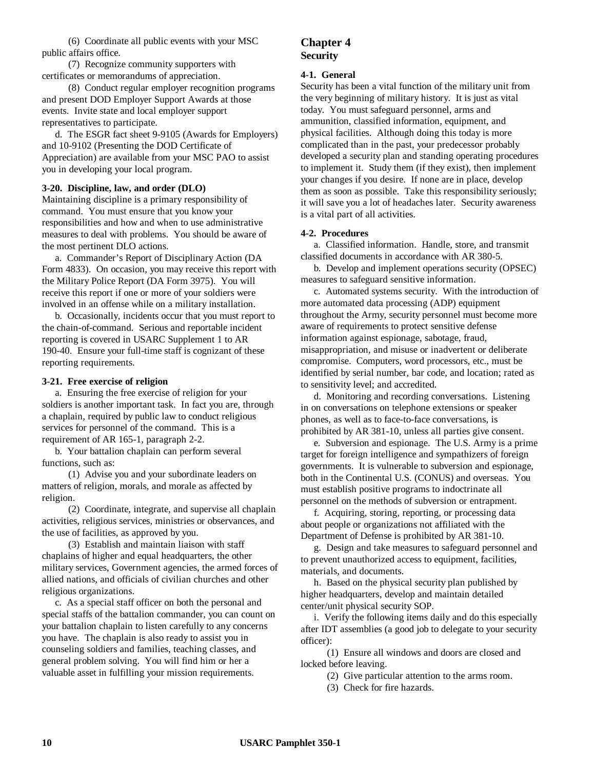(6) Coordinate all public events with your MSC public affairs office.

(7) Recognize community supporters with certificates or memorandums of appreciation.

(8) Conduct regular employer recognition programs and present DOD Employer Support Awards at those events. Invite state and local employer support representatives to participate.

d. The ESGR fact sheet 9-9105 (Awards for Employers) and 10-9102 (Presenting the DOD Certificate of Appreciation) are available from your MSC PAO to assist you in developing your local program.

**3-20. Discipline, law, and order (DLO)**

Maintaining discipline is a primary responsibility of command. You must ensure that you know your responsibilities and how and when to use administrative measures to deal with problems. You should be aware of the most pertinent DLO actions.

a. Commander's Report of Disciplinary Action (DA Form 4833). On occasion, you may receive this report with the Military Police Report (DA Form 3975). You will receive this report if one or more of your soldiers were involved in an offense while on a military installation.

b. Occasionally, incidents occur that you must report to the chain-of-command. Serious and reportable incident reporting is covered in USARC Supplement 1 to AR 190-40. Ensure your full-time staff is cognizant of these reporting requirements.

**3-21. Free exercise of religion**

a. Ensuring the free exercise of religion for your soldiers is another important task. In fact you are, through a chaplain, required by public law to conduct religious services for personnel of the command. This is a requirement of AR 165-1, paragraph 2-2.

b. Your battalion chaplain can perform several functions, such as:

(1) Advise you and your subordinate leaders on matters of religion, morals, and morale as affected by religion.

(2) Coordinate, integrate, and supervise all chaplain activities, religious services, ministries or observances, and the use of facilities, as approved by you.

(3) Establish and maintain liaison with staff chaplains of higher and equal headquarters, the other military services, Government agencies, the armed forces of allied nations, and officials of civilian churches and other religious organizations.

c. As a special staff officer on both the personal and special staffs of the battalion commander, you can count on your battalion chaplain to listen carefully to any concerns you have. The chaplain is also ready to assist you in counseling soldiers and families, teaching classes, and general problem solving. You will find him or her a valuable asset in fulfilling your mission requirements.

# Chapter 4
## Security

**4-1. General**

Security has been a vital function of the military unit from the very beginning of military history. It is just as vital today. You must safeguard personnel, arms and ammunition, classified information, equipment, and physical facilities. Although doing this today is more complicated than in the past, your predecessor probably developed a security plan and standing operating procedures to implement it. Study them (if they exist), then implement your changes if you desire. If none are in place, develop them as soon as possible. Take this responsibility seriously; it will save you a lot of headaches later. Security awareness is a vital part of all activities.

**4-2. Procedures**

a. Classified information. Handle, store, and transmit classified documents in accordance with AR 380-5.

b. Develop and implement operations security (OPSEC) measures to safeguard sensitive information.

c. Automated systems security. With the introduction of more automated data processing (ADP) equipment throughout the Army, security personnel must become more aware of requirements to protect sensitive defense information against espionage, sabotage, fraud, misappropriation, and misuse or inadvertent or deliberate compromise. Computers, word processors, etc., must be identified by serial number, bar code, and location; rated as to sensitivity level; and accredited.

d. Monitoring and recording conversations. Listening in on conversations on telephone extensions or speaker phones, as well as to face-to-face conversations, is prohibited by AR 381-10, unless all parties give consent.

e. Subversion and espionage. The U.S. Army is a prime target for foreign intelligence and sympathizers of foreign governments. It is vulnerable to subversion and espionage, both in the Continental U.S. (CONUS) and overseas. You must establish positive programs to indoctrinate all personnel on the methods of subversion or entrapment.

f. Acquiring, storing, reporting, or processing data about people or organizations not affiliated with the Department of Defense is prohibited by AR 381-10.

g. Design and take measures to safeguard personnel and to prevent unauthorized access to equipment, facilities, materials, and documents.

h. Based on the physical security plan published by higher headquarters, develop and maintain detailed center/unit physical security SOP.

i. Verify the following items daily and do this especially after IDT assemblies (a good job to delegate to your security officer):

(1) Ensure all windows and doors are closed and locked before leaving.

(2) Give particular attention to the arms room.

(3) Check for fire hazards.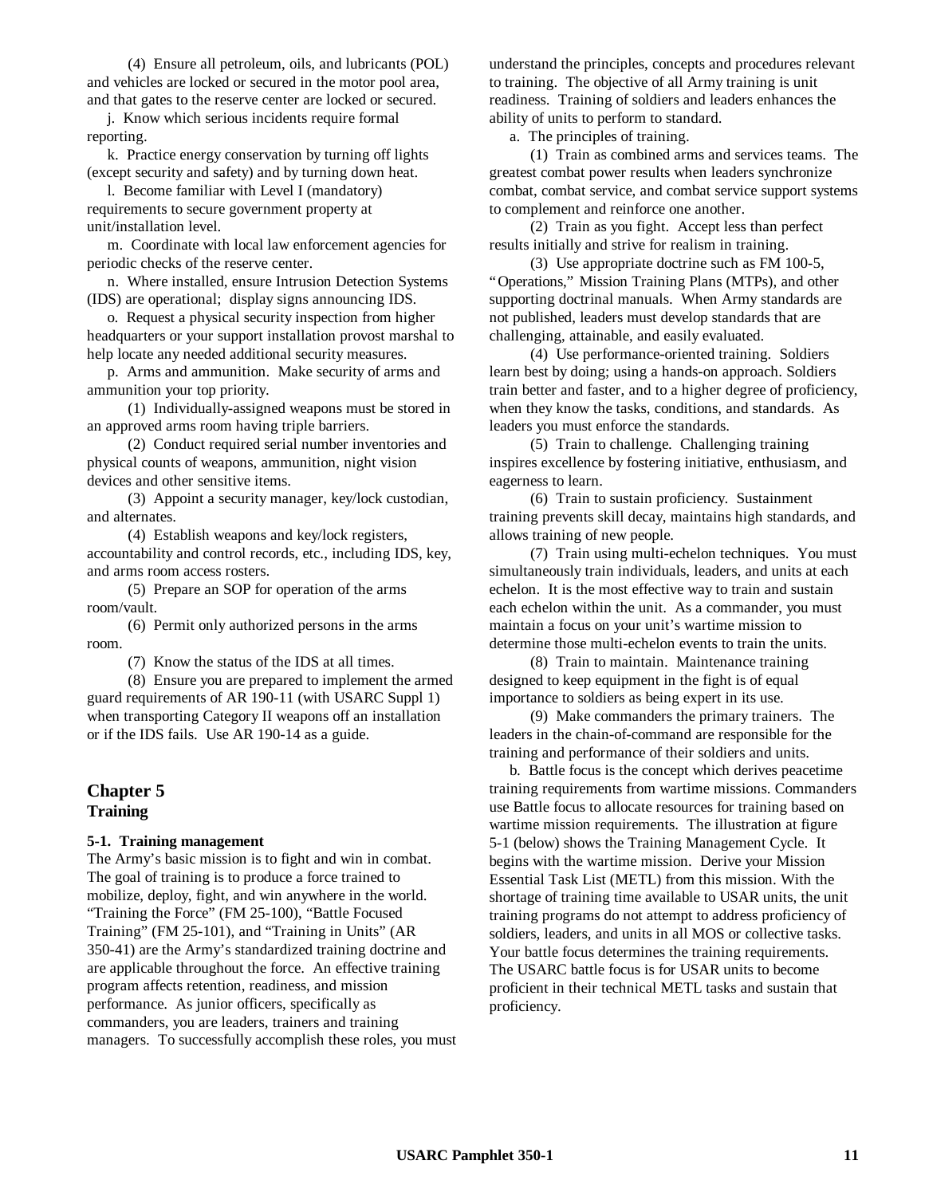(4) Ensure all petroleum, oils, and lubricants (POL) and vehicles are locked or secured in the motor pool area, and that gates to the reserve center are locked or secured.

j. Know which serious incidents require formal reporting.

k. Practice energy conservation by turning off lights (except security and safety) and by turning down heat.

l. Become familiar with Level I (mandatory) requirements to secure government property at unit/installation level.

m. Coordinate with local law enforcement agencies for periodic checks of the reserve center.

n. Where installed, ensure Intrusion Detection Systems (IDS) are operational; display signs announcing IDS.

o. Request a physical security inspection from higher headquarters or your support installation provost marshal to help locate any needed additional security measures.

p. Arms and ammunition. Make security of arms and ammunition your top priority.

(1) Individually-assigned weapons must be stored in an approved arms room having triple barriers.

(2) Conduct required serial number inventories and physical counts of weapons, ammunition, night vision devices and other sensitive items.

(3) Appoint a security manager, key/lock custodian, and alternates.

(4) Establish weapons and key/lock registers, accountability and control records, etc., including IDS, key, and arms room access rosters.

(5) Prepare an SOP for operation of the arms room/vault.

(6) Permit only authorized persons in the arms room.

(7) Know the status of the IDS at all times.

(8) Ensure you are prepared to implement the armed guard requirements of AR 190-11 (with USARC Suppl 1) when transporting Category II weapons off an installation or if the IDS fails. Use AR 190-14 as a guide.

# Chapter 5
# Training

### 5-1. Training management

The Army's basic mission is to fight and win in combat. The goal of training is to produce a force trained to mobilize, deploy, fight, and win anywhere in the world. "Training the Force" (FM 25-100), "Battle Focused Training" (FM 25-101), and "Training in Units" (AR 350-41) are the Army's standardized training doctrine and are applicable throughout the force. An effective training program affects retention, readiness, and mission performance. As junior officers, specifically as commanders, you are leaders, trainers and training managers. To successfully accomplish these roles, you must understand the principles, concepts and procedures relevant to training. The objective of all Army training is unit readiness. Training of soldiers and leaders enhances the ability of units to perform to standard.

a. The principles of training.

(1) Train as combined arms and services teams. The greatest combat power results when leaders synchronize combat, combat service, and combat service support systems to complement and reinforce one another.

(2) Train as you fight. Accept less than perfect results initially and strive for realism in training.

(3) Use appropriate doctrine such as FM 100-5, "Operations," Mission Training Plans (MTPs), and other supporting doctrinal manuals. When Army standards are not published, leaders must develop standards that are challenging, attainable, and easily evaluated.

(4) Use performance-oriented training. Soldiers learn best by doing; using a hands-on approach. Soldiers train better and faster, and to a higher degree of proficiency, when they know the tasks, conditions, and standards. As leaders you must enforce the standards.

(5) Train to challenge. Challenging training inspires excellence by fostering initiative, enthusiasm, and eagerness to learn.

(6) Train to sustain proficiency. Sustainment training prevents skill decay, maintains high standards, and allows training of new people.

(7) Train using multi-echelon techniques. You must simultaneously train individuals, leaders, and units at each echelon. It is the most effective way to train and sustain each echelon within the unit. As a commander, you must maintain a focus on your unit's wartime mission to determine those multi-echelon events to train the units.

(8) Train to maintain. Maintenance training designed to keep equipment in the fight is of equal importance to soldiers as being expert in its use.

(9) Make commanders the primary trainers. The leaders in the chain-of-command are responsible for the training and performance of their soldiers and units.

b. Battle focus is the concept which derives peacetime training requirements from wartime missions. Commanders use Battle focus to allocate resources for training based on wartime mission requirements. The illustration at figure 5-1 (below) shows the Training Management Cycle. It begins with the wartime mission. Derive your Mission Essential Task List (METL) from this mission. With the shortage of training time available to USAR units, the unit training programs do not attempt to address proficiency of soldiers, leaders, and units in all MOS or collective tasks. Your battle focus determines the training requirements. The USARC battle focus is for USAR units to become proficient in their technical METL tasks and sustain that proficiency.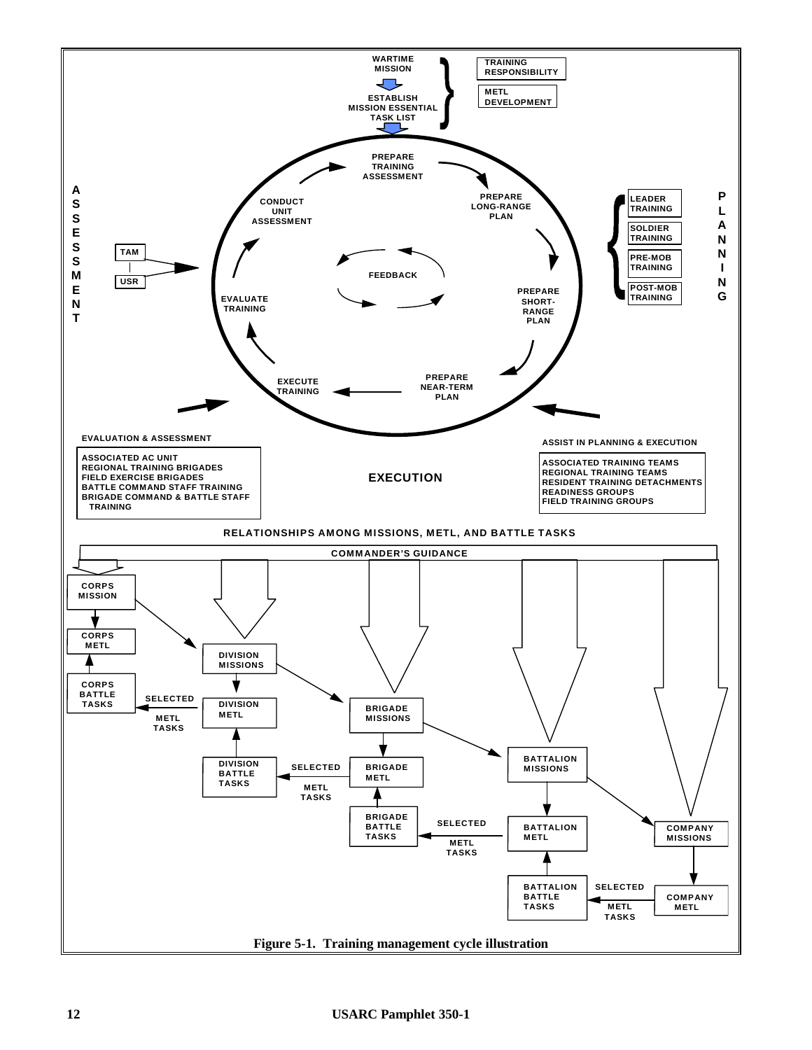WARTIME MISSION

ESTABLISH MISSION ESSENTIAL TASK LIST

TRAINING RESPONSIBILITY

METL DEVELOPMENT

**ASSESSMENT**

TAM

USR

CONDUCT UNIT ASSESSMENT

PREPARE TRAINING ASSESSMENT

PREPARE LONG-RANGE PLAN

FEEDBACK

EVALUATE TRAINING

PREPARE SHORT-RANGE PLAN

EXECUTE TRAINING

PREPARE NEAR-TERM PLAN

**PLANNING**

LEADER TRAINING

SOLDIER TRAINING

PRE-MOB TRAINING

POST-MOB TRAINING

**EVALUATION & ASSESSMENT**

- ASSOCIATED AC UNIT
- REGIONAL TRAINING BRIGADES
- FIELD EXERCISE BRIGADES
- BATTLE COMMAND STAFF TRAINING
- BRIGADE COMMAND & BATTLE STAFF TRAINING

**EXECUTION**

**ASSIST IN PLANNING & EXECUTION**

- ASSOCIATED TRAINING TEAMS
- REGIONAL TRAINING TEAMS
- RESIDENT TRAINING DETACHMENTS
- READINESS GROUPS
- FIELD TRAINING GROUPS

**RELATIONSHIPS AMONG MISSIONS, METL, AND BATTLE TASKS**

COMMANDER'S GUIDANCE

CORPS MISSION → CORPS METL ← CORPS BATTLE TASKS

DIVISION MISSIONS → DIVISION METL ← DIVISION BATTLE TASKS

BRIGADE MISSIONS → BRIGADE METL ← BRIGADE BATTLE TASKS

BATTALION MISSIONS → BATTALION METL ← BATTALION BATTLE TASKS

COMPANY MISSIONS → COMPANY METL

SELECTED METL TASKS

Figure 5-1. Training management cycle illustration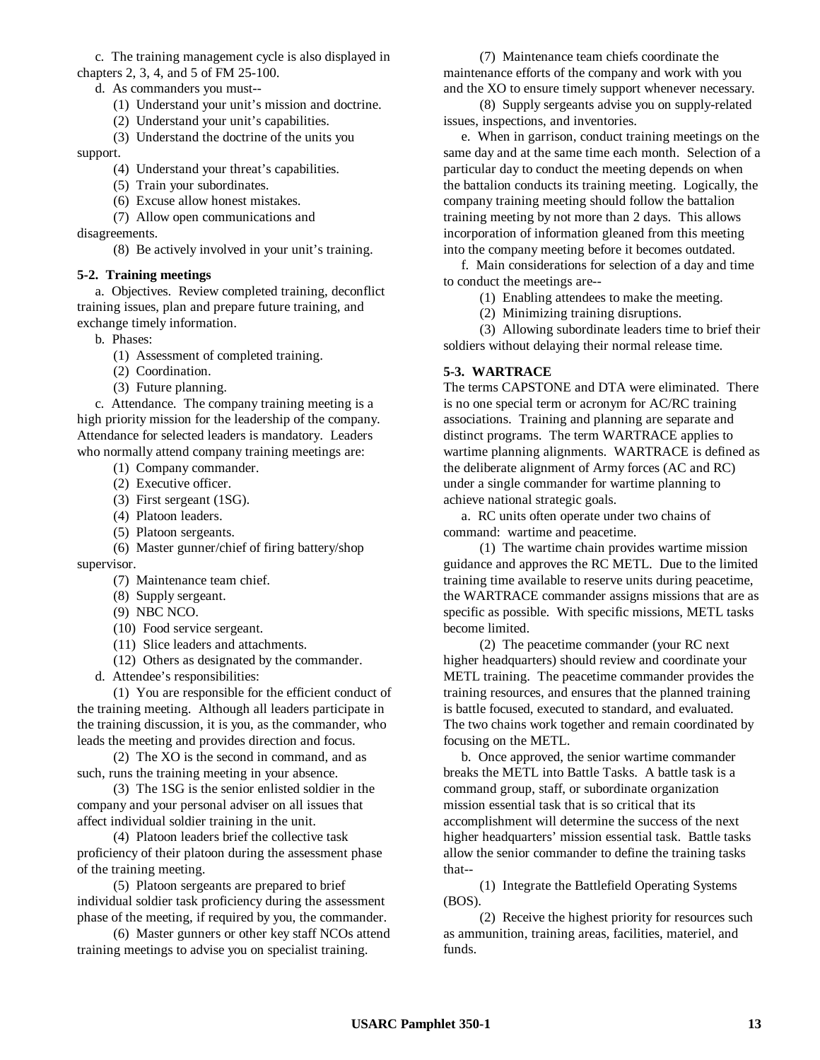c. The training management cycle is also displayed in chapters 2, 3, 4, and 5 of FM 25-100.

d. As commanders you must--

(1) Understand your unit's mission and doctrine.

(2) Understand your unit's capabilities.

(3) Understand the doctrine of the units you support.

(4) Understand your threat's capabilities.

(5) Train your subordinates.

(6) Excuse allow honest mistakes.

(7) Allow open communications and disagreements.

(8) Be actively involved in your unit's training.

**5-2. Training meetings**

a. Objectives. Review completed training, deconflict training issues, plan and prepare future training, and exchange timely information.

b. Phases:

(1) Assessment of completed training.

(2) Coordination.

(3) Future planning.

c. Attendance. The company training meeting is a high priority mission for the leadership of the company. Attendance for selected leaders is mandatory. Leaders who normally attend company training meetings are:

(1) Company commander.

(2) Executive officer.

(3) First sergeant (1SG).

(4) Platoon leaders.

(5) Platoon sergeants.

(6) Master gunner/chief of firing battery/shop supervisor.

(7) Maintenance team chief.

(8) Supply sergeant.

(9) NBC NCO.

(10) Food service sergeant.

(11) Slice leaders and attachments.

(12) Others as designated by the commander.

d. Attendee's responsibilities:

(1) You are responsible for the efficient conduct of the training meeting. Although all leaders participate in the training discussion, it is you, as the commander, who leads the meeting and provides direction and focus.

(2) The XO is the second in command, and as such, runs the training meeting in your absence.

(3) The 1SG is the senior enlisted soldier in the company and your personal adviser on all issues that affect individual soldier training in the unit.

(4) Platoon leaders brief the collective task proficiency of their platoon during the assessment phase of the training meeting.

(5) Platoon sergeants are prepared to brief individual soldier task proficiency during the assessment phase of the meeting, if required by you, the commander.

(6) Master gunners or other key staff NCOs attend training meetings to advise you on specialist training.

(7) Maintenance team chiefs coordinate the maintenance efforts of the company and work with you and the XO to ensure timely support whenever necessary.

(8) Supply sergeants advise you on supply-related issues, inspections, and inventories.

e. When in garrison, conduct training meetings on the same day and at the same time each month. Selection of a particular day to conduct the meeting depends on when the battalion conducts its training meeting. Logically, the company training meeting should follow the battalion training meeting by not more than 2 days. This allows incorporation of information gleaned from this meeting into the company meeting before it becomes outdated.

f. Main considerations for selection of a day and time to conduct the meetings are--

(1) Enabling attendees to make the meeting.

(2) Minimizing training disruptions.

(3) Allowing subordinate leaders time to brief their soldiers without delaying their normal release time.

**5-3. WARTRACE**

The terms CAPSTONE and DTA were eliminated. There is no one special term or acronym for AC/RC training associations. Training and planning are separate and distinct programs. The term WARTRACE applies to wartime planning alignments. WARTRACE is defined as the deliberate alignment of Army forces (AC and RC) under a single commander for wartime planning to achieve national strategic goals.

a. RC units often operate under two chains of command: wartime and peacetime.

(1) The wartime chain provides wartime mission guidance and approves the RC METL. Due to the limited training time available to reserve units during peacetime, the WARTRACE commander assigns missions that are as specific as possible. With specific missions, METL tasks become limited.

(2) The peacetime commander (your RC next higher headquarters) should review and coordinate your METL training. The peacetime commander provides the training resources, and ensures that the planned training is battle focused, executed to standard, and evaluated. The two chains work together and remain coordinated by focusing on the METL.

b. Once approved, the senior wartime commander breaks the METL into Battle Tasks. A battle task is a command group, staff, or subordinate organization mission essential task that is so critical that its accomplishment will determine the success of the next higher headquarters' mission essential task. Battle tasks allow the senior commander to define the training tasks that--

(1) Integrate the Battlefield Operating Systems (BOS).

(2) Receive the highest priority for resources such as ammunition, training areas, facilities, materiel, and funds.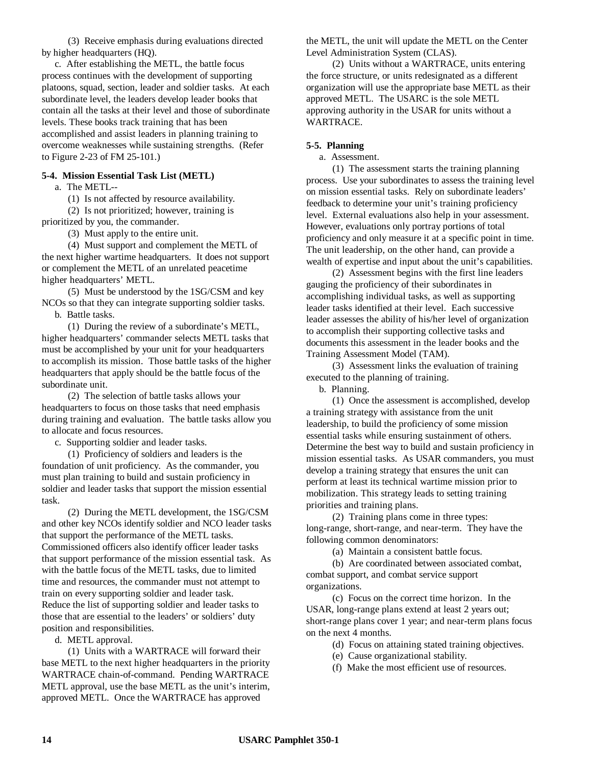(3) Receive emphasis during evaluations directed by higher headquarters (HQ).

c. After establishing the METL, the battle focus process continues with the development of supporting platoons, squad, section, leader and soldier tasks. At each subordinate level, the leaders develop leader books that contain all the tasks at their level and those of subordinate levels. These books track training that has been accomplished and assist leaders in planning training to overcome weaknesses while sustaining strengths. (Refer to Figure 2-23 of FM 25-101.)

**5-4. Mission Essential Task List (METL)**

a. The METL--

(1) Is not affected by resource availability.

(2) Is not prioritized; however, training is prioritized by you, the commander.

(3) Must apply to the entire unit.

(4) Must support and complement the METL of the next higher wartime headquarters. It does not support or complement the METL of an unrelated peacetime higher headquarters' METL.

(5) Must be understood by the 1SG/CSM and key NCOs so that they can integrate supporting soldier tasks.

b. Battle tasks.

(1) During the review of a subordinate's METL, higher headquarters' commander selects METL tasks that must be accomplished by your unit for your headquarters to accomplish its mission. Those battle tasks of the higher headquarters that apply should be the battle focus of the subordinate unit.

(2) The selection of battle tasks allows your headquarters to focus on those tasks that need emphasis during training and evaluation. The battle tasks allow you to allocate and focus resources.

c. Supporting soldier and leader tasks.

(1) Proficiency of soldiers and leaders is the foundation of unit proficiency. As the commander, you must plan training to build and sustain proficiency in soldier and leader tasks that support the mission essential task.

(2) During the METL development, the 1SG/CSM and other key NCOs identify soldier and NCO leader tasks that support the performance of the METL tasks. Commissioned officers also identify officer leader tasks that support performance of the mission essential task. As with the battle focus of the METL tasks, due to limited time and resources, the commander must not attempt to train on every supporting soldier and leader task. Reduce the list of supporting soldier and leader tasks to those that are essential to the leaders' or soldiers' duty position and responsibilities.

d. METL approval.

(1) Units with a WARTRACE will forward their base METL to the next higher headquarters in the priority WARTRACE chain-of-command. Pending WARTRACE METL approval, use the base METL as the unit's interim, approved METL. Once the WARTRACE has approved the METL, the unit will update the METL on the Center Level Administration System (CLAS).

(2) Units without a WARTRACE, units entering the force structure, or units redesignated as a different organization will use the appropriate base METL as their approved METL. The USARC is the sole METL approving authority in the USAR for units without a WARTRACE.

**5-5. Planning**

a. Assessment.

(1) The assessment starts the training planning process. Use your subordinates to assess the training level on mission essential tasks. Rely on subordinate leaders' feedback to determine your unit's training proficiency level. External evaluations also help in your assessment. However, evaluations only portray portions of total proficiency and only measure it at a specific point in time. The unit leadership, on the other hand, can provide a wealth of expertise and input about the unit's capabilities.

(2) Assessment begins with the first line leaders gauging the proficiency of their subordinates in accomplishing individual tasks, as well as supporting leader tasks identified at their level. Each successive leader assesses the ability of his/her level of organization to accomplish their supporting collective tasks and documents this assessment in the leader books and the Training Assessment Model (TAM).

(3) Assessment links the evaluation of training executed to the planning of training.

b. Planning.

(1) Once the assessment is accomplished, develop a training strategy with assistance from the unit leadership, to build the proficiency of some mission essential tasks while ensuring sustainment of others. Determine the best way to build and sustain proficiency in mission essential tasks. As USAR commanders, you must develop a training strategy that ensures the unit can perform at least its technical wartime mission prior to mobilization. This strategy leads to setting training priorities and training plans.

(2) Training plans come in three types: long-range, short-range, and near-term. They have the following common denominators:

(a) Maintain a consistent battle focus.

(b) Are coordinated between associated combat, combat support, and combat service support organizations.

(c) Focus on the correct time horizon. In the USAR, long-range plans extend at least 2 years out; short-range plans cover 1 year; and near-term plans focus on the next 4 months.

(d) Focus on attaining stated training objectives.

(e) Cause organizational stability.

(f) Make the most efficient use of resources.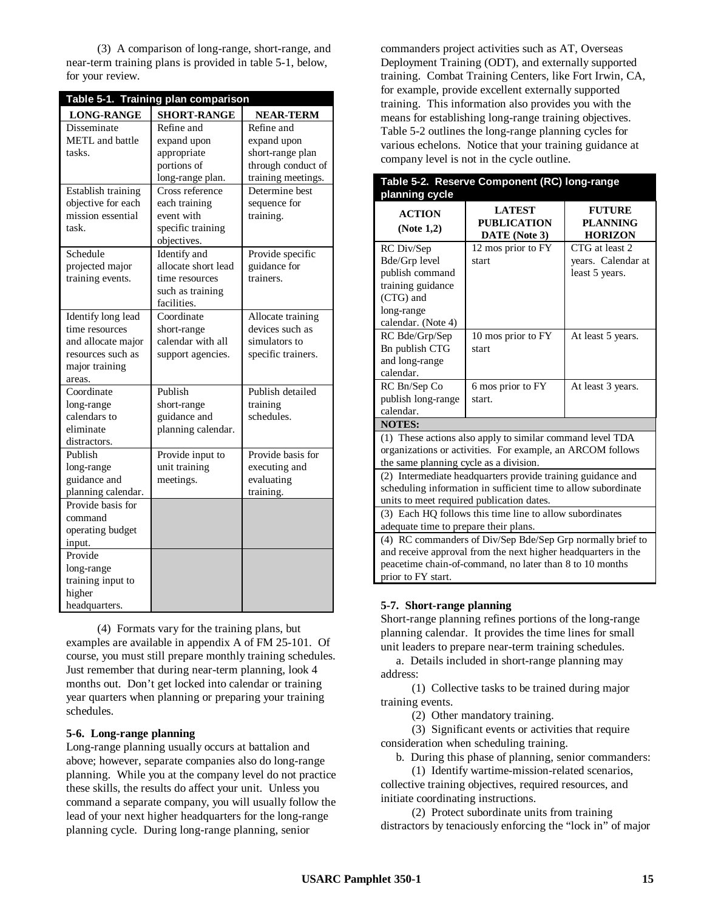(3) A comparison of long-range, short-range, and near-term training plans is provided in table 5-1, below, for your review.

**Table 5-1. Training plan comparison**

| LONG-RANGE | SHORT-RANGE | NEAR-TERM |
|---|---|---|
| Disseminate METL and battle tasks. | Refine and expand upon appropriate portions of long-range plan. | Refine and expand upon short-range plan through conduct of training meetings. |
| Establish training objective for each mission essential task. | Cross reference each training event with specific training objectives. | Determine best sequence for training. |
| Schedule projected major training events. | Identify and allocate short lead time resources such as training facilities. | Provide specific guidance for trainers. |
| Identify long lead time resources and allocate major resources such as major training areas. | Coordinate short-range calendar with all support agencies. | Allocate training devices such as simulators to specific trainers. |
| Coordinate long-range calendars to eliminate distractors. | Publish short-range guidance and planning calendar. | Publish detailed training schedules. |
| Publish long-range guidance and planning calendar. | Provide input to unit training meetings. | Provide basis for executing and evaluating training. |
| Provide basis for command operating budget input. | | |
| Provide long-range training input to higher headquarters. | | |

(4) Formats vary for the training plans, but examples are available in appendix A of FM 25-101. Of course, you must still prepare monthly training schedules. Just remember that during near-term planning, look 4 months out. Don't get locked into calendar or training year quarters when planning or preparing your training schedules.

**5-6. Long-range planning**

Long-range planning usually occurs at battalion and above; however, separate companies also do long-range planning. While you at the company level do not practice these skills, the results do affect your unit. Unless you command a separate company, you will usually follow the lead of your next higher headquarters for the long-range planning cycle. During long-range planning, senior commanders project activities such as AT, Overseas Deployment Training (ODT), and externally supported training. Combat Training Centers, like Fort Irwin, CA, for example, provide excellent externally supported training. This information also provides you with the means for establishing long-range training objectives. Table 5-2 outlines the long-range planning cycles for various echelons. Notice that your training guidance at company level is not in the cycle outline.

**Table 5-2. Reserve Component (RC) long-range planning cycle**

| ACTION (Note 1,2) | LATEST PUBLICATION DATE (Note 3) | FUTURE PLANNING HORIZON |
|---|---|---|
| RC Div/Sep Bde/Grp level publish command training guidance (CTG) and long-range calendar. (Note 4) | 12 mos prior to FY start | CTG at least 2 years. Calendar at least 5 years. |
| RC Bde/Grp/Sep Bn publish CTG and long-range calendar. | 10 mos prior to FY start | At least 5 years. |
| RC Bn/Sep Co publish long-range calendar. | 6 mos prior to FY start. | At least 3 years. |
| **NOTES:** | | |
| (1) These actions also apply to similar command level TDA organizations or activities. For example, an ARCOM follows the same planning cycle as a division. | | |
| (2) Intermediate headquarters provide training guidance and scheduling information in sufficient time to allow subordinate units to meet required publication dates. | | |
| (3) Each HQ follows this time line to allow subordinates adequate time to prepare their plans. | | |
| (4) RC commanders of Div/Sep Bde/Sep Grp normally brief to and receive approval from the next higher headquarters in the peacetime chain-of-command, no later than 8 to 10 months prior to FY start. | | |

**5-7. Short-range planning**

Short-range planning refines portions of the long-range planning calendar. It provides the time lines for small unit leaders to prepare near-term training schedules.

a. Details included in short-range planning may address:

(1) Collective tasks to be trained during major training events.

(2) Other mandatory training.

(3) Significant events or activities that require consideration when scheduling training.

b. During this phase of planning, senior commanders:

(1) Identify wartime-mission-related scenarios, collective training objectives, required resources, and initiate coordinating instructions.

(2) Protect subordinate units from training distractors by tenaciously enforcing the "lock in" of major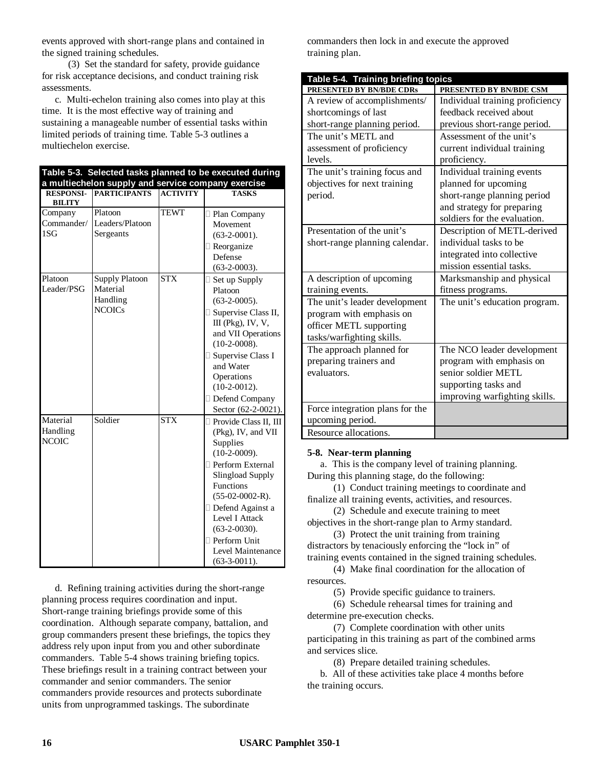events approved with short-range plans and contained in the signed training schedules.

(3) Set the standard for safety, provide guidance for risk acceptance decisions, and conduct training risk assessments.

c. Multi-echelon training also comes into play at this time. It is the most effective way of training and sustaining a manageable number of essential tasks within limited periods of training time. Table 5-3 outlines a multiechelon exercise.

**Table 5-3. Selected tasks planned to be executed during a multiechelon supply and service company exercise**

| RESPONSIBILITY | PARTICIPANTS | ACTIVITY | TASKS |
|---|---|---|---|
| Company Commander/ 1SG | Platoon Leaders/Platoon Sergeants | TEWT | Plan Company Movement (63-2-0001). Reorganize Defense (63-2-0003). |
| Platoon Leader/PSG | Supply Platoon Material Handling NCOICs | STX | Set up Supply Platoon (63-2-0005). Supervise Class II, III (Pkg), IV, V, and VII Operations (10-2-0008). Supervise Class I and Water Operations (10-2-0012). Defend Company Sector (62-2-0021). |
| Material Handling NCOIC | Soldier | STX | Provide Class II, III (Pkg), IV, and VII Supplies (10-2-0009). Perform External Slingload Supply Functions (55-02-0002-R). Defend Against a Level I Attack (63-2-0030). Perform Unit Level Maintenance (63-3-0011). |

d. Refining training activities during the short-range planning process requires coordination and input. Short-range training briefings provide some of this coordination. Although separate company, battalion, and group commanders present these briefings, the topics they address rely upon input from you and other subordinate commanders. Table 5-4 shows training briefing topics. These briefings result in a training contract between your commander and senior commanders. The senior commanders provide resources and protects subordinate units from unprogrammed taskings. The subordinate commanders then lock in and execute the approved training plan.

**Table 5-4. Training briefing topics**

| PRESENTED BY BN/BDE CDRs | PRESENTED BY BN/BDE CSM |
|---|---|
| A review of accomplishments/ shortcomings of last short-range planning period. | Individual training proficiency feedback received about previous short-range period. |
| The unit's METL and assessment of proficiency levels. | Assessment of the unit's current individual training proficiency. |
| The unit's training focus and objectives for next training period. | Individual training events planned for upcoming short-range planning period and strategy for preparing soldiers for the evaluation. |
| Presentation of the unit's short-range planning calendar. | Description of METL-derived individual tasks to be integrated into collective mission essential tasks. |
| A description of upcoming training events. | Marksmanship and physical fitness programs. |
| The unit's leader development program with emphasis on officer METL supporting tasks/warfighting skills. | The unit's education program. |
| The approach planned for preparing trainers and evaluators. | The NCO leader development program with emphasis on senior soldier METL supporting tasks and improving warfighting skills. |
| Force integration plans for the upcoming period. | |
| Resource allocations. | |

**5-8. Near-term planning**

a. This is the company level of training planning. During this planning stage, do the following:

(1) Conduct training meetings to coordinate and finalize all training events, activities, and resources.

(2) Schedule and execute training to meet objectives in the short-range plan to Army standard.

(3) Protect the unit training from training distractors by tenaciously enforcing the "lock in" of training events contained in the signed training schedules.

(4) Make final coordination for the allocation of resources.

(5) Provide specific guidance to trainers.

(6) Schedule rehearsal times for training and determine pre-execution checks.

(7) Complete coordination with other units participating in this training as part of the combined arms and services slice.

(8) Prepare detailed training schedules.

b. All of these activities take place 4 months before the training occurs.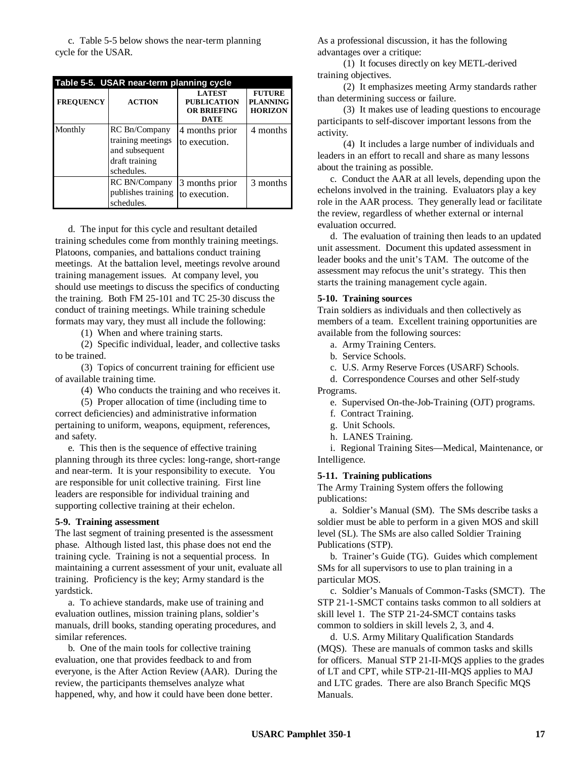c. Table 5-5 below shows the near-term planning cycle for the USAR.

**Table 5-5. USAR near-term planning cycle**

| FREQUENCY | ACTION | LATEST PUBLICATION OR BRIEFING DATE | FUTURE PLANNING HORIZON |
|---|---|---|---|
| Monthly | RC Bn/Company training meetings and subsequent draft training schedules. | 4 months prior to execution. | 4 months |
| | RC BN/Company publishes training schedules. | 3 months prior to execution. | 3 months |

d. The input for this cycle and resultant detailed training schedules come from monthly training meetings. Platoons, companies, and battalions conduct training meetings. At the battalion level, meetings revolve around training management issues. At company level, you should use meetings to discuss the specifics of conducting the training. Both FM 25-101 and TC 25-30 discuss the conduct of training meetings. While training schedule formats may vary, they must all include the following:

(1) When and where training starts.

(2) Specific individual, leader, and collective tasks to be trained.

(3) Topics of concurrent training for efficient use of available training time.

(4) Who conducts the training and who receives it.

(5) Proper allocation of time (including time to correct deficiencies) and administrative information pertaining to uniform, weapons, equipment, references, and safety.

e. This then is the sequence of effective training planning through its three cycles: long-range, short-range and near-term. It is your responsibility to execute. You are responsible for unit collective training. First line leaders are responsible for individual training and supporting collective training at their echelon.

**5-9. Training assessment**

The last segment of training presented is the assessment phase. Although listed last, this phase does not end the training cycle. Training is not a sequential process. In maintaining a current assessment of your unit, evaluate all training. Proficiency is the key; Army standard is the yardstick.

a. To achieve standards, make use of training and evaluation outlines, mission training plans, soldier's manuals, drill books, standing operating procedures, and similar references.

b. One of the main tools for collective training evaluation, one that provides feedback to and from everyone, is the After Action Review (AAR). During the review, the participants themselves analyze what happened, why, and how it could have been done better. As a professional discussion, it has the following advantages over a critique:

(1) It focuses directly on key METL-derived training objectives.

(2) It emphasizes meeting Army standards rather than determining success or failure.

(3) It makes use of leading questions to encourage participants to self-discover important lessons from the activity.

(4) It includes a large number of individuals and leaders in an effort to recall and share as many lessons about the training as possible.

c. Conduct the AAR at all levels, depending upon the echelons involved in the training. Evaluators play a key role in the AAR process. They generally lead or facilitate the review, regardless of whether external or internal evaluation occurred.

d. The evaluation of training then leads to an updated unit assessment. Document this updated assessment in leader books and the unit's TAM. The outcome of the assessment may refocus the unit's strategy. This then starts the training management cycle again.

**5-10. Training sources**

Train soldiers as individuals and then collectively as members of a team. Excellent training opportunities are available from the following sources:

a. Army Training Centers.

b. Service Schools.

c. U.S. Army Reserve Forces (USARF) Schools.

d. Correspondence Courses and other Self-study Programs.

e. Supervised On-the-Job-Training (OJT) programs.

f. Contract Training.

g. Unit Schools.

h. LANES Training.

i. Regional Training Sites—Medical, Maintenance, or Intelligence.

**5-11. Training publications**

The Army Training System offers the following publications:

a. Soldier's Manual (SM). The SMs describe tasks a soldier must be able to perform in a given MOS and skill level (SL). The SMs are also called Soldier Training Publications (STP).

b. Trainer's Guide (TG). Guides which complement SMs for all supervisors to use to plan training in a particular MOS.

c. Soldier's Manuals of Common-Tasks (SMCT). The STP 21-1-SMCT contains tasks common to all soldiers at skill level 1. The STP 21-24-SMCT contains tasks common to soldiers in skill levels 2, 3, and 4.

d. U.S. Army Military Qualification Standards (MQS). These are manuals of common tasks and skills for officers. Manual STP 21-II-MQS applies to the grades of LT and CPT, while STP-21-III-MQS applies to MAJ and LTC grades. There are also Branch Specific MQS Manuals.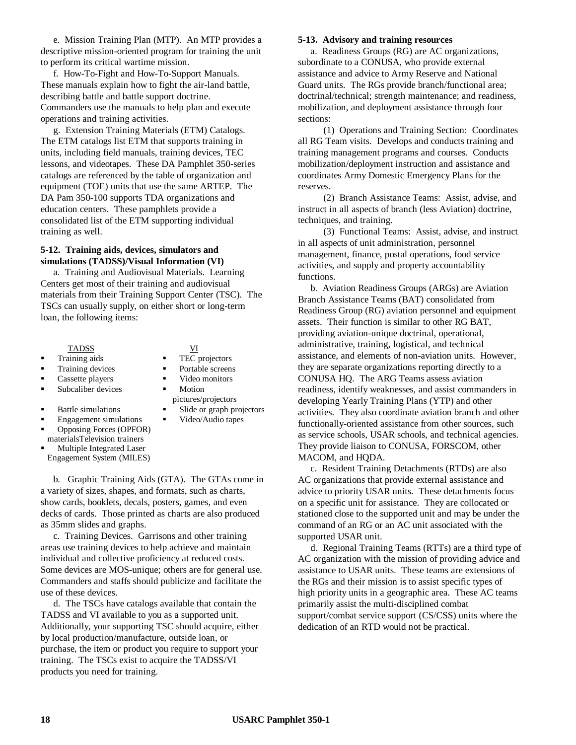e. Mission Training Plan (MTP). An MTP provides a descriptive mission-oriented program for training the unit to perform its critical wartime mission.

f. How-To-Fight and How-To-Support Manuals. These manuals explain how to fight the air-land battle, describing battle and battle support doctrine. Commanders use the manuals to help plan and execute operations and training activities.

g. Extension Training Materials (ETM) Catalogs. The ETM catalogs list ETM that supports training in units, including field manuals, training devices, TEC lessons, and videotapes. These DA Pamphlet 350-series catalogs are referenced by the table of organization and equipment (TOE) units that use the same ARTEP. The DA Pam 350-100 supports TDA organizations and education centers. These pamphlets provide a consolidated list of the ETM supporting individual training as well.

**5-12. Training aids, devices, simulators and simulations (TADSS)/Visual Information (VI)**

a. Training and Audiovisual Materials. Learning Centers get most of their training and audiovisual materials from their Training Support Center (TSC). The TSCs can usually supply, on either short or long-term loan, the following items:

| TADSS | VI |
|---|---|
| ▪ Training aids | ▪ TEC projectors |
| ▪ Training devices | ▪ Portable screens |
| ▪ Cassette players | ▪ Video monitors |
| ▪ Subcaliber devices | ▪ Motion pictures/projectors |
| ▪ Battle simulations | ▪ Slide or graph projectors |
| ▪ Engagement simulations | ▪ Video/Audio tapes |
| ▪ Opposing Forces (OPFOR) materialsTelevision trainers | |
| ▪ Multiple Integrated Laser Engagement System (MILES) | |

b. Graphic Training Aids (GTA). The GTAs come in a variety of sizes, shapes, and formats, such as charts, show cards, booklets, decals, posters, games, and even decks of cards. Those printed as charts are also produced as 35mm slides and graphs.

c. Training Devices. Garrisons and other training areas use training devices to help achieve and maintain individual and collective proficiency at reduced costs. Some devices are MOS-unique; others are for general use. Commanders and staffs should publicize and facilitate the use of these devices.

d. The TSCs have catalogs available that contain the TADSS and VI available to you as a supported unit. Additionally, your supporting TSC should acquire, either by local production/manufacture, outside loan, or purchase, the item or product you require to support your training. The TSCs exist to acquire the TADSS/VI products you need for training.

**5-13. Advisory and training resources**

a. Readiness Groups (RG) are AC organizations, subordinate to a CONUSA, who provide external assistance and advice to Army Reserve and National Guard units. The RGs provide branch/functional area; doctrinal/technical; strength maintenance; and readiness, mobilization, and deployment assistance through four sections:

(1) Operations and Training Section: Coordinates all RG Team visits. Develops and conducts training and training management programs and courses. Conducts mobilization/deployment instruction and assistance and coordinates Army Domestic Emergency Plans for the reserves.

(2) Branch Assistance Teams: Assist, advise, and instruct in all aspects of branch (less Aviation) doctrine, techniques, and training.

(3) Functional Teams: Assist, advise, and instruct in all aspects of unit administration, personnel management, finance, postal operations, food service activities, and supply and property accountability functions.

b. Aviation Readiness Groups (ARGs) are Aviation Branch Assistance Teams (BAT) consolidated from Readiness Group (RG) aviation personnel and equipment assets. Their function is similar to other RG BAT, providing aviation-unique doctrinal, operational, administrative, training, logistical, and technical assistance, and elements of non-aviation units. However, they are separate organizations reporting directly to a CONUSA HQ. The ARG Teams assess aviation readiness, identify weaknesses, and assist commanders in developing Yearly Training Plans (YTP) and other activities. They also coordinate aviation branch and other functionally-oriented assistance from other sources, such as service schools, USAR schools, and technical agencies. They provide liaison to CONUSA, FORSCOM, other MACOM, and HQDA.

c. Resident Training Detachments (RTDs) are also AC organizations that provide external assistance and advice to priority USAR units. These detachments focus on a specific unit for assistance. They are collocated or stationed close to the supported unit and may be under the command of an RG or an AC unit associated with the supported USAR unit.

d. Regional Training Teams (RTTs) are a third type of AC organization with the mission of providing advice and assistance to USAR units. These teams are extensions of the RGs and their mission is to assist specific types of high priority units in a geographic area. These AC teams primarily assist the multi-disciplined combat support/combat service support (CS/CSS) units where the dedication of an RTD would not be practical.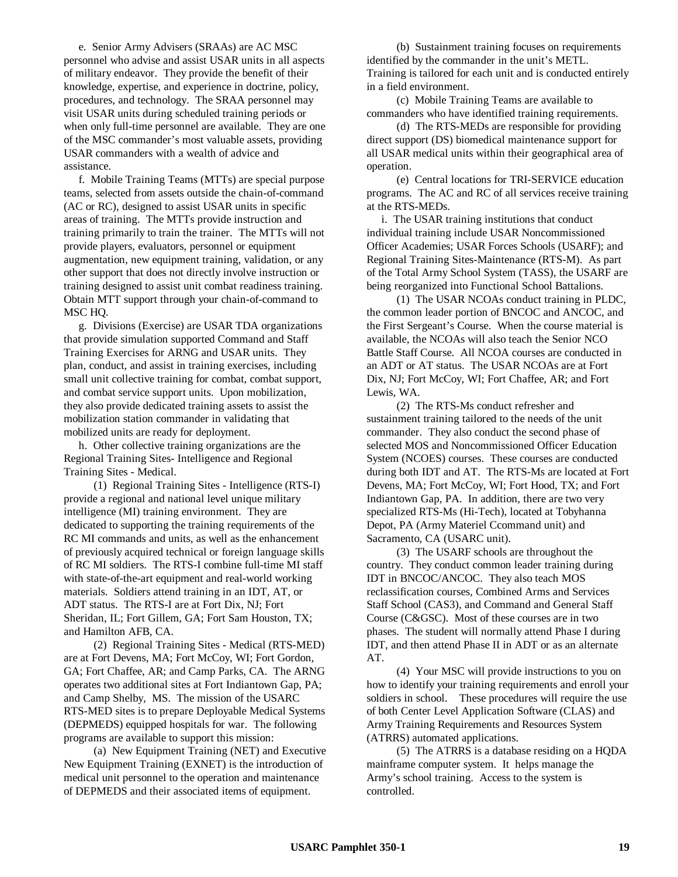e. Senior Army Advisers (SRAAs) are AC MSC personnel who advise and assist USAR units in all aspects of military endeavor. They provide the benefit of their knowledge, expertise, and experience in doctrine, policy, procedures, and technology. The SRAA personnel may visit USAR units during scheduled training periods or when only full-time personnel are available. They are one of the MSC commander's most valuable assets, providing USAR commanders with a wealth of advice and assistance.

f. Mobile Training Teams (MTTs) are special purpose teams, selected from assets outside the chain-of-command (AC or RC), designed to assist USAR units in specific areas of training. The MTTs provide instruction and training primarily to train the trainer. The MTTs will not provide players, evaluators, personnel or equipment augmentation, new equipment training, validation, or any other support that does not directly involve instruction or training designed to assist unit combat readiness training. Obtain MTT support through your chain-of-command to MSC HQ.

g. Divisions (Exercise) are USAR TDA organizations that provide simulation supported Command and Staff Training Exercises for ARNG and USAR units. They plan, conduct, and assist in training exercises, including small unit collective training for combat, combat support, and combat service support units. Upon mobilization, they also provide dedicated training assets to assist the mobilization station commander in validating that mobilized units are ready for deployment.

h. Other collective training organizations are the Regional Training Sites- Intelligence and Regional Training Sites - Medical.

(1) Regional Training Sites - Intelligence (RTS-I) provide a regional and national level unique military intelligence (MI) training environment. They are dedicated to supporting the training requirements of the RC MI commands and units, as well as the enhancement of previously acquired technical or foreign language skills of RC MI soldiers. The RTS-I combine full-time MI staff with state-of-the-art equipment and real-world working materials. Soldiers attend training in an IDT, AT, or ADT status. The RTS-I are at Fort Dix, NJ; Fort Sheridan, IL; Fort Gillem, GA; Fort Sam Houston, TX; and Hamilton AFB, CA.

(2) Regional Training Sites - Medical (RTS-MED) are at Fort Devens, MA; Fort McCoy, WI; Fort Gordon, GA; Fort Chaffee, AR; and Camp Parks, CA. The ARNG operates two additional sites at Fort Indiantown Gap, PA; and Camp Shelby, MS. The mission of the USARC RTS-MED sites is to prepare Deployable Medical Systems (DEPMEDS) equipped hospitals for war. The following programs are available to support this mission:

(a) New Equipment Training (NET) and Executive New Equipment Training (EXNET) is the introduction of medical unit personnel to the operation and maintenance of DEPMEDS and their associated items of equipment.

(b) Sustainment training focuses on requirements identified by the commander in the unit's METL. Training is tailored for each unit and is conducted entirely in a field environment.

(c) Mobile Training Teams are available to commanders who have identified training requirements.

(d) The RTS-MEDs are responsible for providing direct support (DS) biomedical maintenance support for all USAR medical units within their geographical area of operation.

(e) Central locations for TRI-SERVICE education programs. The AC and RC of all services receive training at the RTS-MEDs.

i. The USAR training institutions that conduct individual training include USAR Noncommissioned Officer Academies; USAR Forces Schools (USARF); and Regional Training Sites-Maintenance (RTS-M). As part of the Total Army School System (TASS), the USARF are being reorganized into Functional School Battalions.

(1) The USAR NCOAs conduct training in PLDC, the common leader portion of BNCOC and ANCOC, and the First Sergeant's Course. When the course material is available, the NCOAs will also teach the Senior NCO Battle Staff Course. All NCOA courses are conducted in an ADT or AT status. The USAR NCOAs are at Fort Dix, NJ; Fort McCoy, WI; Fort Chaffee, AR; and Fort Lewis, WA.

(2) The RTS-Ms conduct refresher and sustainment training tailored to the needs of the unit commander. They also conduct the second phase of selected MOS and Noncommissioned Officer Education System (NCOES) courses. These courses are conducted during both IDT and AT. The RTS-Ms are located at Fort Devens, MA; Fort McCoy, WI; Fort Hood, TX; and Fort Indiantown Gap, PA. In addition, there are two very specialized RTS-Ms (Hi-Tech), located at Tobyhanna Depot, PA (Army Materiel Ccommand unit) and Sacramento, CA (USARC unit).

(3) The USARF schools are throughout the country. They conduct common leader training during IDT in BNCOC/ANCOC. They also teach MOS reclassification courses, Combined Arms and Services Staff School (CAS3), and Command and General Staff Course (C&GSC). Most of these courses are in two phases. The student will normally attend Phase I during IDT, and then attend Phase II in ADT or as an alternate AT.

(4) Your MSC will provide instructions to you on how to identify your training requirements and enroll your soldiers in school. These procedures will require the use of both Center Level Application Software (CLAS) and Army Training Requirements and Resources System (ATRRS) automated applications.

(5) The ATRRS is a database residing on a HQDA mainframe computer system. It helps manage the Army's school training. Access to the system is controlled.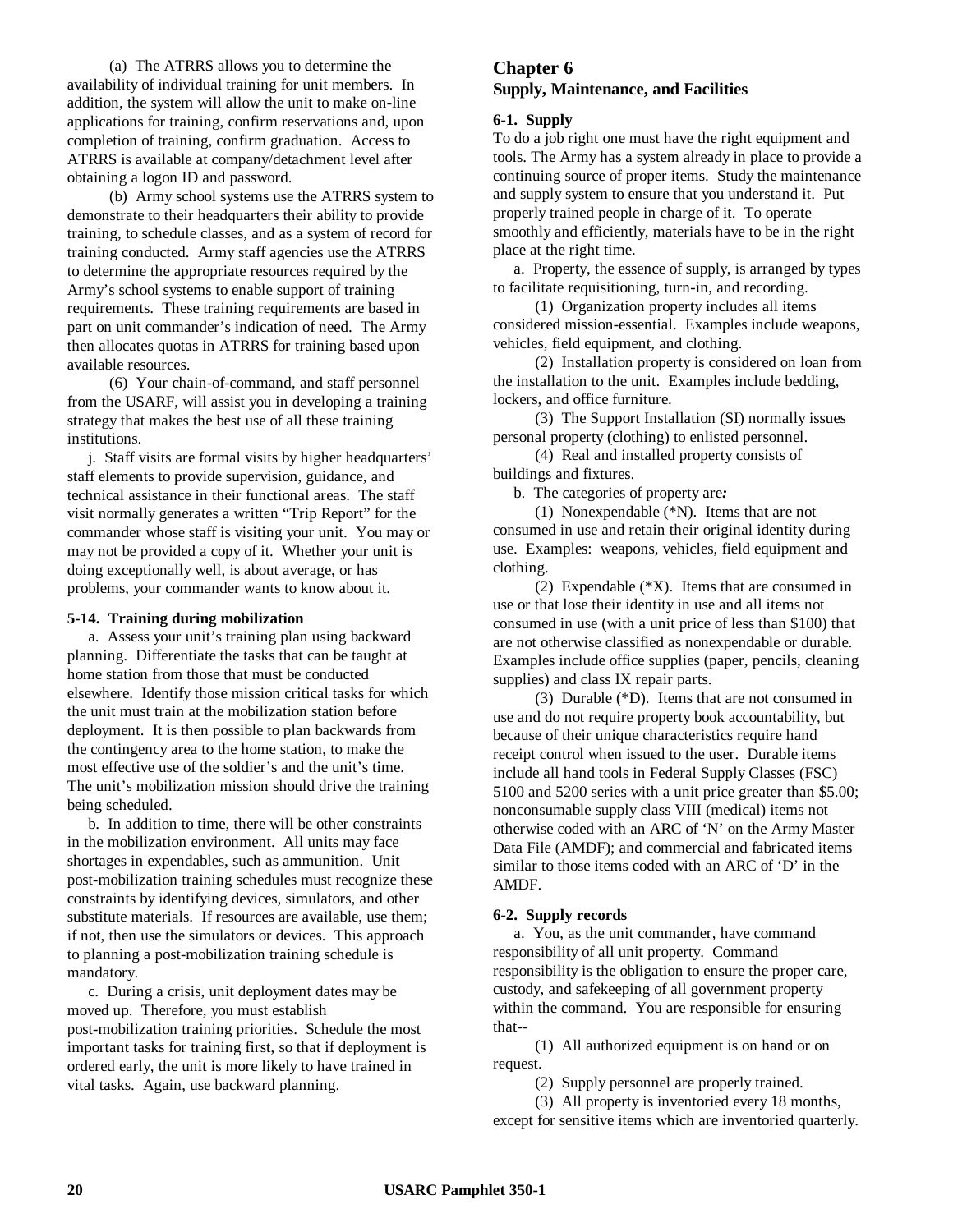(a) The ATRRS allows you to determine the availability of individual training for unit members. In addition, the system will allow the unit to make on-line applications for training, confirm reservations and, upon completion of training, confirm graduation. Access to ATRRS is available at company/detachment level after obtaining a logon ID and password.

(b) Army school systems use the ATRRS system to demonstrate to their headquarters their ability to provide training, to schedule classes, and as a system of record for training conducted. Army staff agencies use the ATRRS to determine the appropriate resources required by the Army's school systems to enable support of training requirements. These training requirements are based in part on unit commander's indication of need. The Army then allocates quotas in ATRRS for training based upon available resources.

(6) Your chain-of-command, and staff personnel from the USARF, will assist you in developing a training strategy that makes the best use of all these training institutions.

j. Staff visits are formal visits by higher headquarters' staff elements to provide supervision, guidance, and technical assistance in their functional areas. The staff visit normally generates a written "Trip Report" for the commander whose staff is visiting your unit. You may or may not be provided a copy of it. Whether your unit is doing exceptionally well, is about average, or has problems, your commander wants to know about it.

**5-14. Training during mobilization**

a. Assess your unit's training plan using backward planning. Differentiate the tasks that can be taught at home station from those that must be conducted elsewhere. Identify those mission critical tasks for which the unit must train at the mobilization station before deployment. It is then possible to plan backwards from the contingency area to the home station, to make the most effective use of the soldier's and the unit's time. The unit's mobilization mission should drive the training being scheduled.

b. In addition to time, there will be other constraints in the mobilization environment. All units may face shortages in expendables, such as ammunition. Unit post-mobilization training schedules must recognize these constraints by identifying devices, simulators, and other substitute materials. If resources are available, use them; if not, then use the simulators or devices. This approach to planning a post-mobilization training schedule is mandatory.

c. During a crisis, unit deployment dates may be moved up. Therefore, you must establish post-mobilization training priorities. Schedule the most important tasks for training first, so that if deployment is ordered early, the unit is more likely to have trained in vital tasks. Again, use backward planning.

# Chapter 6
## Supply, Maintenance, and Facilities

**6-1. Supply**

To do a job right one must have the right equipment and tools. The Army has a system already in place to provide a continuing source of proper items. Study the maintenance and supply system to ensure that you understand it. Put properly trained people in charge of it. To operate smoothly and efficiently, materials have to be in the right place at the right time.

a. Property, the essence of supply, is arranged by types to facilitate requisitioning, turn-in, and recording.

(1) Organization property includes all items considered mission-essential. Examples include weapons, vehicles, field equipment, and clothing.

(2) Installation property is considered on loan from the installation to the unit. Examples include bedding, lockers, and office furniture.

(3) The Support Installation (SI) normally issues personal property (clothing) to enlisted personnel.

(4) Real and installed property consists of buildings and fixtures.

b. The categories of property are*:*

(1) Nonexpendable (*N). Items that are not consumed in use and retain their original identity during use. Examples: weapons, vehicles, field equipment and clothing.

(2) Expendable (*X). Items that are consumed in use or that lose their identity in use and all items not consumed in use (with a unit price of less than $100) that are not otherwise classified as nonexpendable or durable. Examples include office supplies (paper, pencils, cleaning supplies) and class IX repair parts.

(3) Durable (*D). Items that are not consumed in use and do not require property book accountability, but because of their unique characteristics require hand receipt control when issued to the user. Durable items include all hand tools in Federal Supply Classes (FSC) 5100 and 5200 series with a unit price greater than $5.00; nonconsumable supply class VIII (medical) items not otherwise coded with an ARC of 'N' on the Army Master Data File (AMDF); and commercial and fabricated items similar to those items coded with an ARC of 'D' in the AMDF.

**6-2. Supply records**

a. You, as the unit commander, have command responsibility of all unit property. Command responsibility is the obligation to ensure the proper care, custody, and safekeeping of all government property within the command. You are responsible for ensuring that--

(1) All authorized equipment is on hand or on request.

(2) Supply personnel are properly trained.

(3) All property is inventoried every 18 months, except for sensitive items which are inventoried quarterly.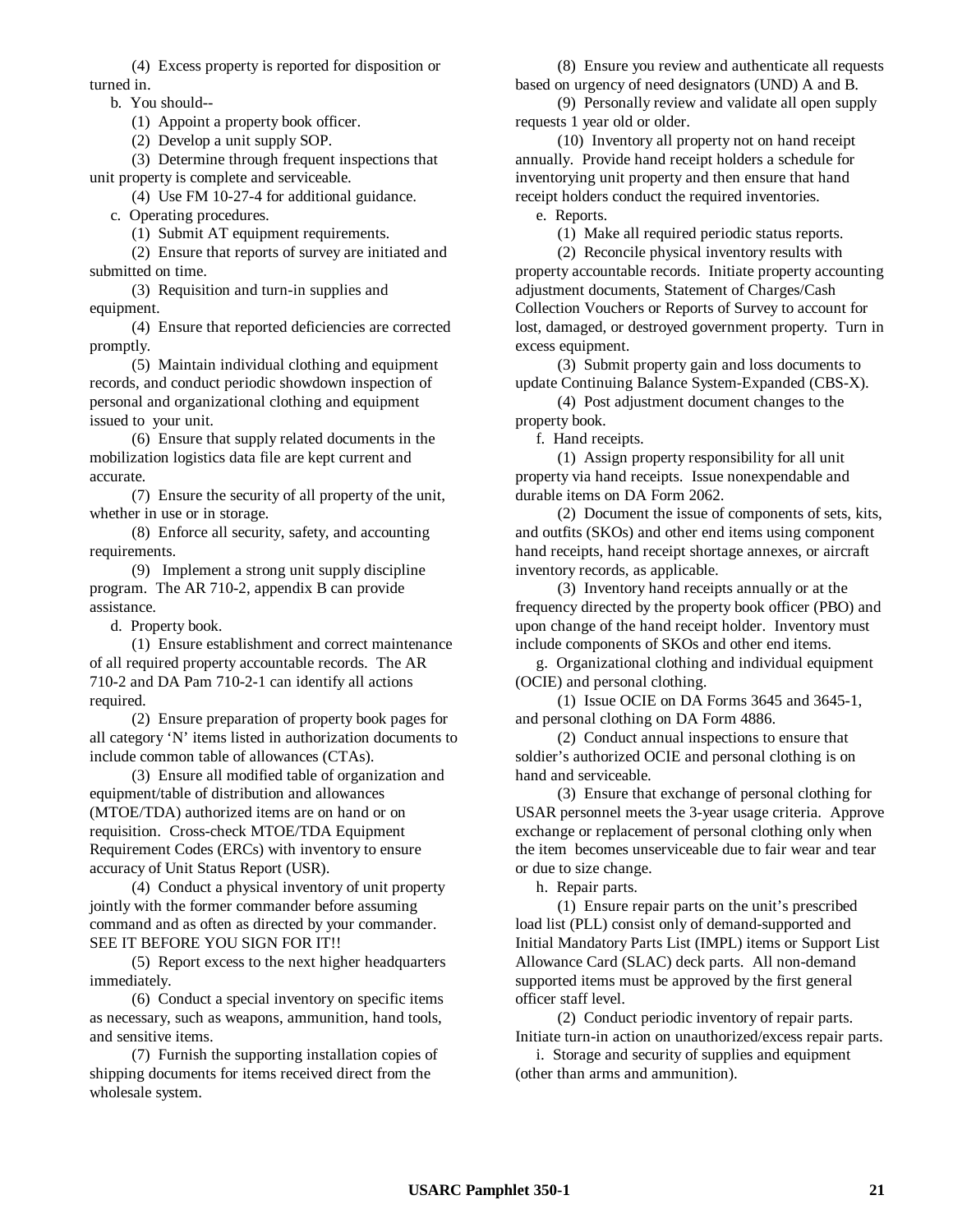(4) Excess property is reported for disposition or turned in.

b. You should--

(1) Appoint a property book officer.

(2) Develop a unit supply SOP.

(3) Determine through frequent inspections that unit property is complete and serviceable.

(4) Use FM 10-27-4 for additional guidance.

c. Operating procedures.

(1) Submit AT equipment requirements.

(2) Ensure that reports of survey are initiated and submitted on time.

(3) Requisition and turn-in supplies and equipment.

(4) Ensure that reported deficiencies are corrected promptly.

(5) Maintain individual clothing and equipment records, and conduct periodic showdown inspection of personal and organizational clothing and equipment issued to your unit.

(6) Ensure that supply related documents in the mobilization logistics data file are kept current and accurate.

(7) Ensure the security of all property of the unit, whether in use or in storage.

(8) Enforce all security, safety, and accounting requirements.

(9) Implement a strong unit supply discipline program. The AR 710-2, appendix B can provide assistance.

d. Property book.

(1) Ensure establishment and correct maintenance of all required property accountable records. The AR 710-2 and DA Pam 710-2-1 can identify all actions required.

(2) Ensure preparation of property book pages for all category 'N' items listed in authorization documents to include common table of allowances (CTAs).

(3) Ensure all modified table of organization and equipment/table of distribution and allowances (MTOE/TDA) authorized items are on hand or on requisition. Cross-check MTOE/TDA Equipment Requirement Codes (ERCs) with inventory to ensure accuracy of Unit Status Report (USR).

(4) Conduct a physical inventory of unit property jointly with the former commander before assuming command and as often as directed by your commander. SEE IT BEFORE YOU SIGN FOR IT!!

(5) Report excess to the next higher headquarters immediately.

(6) Conduct a special inventory on specific items as necessary, such as weapons, ammunition, hand tools, and sensitive items.

(7) Furnish the supporting installation copies of shipping documents for items received direct from the wholesale system.

(8) Ensure you review and authenticate all requests based on urgency of need designators (UND) A and B.

(9) Personally review and validate all open supply requests 1 year old or older.

(10) Inventory all property not on hand receipt annually. Provide hand receipt holders a schedule for inventorying unit property and then ensure that hand receipt holders conduct the required inventories.

e. Reports.

(1) Make all required periodic status reports.

(2) Reconcile physical inventory results with property accountable records. Initiate property accounting adjustment documents, Statement of Charges/Cash Collection Vouchers or Reports of Survey to account for lost, damaged, or destroyed government property. Turn in excess equipment.

(3) Submit property gain and loss documents to update Continuing Balance System-Expanded (CBS-X).

(4) Post adjustment document changes to the property book.

f. Hand receipts.

(1) Assign property responsibility for all unit property via hand receipts. Issue nonexpendable and durable items on DA Form 2062.

(2) Document the issue of components of sets, kits, and outfits (SKOs) and other end items using component hand receipts, hand receipt shortage annexes, or aircraft inventory records, as applicable.

(3) Inventory hand receipts annually or at the frequency directed by the property book officer (PBO) and upon change of the hand receipt holder. Inventory must include components of SKOs and other end items.

g. Organizational clothing and individual equipment (OCIE) and personal clothing.

(1) Issue OCIE on DA Forms 3645 and 3645-1, and personal clothing on DA Form 4886.

(2) Conduct annual inspections to ensure that soldier's authorized OCIE and personal clothing is on hand and serviceable.

(3) Ensure that exchange of personal clothing for USAR personnel meets the 3-year usage criteria. Approve exchange or replacement of personal clothing only when the item becomes unserviceable due to fair wear and tear or due to size change.

h. Repair parts.

(1) Ensure repair parts on the unit's prescribed load list (PLL) consist only of demand-supported and Initial Mandatory Parts List (IMPL) items or Support List Allowance Card (SLAC) deck parts. All non-demand supported items must be approved by the first general officer staff level.

(2) Conduct periodic inventory of repair parts. Initiate turn-in action on unauthorized/excess repair parts.

i. Storage and security of supplies and equipment (other than arms and ammunition).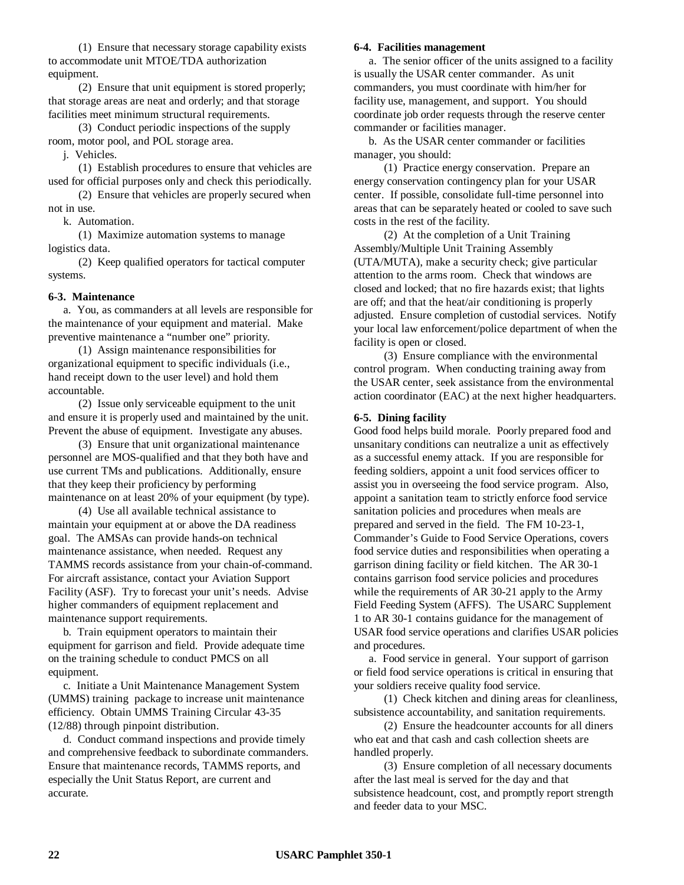(1) Ensure that necessary storage capability exists to accommodate unit MTOE/TDA authorization equipment.

(2) Ensure that unit equipment is stored properly; that storage areas are neat and orderly; and that storage facilities meet minimum structural requirements.

(3) Conduct periodic inspections of the supply room, motor pool, and POL storage area.

j. Vehicles.

(1) Establish procedures to ensure that vehicles are used for official purposes only and check this periodically.

(2) Ensure that vehicles are properly secured when not in use.

k. Automation.

(1) Maximize automation systems to manage logistics data.

(2) Keep qualified operators for tactical computer systems.

**6-3. Maintenance**

a. You, as commanders at all levels are responsible for the maintenance of your equipment and material. Make preventive maintenance a “number one” priority.

(1) Assign maintenance responsibilities for organizational equipment to specific individuals (i.e., hand receipt down to the user level) and hold them accountable.

(2) Issue only serviceable equipment to the unit and ensure it is properly used and maintained by the unit. Prevent the abuse of equipment. Investigate any abuses.

(3) Ensure that unit organizational maintenance personnel are MOS-qualified and that they both have and use current TMs and publications. Additionally, ensure that they keep their proficiency by performing maintenance on at least 20% of your equipment (by type).

(4) Use all available technical assistance to maintain your equipment at or above the DA readiness goal. The AMSAs can provide hands-on technical maintenance assistance, when needed. Request any TAMMS records assistance from your chain-of-command. For aircraft assistance, contact your Aviation Support Facility (ASF). Try to forecast your unit’s needs. Advise higher commanders of equipment replacement and maintenance support requirements.

b. Train equipment operators to maintain their equipment for garrison and field. Provide adequate time on the training schedule to conduct PMCS on all equipment.

c. Initiate a Unit Maintenance Management System (UMMS) training package to increase unit maintenance efficiency. Obtain UMMS Training Circular 43-35 (12/88) through pinpoint distribution.

d. Conduct command inspections and provide timely and comprehensive feedback to subordinate commanders. Ensure that maintenance records, TAMMS reports, and especially the Unit Status Report, are current and accurate.

**6-4. Facilities management**

a. The senior officer of the units assigned to a facility is usually the USAR center commander. As unit commanders, you must coordinate with him/her for facility use, management, and support. You should coordinate job order requests through the reserve center commander or facilities manager.

b. As the USAR center commander or facilities manager, you should:

(1) Practice energy conservation. Prepare an energy conservation contingency plan for your USAR center. If possible, consolidate full-time personnel into areas that can be separately heated or cooled to save such costs in the rest of the facility.

(2) At the completion of a Unit Training Assembly/Multiple Unit Training Assembly (UTA/MUTA), make a security check; give particular attention to the arms room. Check that windows are closed and locked; that no fire hazards exist; that lights are off; and that the heat/air conditioning is properly adjusted. Ensure completion of custodial services. Notify your local law enforcement/police department of when the facility is open or closed.

(3) Ensure compliance with the environmental control program. When conducting training away from the USAR center, seek assistance from the environmental action coordinator (EAC) at the next higher headquarters.

**6-5. Dining facility**

Good food helps build morale. Poorly prepared food and unsanitary conditions can neutralize a unit as effectively as a successful enemy attack. If you are responsible for feeding soldiers, appoint a unit food services officer to assist you in overseeing the food service program. Also, appoint a sanitation team to strictly enforce food service sanitation policies and procedures when meals are prepared and served in the field. The FM 10-23-1, Commander’s Guide to Food Service Operations, covers food service duties and responsibilities when operating a garrison dining facility or field kitchen. The AR 30-1 contains garrison food service policies and procedures while the requirements of AR 30-21 apply to the Army Field Feeding System (AFFS). The USARC Supplement 1 to AR 30-1 contains guidance for the management of USAR food service operations and clarifies USAR policies and procedures.

a. Food service in general. Your support of garrison or field food service operations is critical in ensuring that your soldiers receive quality food service.

(1) Check kitchen and dining areas for cleanliness, subsistence accountability, and sanitation requirements.

(2) Ensure the headcounter accounts for all diners who eat and that cash and cash collection sheets are handled properly.

(3) Ensure completion of all necessary documents after the last meal is served for the day and that subsistence headcount, cost, and promptly report strength and feeder data to your MSC.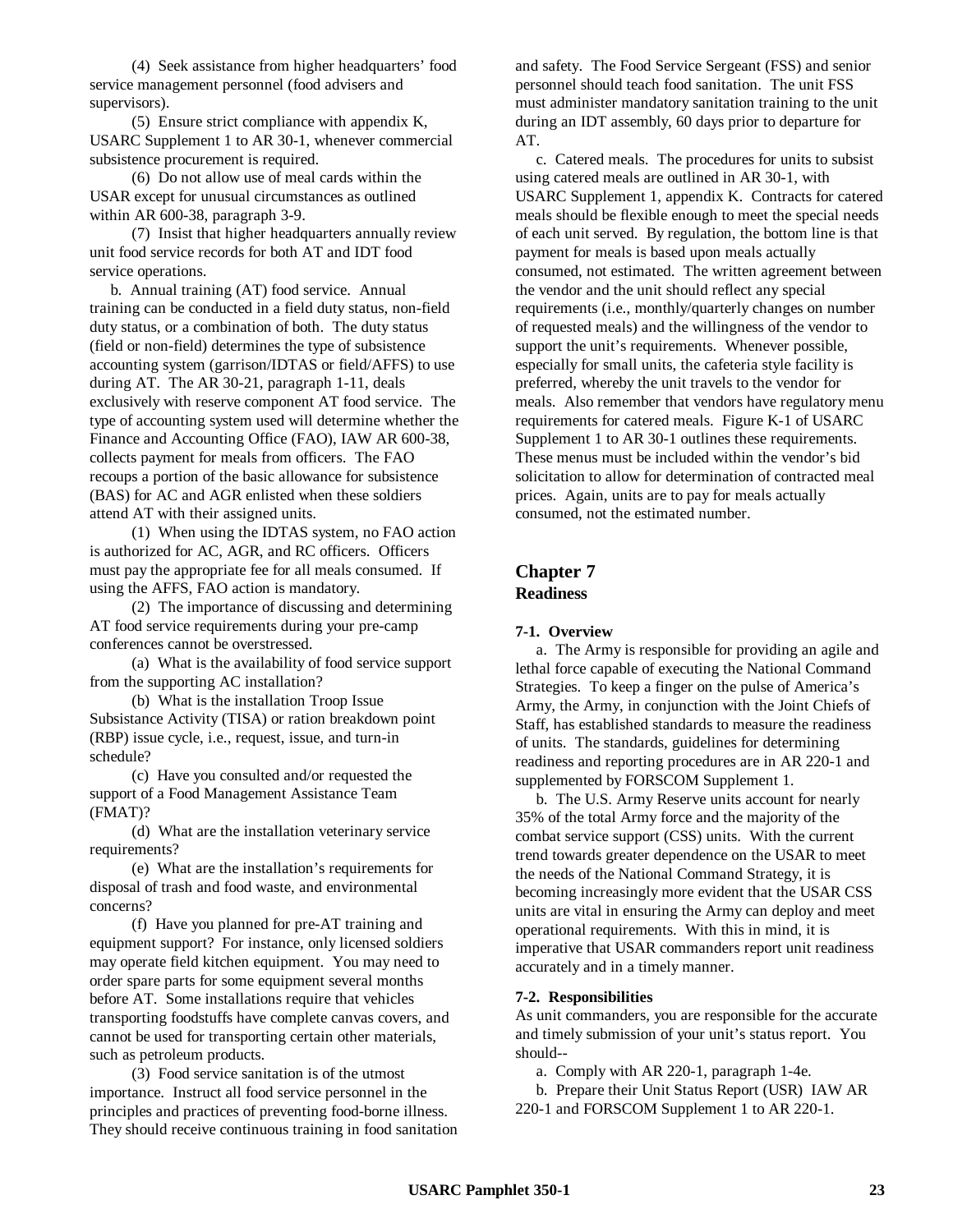(4) Seek assistance from higher headquarters' food service management personnel (food advisers and supervisors).

(5) Ensure strict compliance with appendix K, USARC Supplement 1 to AR 30-1, whenever commercial subsistence procurement is required.

(6) Do not allow use of meal cards within the USAR except for unusual circumstances as outlined within AR 600-38, paragraph 3-9.

(7) Insist that higher headquarters annually review unit food service records for both AT and IDT food service operations.

b. Annual training (AT) food service. Annual training can be conducted in a field duty status, non-field duty status, or a combination of both. The duty status (field or non-field) determines the type of subsistence accounting system (garrison/IDTAS or field/AFFS) to use during AT. The AR 30-21, paragraph 1-11, deals exclusively with reserve component AT food service. The type of accounting system used will determine whether the Finance and Accounting Office (FAO), IAW AR 600-38, collects payment for meals from officers. The FAO recoups a portion of the basic allowance for subsistence (BAS) for AC and AGR enlisted when these soldiers attend AT with their assigned units.

(1) When using the IDTAS system, no FAO action is authorized for AC, AGR, and RC officers. Officers must pay the appropriate fee for all meals consumed. If using the AFFS, FAO action is mandatory.

(2) The importance of discussing and determining AT food service requirements during your pre-camp conferences cannot be overstressed.

(a) What is the availability of food service support from the supporting AC installation?

(b) What is the installation Troop Issue Subsistance Activity (TISA) or ration breakdown point (RBP) issue cycle, i.e., request, issue, and turn-in schedule?

(c) Have you consulted and/or requested the support of a Food Management Assistance Team (FMAT)?

(d) What are the installation veterinary service requirements?

(e) What are the installation's requirements for disposal of trash and food waste, and environmental concerns?

(f) Have you planned for pre-AT training and equipment support? For instance, only licensed soldiers may operate field kitchen equipment. You may need to order spare parts for some equipment several months before AT. Some installations require that vehicles transporting foodstuffs have complete canvas covers, and cannot be used for transporting certain other materials, such as petroleum products.

(3) Food service sanitation is of the utmost importance. Instruct all food service personnel in the principles and practices of preventing food-borne illness. They should receive continuous training in food sanitation and safety. The Food Service Sergeant (FSS) and senior personnel should teach food sanitation. The unit FSS must administer mandatory sanitation training to the unit during an IDT assembly, 60 days prior to departure for AT.

c. Catered meals. The procedures for units to subsist using catered meals are outlined in AR 30-1, with USARC Supplement 1, appendix K. Contracts for catered meals should be flexible enough to meet the special needs of each unit served. By regulation, the bottom line is that payment for meals is based upon meals actually consumed, not estimated. The written agreement between the vendor and the unit should reflect any special requirements (i.e., monthly/quarterly changes on number of requested meals) and the willingness of the vendor to support the unit's requirements. Whenever possible, especially for small units, the cafeteria style facility is preferred, whereby the unit travels to the vendor for meals. Also remember that vendors have regulatory menu requirements for catered meals. Figure K-1 of USARC Supplement 1 to AR 30-1 outlines these requirements. These menus must be included within the vendor's bid solicitation to allow for determination of contracted meal prices. Again, units are to pay for meals actually consumed, not the estimated number.

# Chapter 7
## Readiness

### 7-1. Overview

a. The Army is responsible for providing an agile and lethal force capable of executing the National Command Strategies. To keep a finger on the pulse of America's Army, the Army, in conjunction with the Joint Chiefs of Staff, has established standards to measure the readiness of units. The standards, guidelines for determining readiness and reporting procedures are in AR 220-1 and supplemented by FORSCOM Supplement 1.

b. The U.S. Army Reserve units account for nearly 35% of the total Army force and the majority of the combat service support (CSS) units. With the current trend towards greater dependence on the USAR to meet the needs of the National Command Strategy, it is becoming increasingly more evident that the USAR CSS units are vital in ensuring the Army can deploy and meet operational requirements. With this in mind, it is imperative that USAR commanders report unit readiness accurately and in a timely manner.

### 7-2. Responsibilities

As unit commanders, you are responsible for the accurate and timely submission of your unit's status report. You should--

a. Comply with AR 220-1, paragraph 1-4e.

b. Prepare their Unit Status Report (USR) IAW AR 220-1 and FORSCOM Supplement 1 to AR 220-1.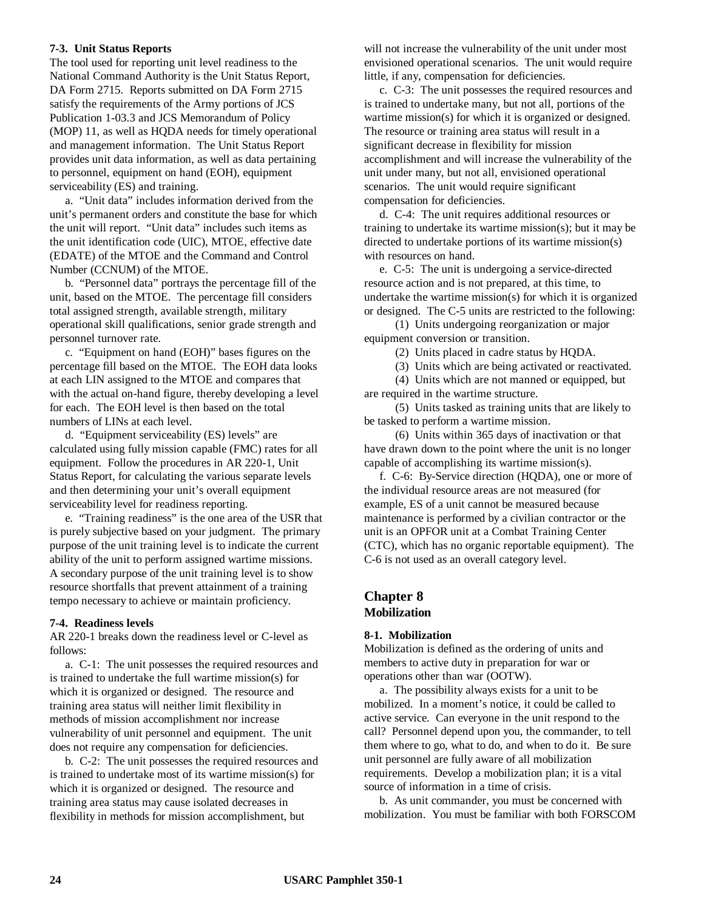**7-3. Unit Status Reports**

The tool used for reporting unit level readiness to the National Command Authority is the Unit Status Report, DA Form 2715. Reports submitted on DA Form 2715 satisfy the requirements of the Army portions of JCS Publication 1-03.3 and JCS Memorandum of Policy (MOP) 11, as well as HQDA needs for timely operational and management information. The Unit Status Report provides unit data information, as well as data pertaining to personnel, equipment on hand (EOH), equipment serviceability (ES) and training.

a. "Unit data" includes information derived from the unit's permanent orders and constitute the base for which the unit will report. "Unit data" includes such items as the unit identification code (UIC), MTOE, effective date (EDATE) of the MTOE and the Command and Control Number (CCNUM) of the MTOE.

b. "Personnel data" portrays the percentage fill of the unit, based on the MTOE. The percentage fill considers total assigned strength, available strength, military operational skill qualifications, senior grade strength and personnel turnover rate.

c. "Equipment on hand (EOH)" bases figures on the percentage fill based on the MTOE. The EOH data looks at each LIN assigned to the MTOE and compares that with the actual on-hand figure, thereby developing a level for each. The EOH level is then based on the total numbers of LINs at each level.

d. "Equipment serviceability (ES) levels" are calculated using fully mission capable (FMC) rates for all equipment. Follow the procedures in AR 220-1, Unit Status Report, for calculating the various separate levels and then determining your unit's overall equipment serviceability level for readiness reporting.

e. "Training readiness" is the one area of the USR that is purely subjective based on your judgment. The primary purpose of the unit training level is to indicate the current ability of the unit to perform assigned wartime missions. A secondary purpose of the unit training level is to show resource shortfalls that prevent attainment of a training tempo necessary to achieve or maintain proficiency.

**7-4. Readiness levels**

AR 220-1 breaks down the readiness level or C-level as follows:

a. C-1: The unit possesses the required resources and is trained to undertake the full wartime mission(s) for which it is organized or designed. The resource and training area status will neither limit flexibility in methods of mission accomplishment nor increase vulnerability of unit personnel and equipment. The unit does not require any compensation for deficiencies.

b. C-2: The unit possesses the required resources and is trained to undertake most of its wartime mission(s) for which it is organized or designed. The resource and training area status may cause isolated decreases in flexibility in methods for mission accomplishment, but will not increase the vulnerability of the unit under most envisioned operational scenarios. The unit would require little, if any, compensation for deficiencies.

c. C-3: The unit possesses the required resources and is trained to undertake many, but not all, portions of the wartime mission(s) for which it is organized or designed. The resource or training area status will result in a significant decrease in flexibility for mission accomplishment and will increase the vulnerability of the unit under many, but not all, envisioned operational scenarios. The unit would require significant compensation for deficiencies.

d. C-4: The unit requires additional resources or training to undertake its wartime mission(s); but it may be directed to undertake portions of its wartime mission(s) with resources on hand.

e. C-5: The unit is undergoing a service-directed resource action and is not prepared, at this time, to undertake the wartime mission(s) for which it is organized or designed. The C-5 units are restricted to the following:

(1) Units undergoing reorganization or major equipment conversion or transition.

(2) Units placed in cadre status by HQDA.

(3) Units which are being activated or reactivated.

(4) Units which are not manned or equipped, but are required in the wartime structure.

(5) Units tasked as training units that are likely to be tasked to perform a wartime mission.

(6) Units within 365 days of inactivation or that have drawn down to the point where the unit is no longer capable of accomplishing its wartime mission(s).

f. C-6: By-Service direction (HQDA), one or more of the individual resource areas are not measured (for example, ES of a unit cannot be measured because maintenance is performed by a civilian contractor or the unit is an OPFOR unit at a Combat Training Center (CTC), which has no organic reportable equipment). The C-6 is not used as an overall category level.

# Chapter 8
## Mobilization

**8-1. Mobilization**

Mobilization is defined as the ordering of units and members to active duty in preparation for war or operations other than war (OOTW).

a. The possibility always exists for a unit to be mobilized. In a moment's notice, it could be called to active service. Can everyone in the unit respond to the call? Personnel depend upon you, the commander, to tell them where to go, what to do, and when to do it. Be sure unit personnel are fully aware of all mobilization requirements. Develop a mobilization plan; it is a vital source of information in a time of crisis.

b. As unit commander, you must be concerned with mobilization. You must be familiar with both FORSCOM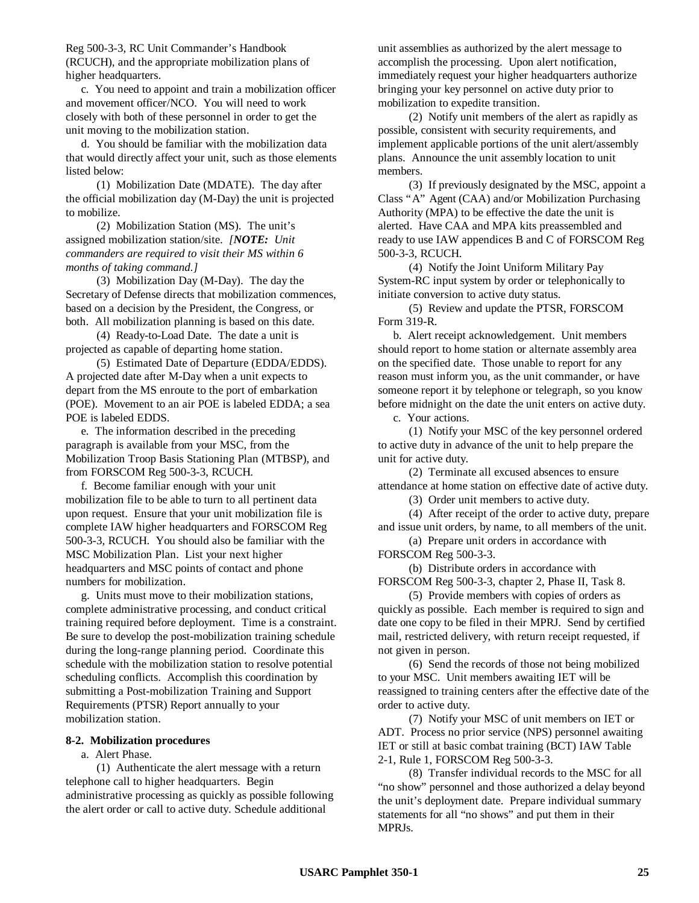Reg 500-3-3, RC Unit Commander's Handbook (RCUCH), and the appropriate mobilization plans of higher headquarters.

c. You need to appoint and train a mobilization officer and movement officer/NCO. You will need to work closely with both of these personnel in order to get the unit moving to the mobilization station.

d. You should be familiar with the mobilization data that would directly affect your unit, such as those elements listed below:

(1) Mobilization Date (MDATE). The day after the official mobilization day (M-Day) the unit is projected to mobilize.

(2) Mobilization Station (MS). The unit's assigned mobilization station/site. *[**NOTE:** Unit commanders are required to visit their MS within 6 months of taking command.]*

(3) Mobilization Day (M-Day). The day the Secretary of Defense directs that mobilization commences, based on a decision by the President, the Congress, or both. All mobilization planning is based on this date.

(4) Ready-to-Load Date. The date a unit is projected as capable of departing home station.

(5) Estimated Date of Departure (EDDA/EDDS). A projected date after M-Day when a unit expects to depart from the MS enroute to the port of embarkation (POE). Movement to an air POE is labeled EDDA; a sea POE is labeled EDDS.

e. The information described in the preceding paragraph is available from your MSC, from the Mobilization Troop Basis Stationing Plan (MTBSP), and from FORSCOM Reg 500-3-3, RCUCH.

f. Become familiar enough with your unit mobilization file to be able to turn to all pertinent data upon request. Ensure that your unit mobilization file is complete IAW higher headquarters and FORSCOM Reg 500-3-3, RCUCH. You should also be familiar with the MSC Mobilization Plan. List your next higher headquarters and MSC points of contact and phone numbers for mobilization.

g. Units must move to their mobilization stations, complete administrative processing, and conduct critical training required before deployment. Time is a constraint. Be sure to develop the post-mobilization training schedule during the long-range planning period. Coordinate this schedule with the mobilization station to resolve potential scheduling conflicts. Accomplish this coordination by submitting a Post-mobilization Training and Support Requirements (PTSR) Report annually to your mobilization station.

**8-2. Mobilization procedures**

a. Alert Phase.

(1) Authenticate the alert message with a return telephone call to higher headquarters. Begin administrative processing as quickly as possible following the alert order or call to active duty. Schedule additional unit assemblies as authorized by the alert message to accomplish the processing. Upon alert notification, immediately request your higher headquarters authorize bringing your key personnel on active duty prior to mobilization to expedite transition.

(2) Notify unit members of the alert as rapidly as possible, consistent with security requirements, and implement applicable portions of the unit alert/assembly plans. Announce the unit assembly location to unit members.

(3) If previously designated by the MSC, appoint a Class "A" Agent (CAA) and/or Mobilization Purchasing Authority (MPA) to be effective the date the unit is alerted. Have CAA and MPA kits preassembled and ready to use IAW appendices B and C of FORSCOM Reg 500-3-3, RCUCH.

(4) Notify the Joint Uniform Military Pay System-RC input system by order or telephonically to initiate conversion to active duty status.

(5) Review and update the PTSR, FORSCOM Form 319-R.

b. Alert receipt acknowledgement. Unit members should report to home station or alternate assembly area on the specified date. Those unable to report for any reason must inform you, as the unit commander, or have someone report it by telephone or telegraph, so you know before midnight on the date the unit enters on active duty.

c. Your actions.

(1) Notify your MSC of the key personnel ordered to active duty in advance of the unit to help prepare the unit for active duty.

(2) Terminate all excused absences to ensure attendance at home station on effective date of active duty.

(3) Order unit members to active duty.

(4) After receipt of the order to active duty, prepare and issue unit orders, by name, to all members of the unit.

(a) Prepare unit orders in accordance with FORSCOM Reg 500-3-3.

(b) Distribute orders in accordance with FORSCOM Reg 500-3-3, chapter 2, Phase II, Task 8.

(5) Provide members with copies of orders as quickly as possible. Each member is required to sign and date one copy to be filed in their MPRJ. Send by certified mail, restricted delivery, with return receipt requested, if not given in person.

(6) Send the records of those not being mobilized to your MSC. Unit members awaiting IET will be reassigned to training centers after the effective date of the order to active duty.

(7) Notify your MSC of unit members on IET or ADT. Process no prior service (NPS) personnel awaiting IET or still at basic combat training (BCT) IAW Table 2-1, Rule 1, FORSCOM Reg 500-3-3.

(8) Transfer individual records to the MSC for all "no show" personnel and those authorized a delay beyond the unit's deployment date. Prepare individual summary statements for all "no shows" and put them in their MPRJs.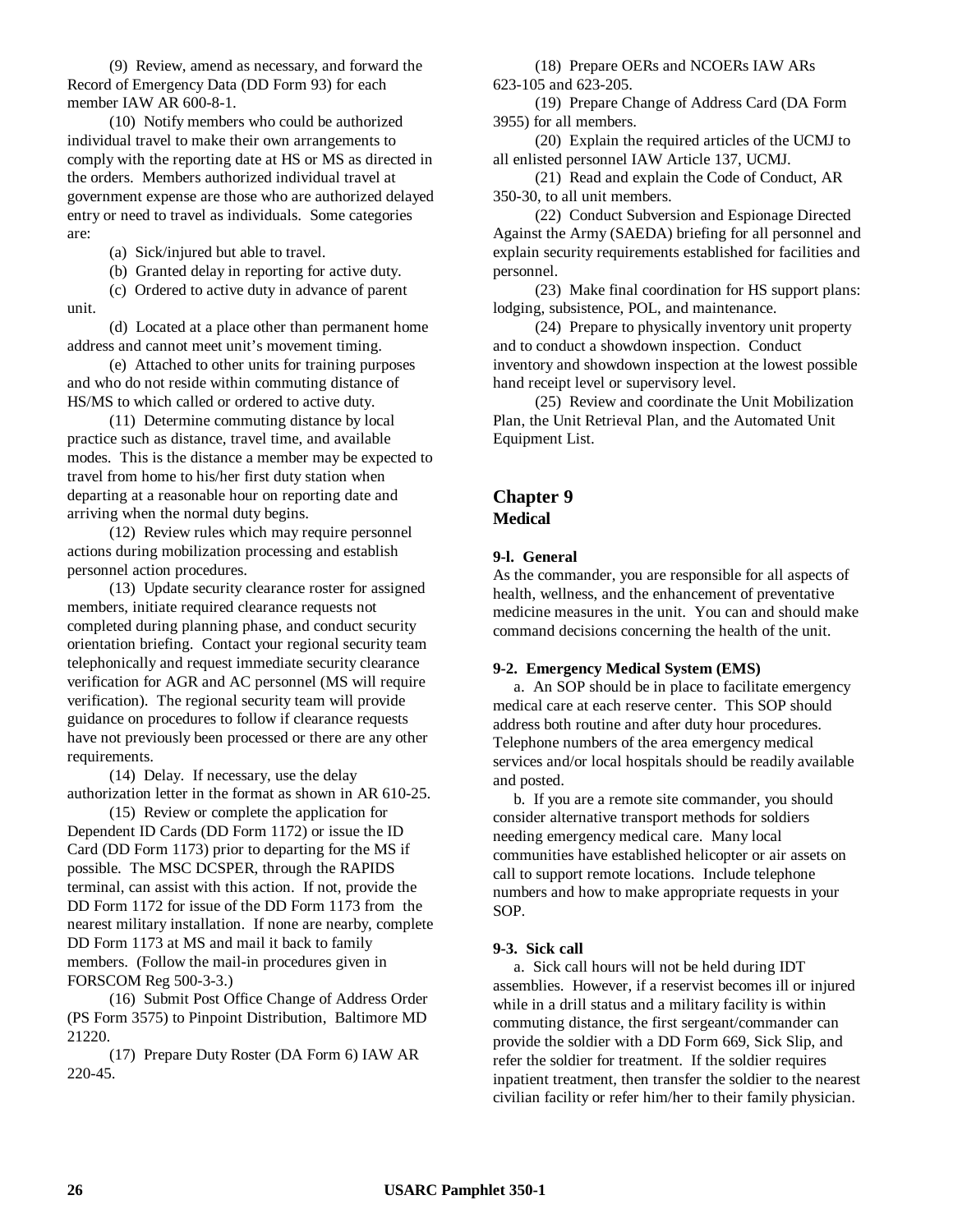(9) Review, amend as necessary, and forward the Record of Emergency Data (DD Form 93) for each member IAW AR 600-8-1.

(10) Notify members who could be authorized individual travel to make their own arrangements to comply with the reporting date at HS or MS as directed in the orders. Members authorized individual travel at government expense are those who are authorized delayed entry or need to travel as individuals. Some categories are:

(a) Sick/injured but able to travel.

(b) Granted delay in reporting for active duty.

(c) Ordered to active duty in advance of parent unit.

(d) Located at a place other than permanent home address and cannot meet unit's movement timing.

(e) Attached to other units for training purposes and who do not reside within commuting distance of HS/MS to which called or ordered to active duty.

(11) Determine commuting distance by local practice such as distance, travel time, and available modes. This is the distance a member may be expected to travel from home to his/her first duty station when departing at a reasonable hour on reporting date and arriving when the normal duty begins.

(12) Review rules which may require personnel actions during mobilization processing and establish personnel action procedures.

(13) Update security clearance roster for assigned members, initiate required clearance requests not completed during planning phase, and conduct security orientation briefing. Contact your regional security team telephonically and request immediate security clearance verification for AGR and AC personnel (MS will require verification). The regional security team will provide guidance on procedures to follow if clearance requests have not previously been processed or there are any other requirements.

(14) Delay. If necessary, use the delay authorization letter in the format as shown in AR 610-25.

(15) Review or complete the application for Dependent ID Cards (DD Form 1172) or issue the ID Card (DD Form 1173) prior to departing for the MS if possible. The MSC DCSPER, through the RAPIDS terminal, can assist with this action. If not, provide the DD Form 1172 for issue of the DD Form 1173 from the nearest military installation. If none are nearby, complete DD Form 1173 at MS and mail it back to family members. (Follow the mail-in procedures given in FORSCOM Reg 500-3-3.)

(16) Submit Post Office Change of Address Order (PS Form 3575) to Pinpoint Distribution, Baltimore MD 21220.

(17) Prepare Duty Roster (DA Form 6) IAW AR 220-45.

(18) Prepare OERs and NCOERs IAW ARs 623-105 and 623-205.

(19) Prepare Change of Address Card (DA Form 3955) for all members.

(20) Explain the required articles of the UCMJ to all enlisted personnel IAW Article 137, UCMJ.

(21) Read and explain the Code of Conduct, AR 350-30, to all unit members.

(22) Conduct Subversion and Espionage Directed Against the Army (SAEDA) briefing for all personnel and explain security requirements established for facilities and personnel.

(23) Make final coordination for HS support plans: lodging, subsistence, POL, and maintenance.

(24) Prepare to physically inventory unit property and to conduct a showdown inspection. Conduct inventory and showdown inspection at the lowest possible hand receipt level or supervisory level.

(25) Review and coordinate the Unit Mobilization Plan, the Unit Retrieval Plan, and the Automated Unit Equipment List.

## Chapter 9
## Medical

### 9-l. General

As the commander, you are responsible for all aspects of health, wellness, and the enhancement of preventative medicine measures in the unit. You can and should make command decisions concerning the health of the unit.

### 9-2. Emergency Medical System (EMS)

a. An SOP should be in place to facilitate emergency medical care at each reserve center. This SOP should address both routine and after duty hour procedures. Telephone numbers of the area emergency medical services and/or local hospitals should be readily available and posted.

b. If you are a remote site commander, you should consider alternative transport methods for soldiers needing emergency medical care. Many local communities have established helicopter or air assets on call to support remote locations. Include telephone numbers and how to make appropriate requests in your SOP.

### 9-3. Sick call

a. Sick call hours will not be held during IDT assemblies. However, if a reservist becomes ill or injured while in a drill status and a military facility is within commuting distance, the first sergeant/commander can provide the soldier with a DD Form 669, Sick Slip, and refer the soldier for treatment. If the soldier requires inpatient treatment, then transfer the soldier to the nearest civilian facility or refer him/her to their family physician.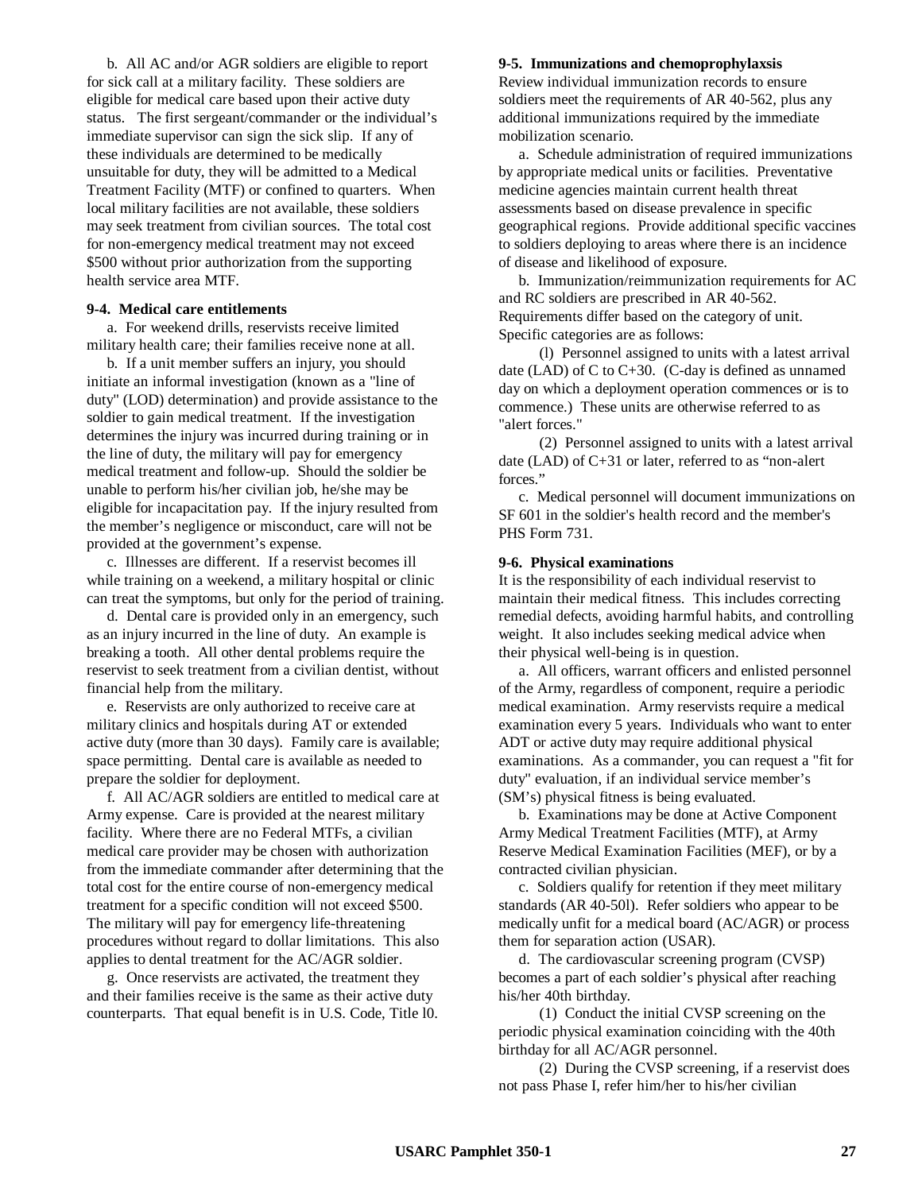b. All AC and/or AGR soldiers are eligible to report for sick call at a military facility. These soldiers are eligible for medical care based upon their active duty status. The first sergeant/commander or the individual's immediate supervisor can sign the sick slip. If any of these individuals are determined to be medically unsuitable for duty, they will be admitted to a Medical Treatment Facility (MTF) or confined to quarters. When local military facilities are not available, these soldiers may seek treatment from civilian sources. The total cost for non-emergency medical treatment may not exceed $500 without prior authorization from the supporting health service area MTF.

**9-4. Medical care entitlements**

a. For weekend drills, reservists receive limited military health care; their families receive none at all.

b. If a unit member suffers an injury, you should initiate an informal investigation (known as a "line of duty" (LOD) determination) and provide assistance to the soldier to gain medical treatment. If the investigation determines the injury was incurred during training or in the line of duty, the military will pay for emergency medical treatment and follow-up. Should the soldier be unable to perform his/her civilian job, he/she may be eligible for incapacitation pay. If the injury resulted from the member's negligence or misconduct, care will not be provided at the government's expense.

c. Illnesses are different. If a reservist becomes ill while training on a weekend, a military hospital or clinic can treat the symptoms, but only for the period of training.

d. Dental care is provided only in an emergency, such as an injury incurred in the line of duty. An example is breaking a tooth. All other dental problems require the reservist to seek treatment from a civilian dentist, without financial help from the military.

e. Reservists are only authorized to receive care at military clinics and hospitals during AT or extended active duty (more than 30 days). Family care is available; space permitting. Dental care is available as needed to prepare the soldier for deployment.

f. All AC/AGR soldiers are entitled to medical care at Army expense. Care is provided at the nearest military facility. Where there are no Federal MTFs, a civilian medical care provider may be chosen with authorization from the immediate commander after determining that the total cost for the entire course of non-emergency medical treatment for a specific condition will not exceed $500. The military will pay for emergency life-threatening procedures without regard to dollar limitations. This also applies to dental treatment for the AC/AGR soldier.

g. Once reservists are activated, the treatment they and their families receive is the same as their active duty counterparts. That equal benefit is in U.S. Code, Title l0.

**9-5. Immunizations and chemoprophylaxsis**

Review individual immunization records to ensure soldiers meet the requirements of AR 40-562, plus any additional immunizations required by the immediate mobilization scenario.

a. Schedule administration of required immunizations by appropriate medical units or facilities. Preventative medicine agencies maintain current health threat assessments based on disease prevalence in specific geographical regions. Provide additional specific vaccines to soldiers deploying to areas where there is an incidence of disease and likelihood of exposure.

b. Immunization/reimmunization requirements for AC and RC soldiers are prescribed in AR 40-562. Requirements differ based on the category of unit. Specific categories are as follows:

(l) Personnel assigned to units with a latest arrival date (LAD) of C to C+30. (C-day is defined as unnamed day on which a deployment operation commences or is to commence.) These units are otherwise referred to as "alert forces."

(2) Personnel assigned to units with a latest arrival date (LAD) of C+31 or later, referred to as "non-alert forces."

c. Medical personnel will document immunizations on SF 601 in the soldier's health record and the member's PHS Form 731.

**9-6. Physical examinations**

It is the responsibility of each individual reservist to maintain their medical fitness. This includes correcting remedial defects, avoiding harmful habits, and controlling weight. It also includes seeking medical advice when their physical well-being is in question.

a. All officers, warrant officers and enlisted personnel of the Army, regardless of component, require a periodic medical examination. Army reservists require a medical examination every 5 years. Individuals who want to enter ADT or active duty may require additional physical examinations. As a commander, you can request a "fit for duty" evaluation, if an individual service member's (SM's) physical fitness is being evaluated.

b. Examinations may be done at Active Component Army Medical Treatment Facilities (MTF), at Army Reserve Medical Examination Facilities (MEF), or by a contracted civilian physician.

c. Soldiers qualify for retention if they meet military standards (AR 40-50l). Refer soldiers who appear to be medically unfit for a medical board (AC/AGR) or process them for separation action (USAR).

d. The cardiovascular screening program (CVSP) becomes a part of each soldier's physical after reaching his/her 40th birthday.

(1) Conduct the initial CVSP screening on the periodic physical examination coinciding with the 40th birthday for all AC/AGR personnel.

(2) During the CVSP screening, if a reservist does not pass Phase I, refer him/her to his/her civilian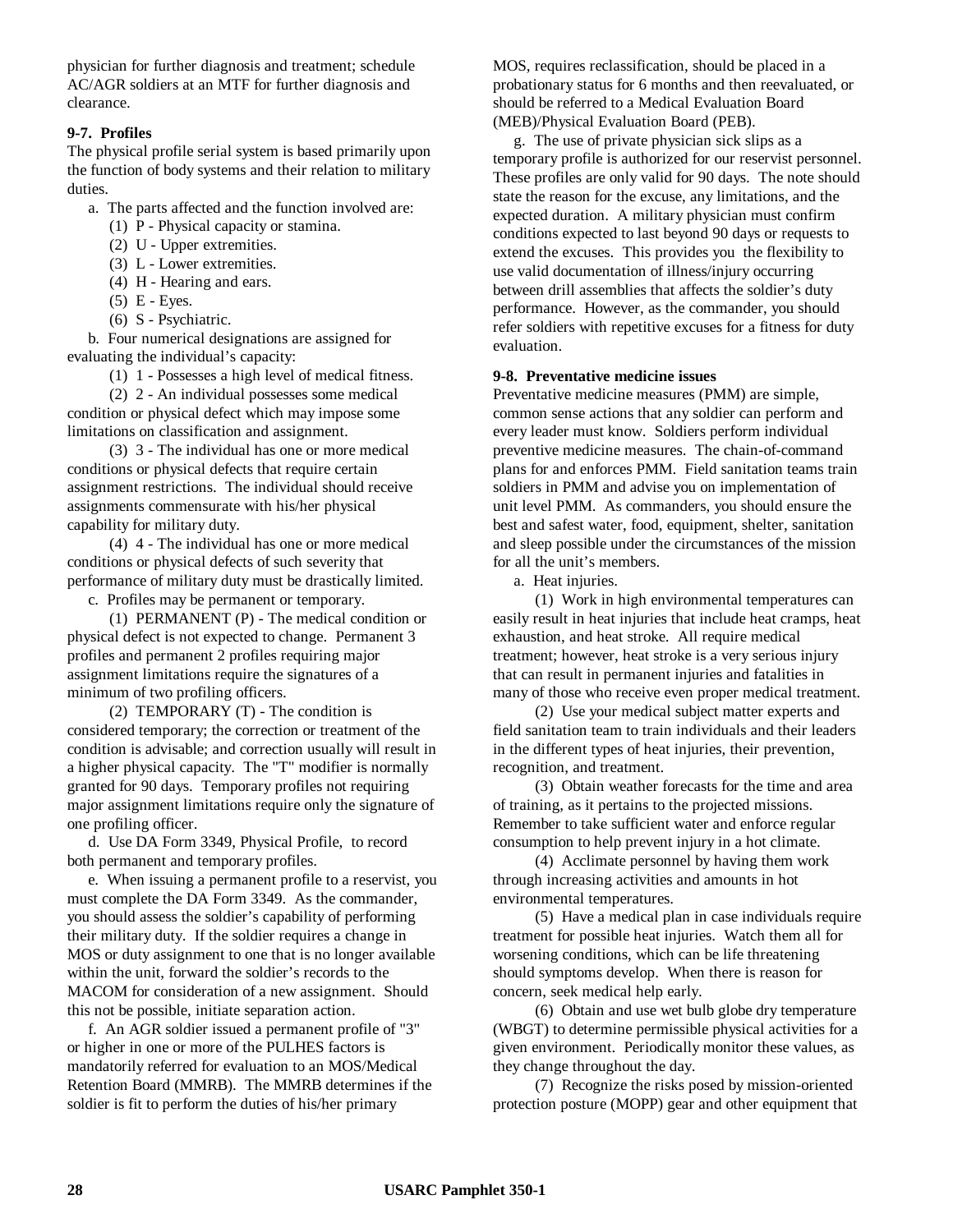physician for further diagnosis and treatment; schedule AC/AGR soldiers at an MTF for further diagnosis and clearance.

**9-7. Profiles**

The physical profile serial system is based primarily upon the function of body systems and their relation to military duties.

a. The parts affected and the function involved are:

(1) P - Physical capacity or stamina.

(2) U - Upper extremities.

(3) L - Lower extremities.

(4) H - Hearing and ears.

(5) E - Eyes.

(6) S - Psychiatric.

b. Four numerical designations are assigned for evaluating the individual's capacity:

(1) 1 - Possesses a high level of medical fitness.

(2) 2 - An individual possesses some medical condition or physical defect which may impose some limitations on classification and assignment.

(3) 3 - The individual has one or more medical conditions or physical defects that require certain assignment restrictions. The individual should receive assignments commensurate with his/her physical capability for military duty.

(4) 4 - The individual has one or more medical conditions or physical defects of such severity that performance of military duty must be drastically limited.

c. Profiles may be permanent or temporary.

(1) PERMANENT (P) - The medical condition or physical defect is not expected to change. Permanent 3 profiles and permanent 2 profiles requiring major assignment limitations require the signatures of a minimum of two profiling officers.

(2) TEMPORARY (T) - The condition is considered temporary; the correction or treatment of the condition is advisable; and correction usually will result in a higher physical capacity. The "T" modifier is normally granted for 90 days. Temporary profiles not requiring major assignment limitations require only the signature of one profiling officer.

d. Use DA Form 3349, Physical Profile, to record both permanent and temporary profiles.

e. When issuing a permanent profile to a reservist, you must complete the DA Form 3349. As the commander, you should assess the soldier's capability of performing their military duty. If the soldier requires a change in MOS or duty assignment to one that is no longer available within the unit, forward the soldier's records to the MACOM for consideration of a new assignment. Should this not be possible, initiate separation action.

f. An AGR soldier issued a permanent profile of "3" or higher in one or more of the PULHES factors is mandatorily referred for evaluation to an MOS/Medical Retention Board (MMRB). The MMRB determines if the soldier is fit to perform the duties of his/her primary MOS, requires reclassification, should be placed in a probationary status for 6 months and then reevaluated, or should be referred to a Medical Evaluation Board (MEB)/Physical Evaluation Board (PEB).

g. The use of private physician sick slips as a temporary profile is authorized for our reservist personnel. These profiles are only valid for 90 days. The note should state the reason for the excuse, any limitations, and the expected duration. A military physician must confirm conditions expected to last beyond 90 days or requests to extend the excuses. This provides you the flexibility to use valid documentation of illness/injury occurring between drill assemblies that affects the soldier's duty performance. However, as the commander, you should refer soldiers with repetitive excuses for a fitness for duty evaluation.

**9-8. Preventative medicine issues**

Preventative medicine measures (PMM) are simple, common sense actions that any soldier can perform and every leader must know. Soldiers perform individual preventive medicine measures. The chain-of-command plans for and enforces PMM. Field sanitation teams train soldiers in PMM and advise you on implementation of unit level PMM. As commanders, you should ensure the best and safest water, food, equipment, shelter, sanitation and sleep possible under the circumstances of the mission for all the unit's members.

a. Heat injuries.

(1) Work in high environmental temperatures can easily result in heat injuries that include heat cramps, heat exhaustion, and heat stroke. All require medical treatment; however, heat stroke is a very serious injury that can result in permanent injuries and fatalities in many of those who receive even proper medical treatment.

(2) Use your medical subject matter experts and field sanitation team to train individuals and their leaders in the different types of heat injuries, their prevention, recognition, and treatment.

(3) Obtain weather forecasts for the time and area of training, as it pertains to the projected missions. Remember to take sufficient water and enforce regular consumption to help prevent injury in a hot climate.

(4) Acclimate personnel by having them work through increasing activities and amounts in hot environmental temperatures.

(5) Have a medical plan in case individuals require treatment for possible heat injuries. Watch them all for worsening conditions, which can be life threatening should symptoms develop. When there is reason for concern, seek medical help early.

(6) Obtain and use wet bulb globe dry temperature (WBGT) to determine permissible physical activities for a given environment. Periodically monitor these values, as they change throughout the day.

(7) Recognize the risks posed by mission-oriented protection posture (MOPP) gear and other equipment that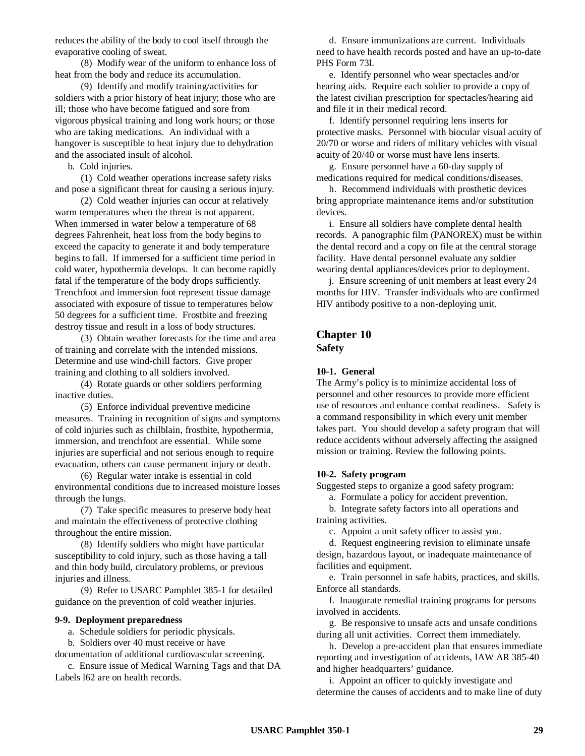reduces the ability of the body to cool itself through the evaporative cooling of sweat.

(8) Modify wear of the uniform to enhance loss of heat from the body and reduce its accumulation.

(9) Identify and modify training/activities for soldiers with a prior history of heat injury; those who are ill; those who have become fatigued and sore from vigorous physical training and long work hours; or those who are taking medications. An individual with a hangover is susceptible to heat injury due to dehydration and the associated insult of alcohol.

b. Cold injuries.

(1) Cold weather operations increase safety risks and pose a significant threat for causing a serious injury.

(2) Cold weather injuries can occur at relatively warm temperatures when the threat is not apparent. When immersed in water below a temperature of 68 degrees Fahrenheit, heat loss from the body begins to exceed the capacity to generate it and body temperature begins to fall. If immersed for a sufficient time period in cold water, hypothermia develops. It can become rapidly fatal if the temperature of the body drops sufficiently. Trenchfoot and immersion foot represent tissue damage associated with exposure of tissue to temperatures below 50 degrees for a sufficient time. Frostbite and freezing destroy tissue and result in a loss of body structures.

(3) Obtain weather forecasts for the time and area of training and correlate with the intended missions. Determine and use wind-chill factors. Give proper training and clothing to all soldiers involved.

(4) Rotate guards or other soldiers performing inactive duties.

(5) Enforce individual preventive medicine measures. Training in recognition of signs and symptoms of cold injuries such as chilblain, frostbite, hypothermia, immersion, and trenchfoot are essential. While some injuries are superficial and not serious enough to require evacuation, others can cause permanent injury or death.

(6) Regular water intake is essential in cold environmental conditions due to increased moisture losses through the lungs.

(7) Take specific measures to preserve body heat and maintain the effectiveness of protective clothing throughout the entire mission.

(8) Identify soldiers who might have particular susceptibility to cold injury, such as those having a tall and thin body build, circulatory problems, or previous injuries and illness.

(9) Refer to USARC Pamphlet 385-1 for detailed guidance on the prevention of cold weather injuries.

**9-9. Deployment preparedness**

a. Schedule soldiers for periodic physicals.

b. Soldiers over 40 must receive or have documentation of additional cardiovascular screening.

c. Ensure issue of Medical Warning Tags and that DA Labels l62 are on health records.

d. Ensure immunizations are current. Individuals need to have health records posted and have an up-to-date PHS Form 73l.

e. Identify personnel who wear spectacles and/or hearing aids. Require each soldier to provide a copy of the latest civilian prescription for spectacles/hearing aid and file it in their medical record.

f. Identify personnel requiring lens inserts for protective masks. Personnel with biocular visual acuity of 20/70 or worse and riders of military vehicles with visual acuity of 20/40 or worse must have lens inserts.

g. Ensure personnel have a 60-day supply of medications required for medical conditions/diseases.

h. Recommend individuals with prosthetic devices bring appropriate maintenance items and/or substitution devices.

i. Ensure all soldiers have complete dental health records. A panographic film (PANOREX) must be within the dental record and a copy on file at the central storage facility. Have dental personnel evaluate any soldier wearing dental appliances/devices prior to deployment.

j. Ensure screening of unit members at least every 24 months for HIV. Transfer individuals who are confirmed HIV antibody positive to a non-deploying unit.

## Chapter 10
## Safety

**10-1. General**

The Army's policy is to minimize accidental loss of personnel and other resources to provide more efficient use of resources and enhance combat readiness. Safety is a command responsibility in which every unit member takes part. You should develop a safety program that will reduce accidents without adversely affecting the assigned mission or training. Review the following points.

**10-2. Safety program**

Suggested steps to organize a good safety program:

a. Formulate a policy for accident prevention.

b. Integrate safety factors into all operations and training activities.

c. Appoint a unit safety officer to assist you.

d. Request engineering revision to eliminate unsafe design, hazardous layout, or inadequate maintenance of facilities and equipment.

e. Train personnel in safe habits, practices, and skills. Enforce all standards.

f. Inaugurate remedial training programs for persons involved in accidents.

g. Be responsive to unsafe acts and unsafe conditions during all unit activities. Correct them immediately.

h. Develop a pre-accident plan that ensures immediate reporting and investigation of accidents, IAW AR 385-40 and higher headquarters' guidance.

i. Appoint an officer to quickly investigate and determine the causes of accidents and to make line of duty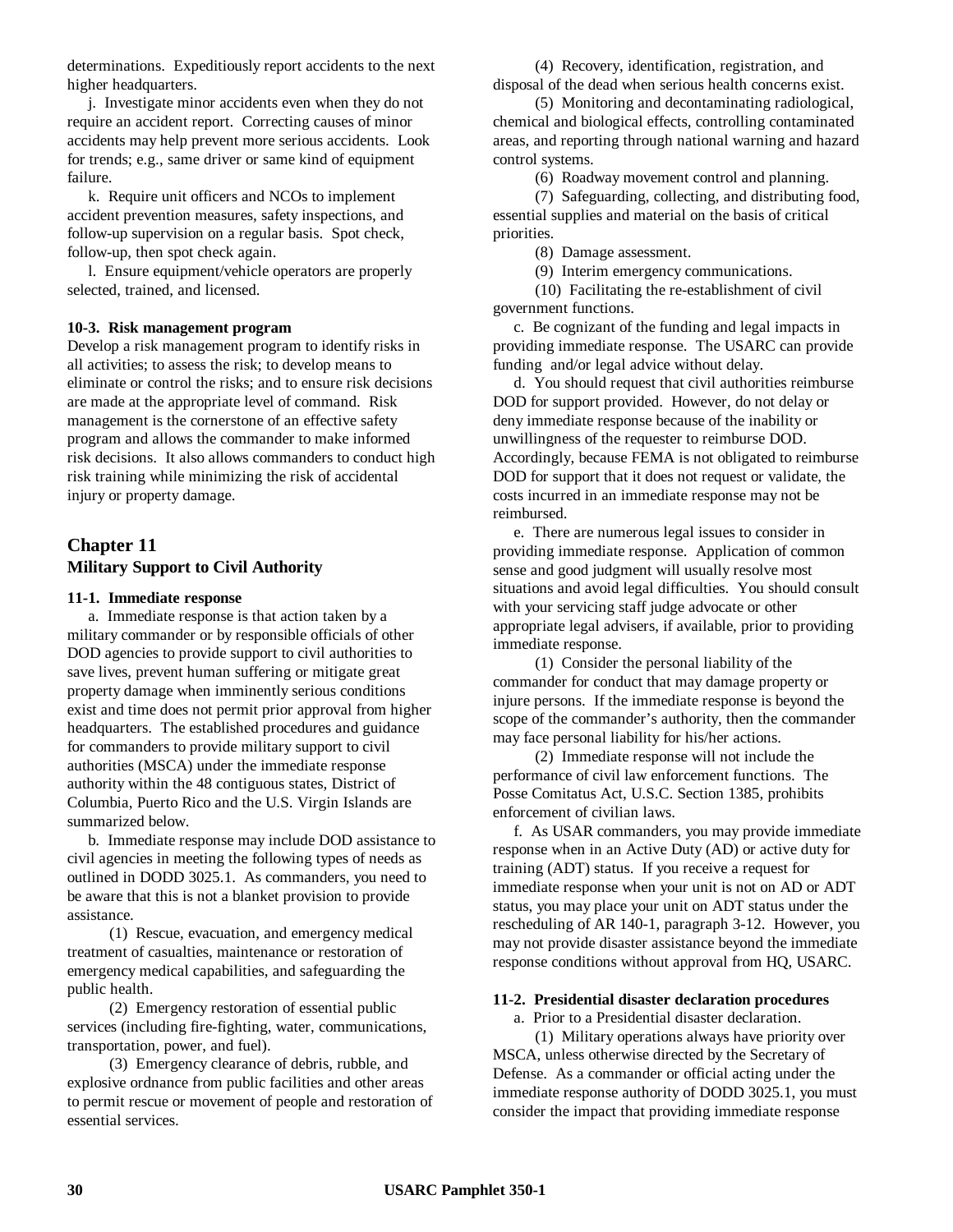determinations. Expeditiously report accidents to the next higher headquarters.

j. Investigate minor accidents even when they do not require an accident report. Correcting causes of minor accidents may help prevent more serious accidents. Look for trends; e.g., same driver or same kind of equipment failure.

k. Require unit officers and NCOs to implement accident prevention measures, safety inspections, and follow-up supervision on a regular basis. Spot check, follow-up, then spot check again.

l. Ensure equipment/vehicle operators are properly selected, trained, and licensed.

**10-3. Risk management program**

Develop a risk management program to identify risks in all activities; to assess the risk; to develop means to eliminate or control the risks; and to ensure risk decisions are made at the appropriate level of command. Risk management is the cornerstone of an effective safety program and allows the commander to make informed risk decisions. It also allows commanders to conduct high risk training while minimizing the risk of accidental injury or property damage.

## Chapter 11
## Military Support to Civil Authority

**11-1. Immediate response**

a. Immediate response is that action taken by a military commander or by responsible officials of other DOD agencies to provide support to civil authorities to save lives, prevent human suffering or mitigate great property damage when imminently serious conditions exist and time does not permit prior approval from higher headquarters. The established procedures and guidance for commanders to provide military support to civil authorities (MSCA) under the immediate response authority within the 48 contiguous states, District of Columbia, Puerto Rico and the U.S. Virgin Islands are summarized below.

b. Immediate response may include DOD assistance to civil agencies in meeting the following types of needs as outlined in DODD 3025.1. As commanders, you need to be aware that this is not a blanket provision to provide assistance.

(1) Rescue, evacuation, and emergency medical treatment of casualties, maintenance or restoration of emergency medical capabilities, and safeguarding the public health.

(2) Emergency restoration of essential public services (including fire-fighting, water, communications, transportation, power, and fuel).

(3) Emergency clearance of debris, rubble, and explosive ordnance from public facilities and other areas to permit rescue or movement of people and restoration of essential services.

(4) Recovery, identification, registration, and disposal of the dead when serious health concerns exist.

(5) Monitoring and decontaminating radiological, chemical and biological effects, controlling contaminated areas, and reporting through national warning and hazard control systems.

(6) Roadway movement control and planning.

(7) Safeguarding, collecting, and distributing food, essential supplies and material on the basis of critical priorities.

(8) Damage assessment.

(9) Interim emergency communications.

(10) Facilitating the re-establishment of civil government functions.

c. Be cognizant of the funding and legal impacts in providing immediate response. The USARC can provide funding and/or legal advice without delay.

d. You should request that civil authorities reimburse DOD for support provided. However, do not delay or deny immediate response because of the inability or unwillingness of the requester to reimburse DOD. Accordingly, because FEMA is not obligated to reimburse DOD for support that it does not request or validate, the costs incurred in an immediate response may not be reimbursed.

e. There are numerous legal issues to consider in providing immediate response. Application of common sense and good judgment will usually resolve most situations and avoid legal difficulties. You should consult with your servicing staff judge advocate or other appropriate legal advisers, if available, prior to providing immediate response.

(1) Consider the personal liability of the commander for conduct that may damage property or injure persons. If the immediate response is beyond the scope of the commander's authority, then the commander may face personal liability for his/her actions.

(2) Immediate response will not include the performance of civil law enforcement functions. The Posse Comitatus Act, U.S.C. Section 1385, prohibits enforcement of civilian laws.

f. As USAR commanders, you may provide immediate response when in an Active Duty (AD) or active duty for training (ADT) status. If you receive a request for immediate response when your unit is not on AD or ADT status, you may place your unit on ADT status under the rescheduling of AR 140-1, paragraph 3-12. However, you may not provide disaster assistance beyond the immediate response conditions without approval from HQ, USARC.

**11-2. Presidential disaster declaration procedures**

a. Prior to a Presidential disaster declaration.

(1) Military operations always have priority over MSCA, unless otherwise directed by the Secretary of Defense. As a commander or official acting under the immediate response authority of DODD 3025.1, you must consider the impact that providing immediate response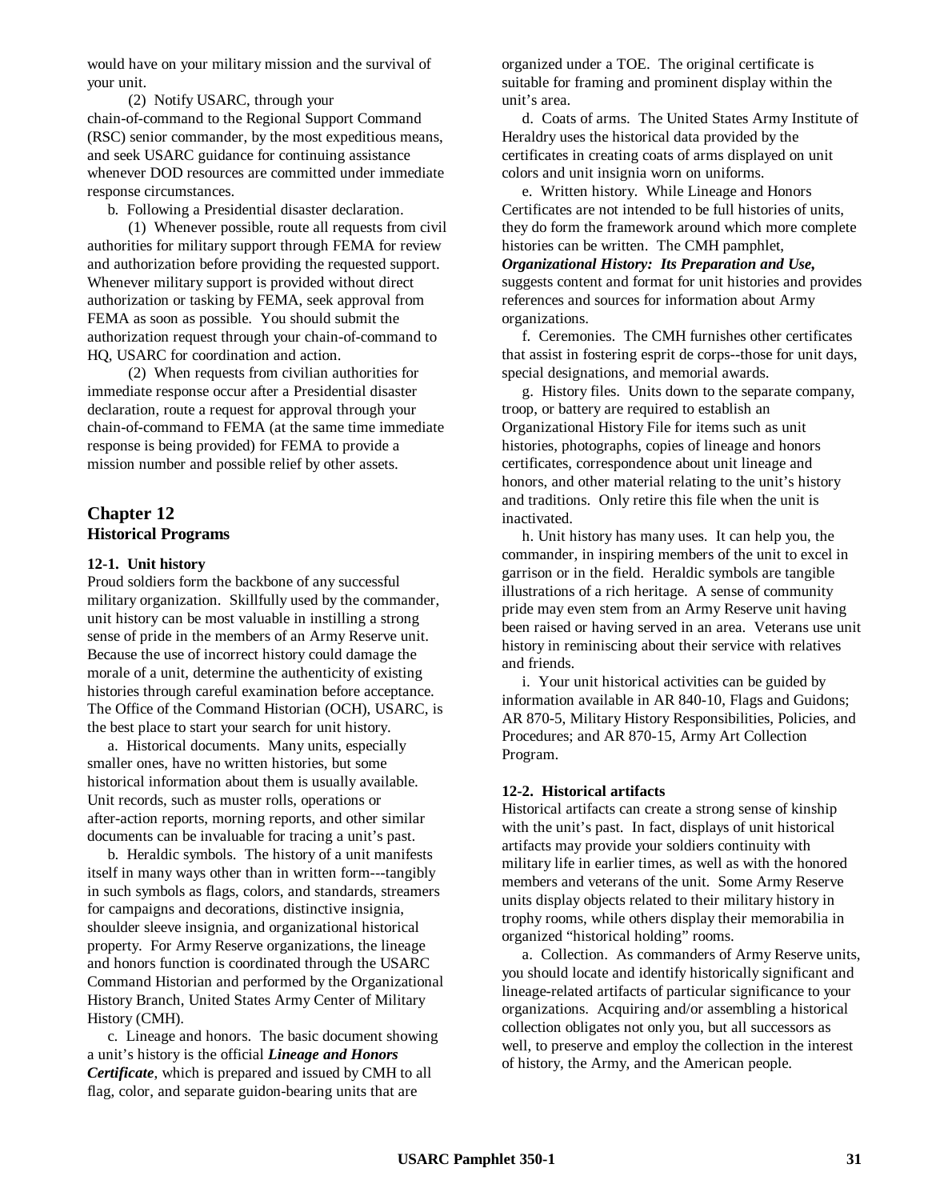would have on your military mission and the survival of your unit.

(2) Notify USARC, through your chain-of-command to the Regional Support Command (RSC) senior commander, by the most expeditious means, and seek USARC guidance for continuing assistance whenever DOD resources are committed under immediate response circumstances.

b. Following a Presidential disaster declaration.

(1) Whenever possible, route all requests from civil authorities for military support through FEMA for review and authorization before providing the requested support. Whenever military support is provided without direct authorization or tasking by FEMA, seek approval from FEMA as soon as possible. You should submit the authorization request through your chain-of-command to HQ, USARC for coordination and action.

(2) When requests from civilian authorities for immediate response occur after a Presidential disaster declaration, route a request for approval through your chain-of-command to FEMA (at the same time immediate response is being provided) for FEMA to provide a mission number and possible relief by other assets.

## Chapter 12
## Historical Programs

**12-1. Unit history**

Proud soldiers form the backbone of any successful military organization. Skillfully used by the commander, unit history can be most valuable in instilling a strong sense of pride in the members of an Army Reserve unit. Because the use of incorrect history could damage the morale of a unit, determine the authenticity of existing histories through careful examination before acceptance. The Office of the Command Historian (OCH), USARC, is the best place to start your search for unit history.

a. Historical documents. Many units, especially smaller ones, have no written histories, but some historical information about them is usually available. Unit records, such as muster rolls, operations or after-action reports, morning reports, and other similar documents can be invaluable for tracing a unit's past.

b. Heraldic symbols. The history of a unit manifests itself in many ways other than in written form---tangibly in such symbols as flags, colors, and standards, streamers for campaigns and decorations, distinctive insignia, shoulder sleeve insignia, and organizational historical property. For Army Reserve organizations, the lineage and honors function is coordinated through the USARC Command Historian and performed by the Organizational History Branch, United States Army Center of Military History (CMH).

c. Lineage and honors. The basic document showing a unit's history is the official ***Lineage and Honors Certificate***, which is prepared and issued by CMH to all flag, color, and separate guidon-bearing units that are organized under a TOE. The original certificate is suitable for framing and prominent display within the unit's area.

d. Coats of arms. The United States Army Institute of Heraldry uses the historical data provided by the certificates in creating coats of arms displayed on unit colors and unit insignia worn on uniforms.

e. Written history. While Lineage and Honors Certificates are not intended to be full histories of units, they do form the framework around which more complete histories can be written. The CMH pamphlet, ***Organizational History: Its Preparation and Use,*** suggests content and format for unit histories and provides references and sources for information about Army organizations.

f. Ceremonies. The CMH furnishes other certificates that assist in fostering esprit de corps--those for unit days, special designations, and memorial awards.

g. History files. Units down to the separate company, troop, or battery are required to establish an Organizational History File for items such as unit histories, photographs, copies of lineage and honors certificates, correspondence about unit lineage and honors, and other material relating to the unit's history and traditions. Only retire this file when the unit is inactivated.

h. Unit history has many uses. It can help you, the commander, in inspiring members of the unit to excel in garrison or in the field. Heraldic symbols are tangible illustrations of a rich heritage. A sense of community pride may even stem from an Army Reserve unit having been raised or having served in an area. Veterans use unit history in reminiscing about their service with relatives and friends.

i. Your unit historical activities can be guided by information available in AR 840-10, Flags and Guidons; AR 870-5, Military History Responsibilities, Policies, and Procedures; and AR 870-15, Army Art Collection Program.

**12-2. Historical artifacts**

Historical artifacts can create a strong sense of kinship with the unit's past. In fact, displays of unit historical artifacts may provide your soldiers continuity with military life in earlier times, as well as with the honored members and veterans of the unit. Some Army Reserve units display objects related to their military history in trophy rooms, while others display their memorabilia in organized "historical holding" rooms.

a. Collection. As commanders of Army Reserve units, you should locate and identify historically significant and lineage-related artifacts of particular significance to your organizations. Acquiring and/or assembling a historical collection obligates not only you, but all successors as well, to preserve and employ the collection in the interest of history, the Army, and the American people.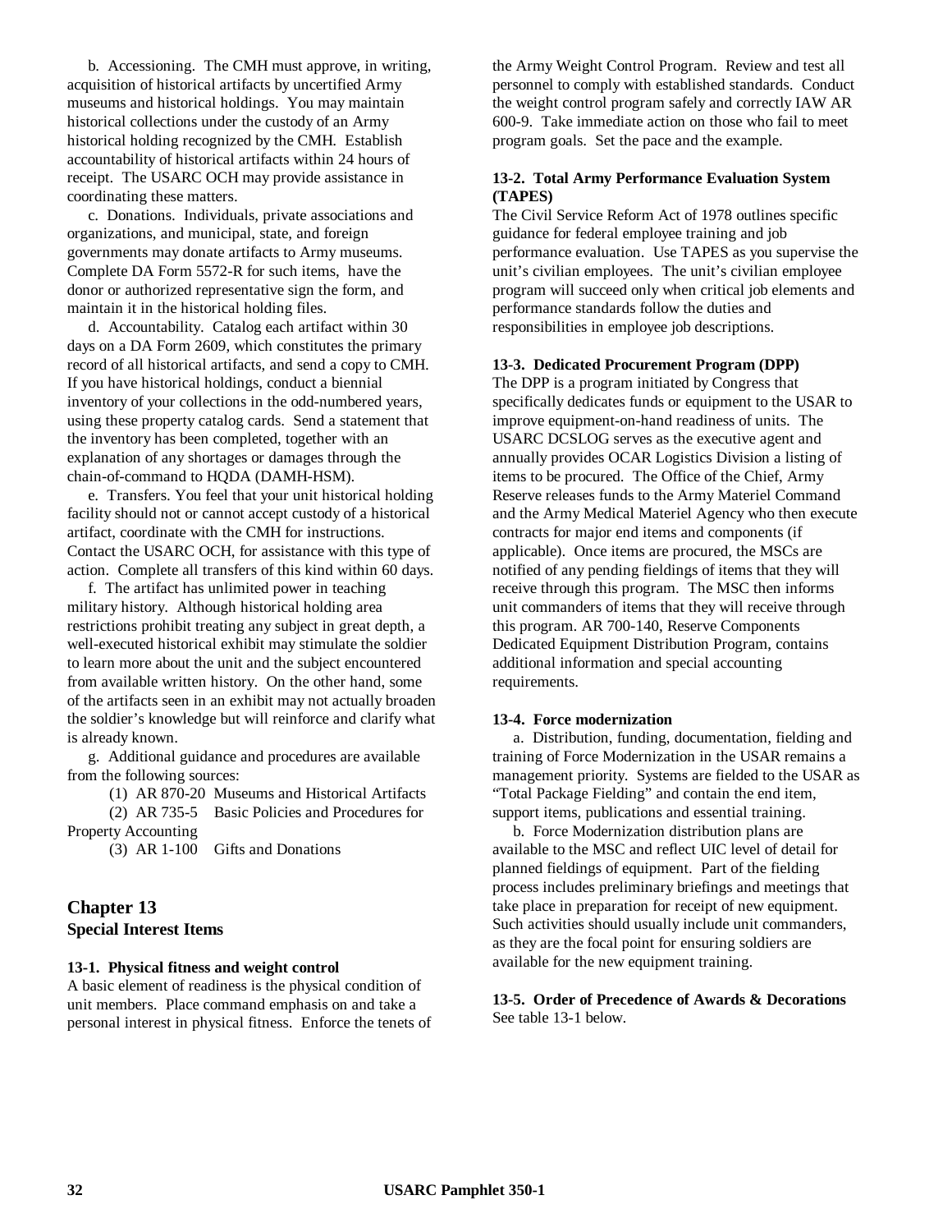b. Accessioning. The CMH must approve, in writing, acquisition of historical artifacts by uncertified Army museums and historical holdings. You may maintain historical collections under the custody of an Army historical holding recognized by the CMH. Establish accountability of historical artifacts within 24 hours of receipt. The USARC OCH may provide assistance in coordinating these matters.

c. Donations. Individuals, private associations and organizations, and municipal, state, and foreign governments may donate artifacts to Army museums. Complete DA Form 5572-R for such items, have the donor or authorized representative sign the form, and maintain it in the historical holding files.

d. Accountability. Catalog each artifact within 30 days on a DA Form 2609, which constitutes the primary record of all historical artifacts, and send a copy to CMH. If you have historical holdings, conduct a biennial inventory of your collections in the odd-numbered years, using these property catalog cards. Send a statement that the inventory has been completed, together with an explanation of any shortages or damages through the chain-of-command to HQDA (DAMH-HSM).

e. Transfers. You feel that your unit historical holding facility should not or cannot accept custody of a historical artifact, coordinate with the CMH for instructions. Contact the USARC OCH, for assistance with this type of action. Complete all transfers of this kind within 60 days.

f. The artifact has unlimited power in teaching military history. Although historical holding area restrictions prohibit treating any subject in great depth, a well-executed historical exhibit may stimulate the soldier to learn more about the unit and the subject encountered from available written history. On the other hand, some of the artifacts seen in an exhibit may not actually broaden the soldier's knowledge but will reinforce and clarify what is already known.

g. Additional guidance and procedures are available from the following sources:

(1) AR 870-20 Museums and Historical Artifacts

(2) AR 735-5 Basic Policies and Procedures for Property Accounting

(3) AR 1-100 Gifts and Donations

# Chapter 13
## Special Interest Items

### 13-1. Physical fitness and weight control

A basic element of readiness is the physical condition of unit members. Place command emphasis on and take a personal interest in physical fitness. Enforce the tenets of the Army Weight Control Program. Review and test all personnel to comply with established standards. Conduct the weight control program safely and correctly IAW AR 600-9. Take immediate action on those who fail to meet program goals. Set the pace and the example.

### 13-2. Total Army Performance Evaluation System (TAPES)

The Civil Service Reform Act of 1978 outlines specific guidance for federal employee training and job performance evaluation. Use TAPES as you supervise the unit's civilian employees. The unit's civilian employee program will succeed only when critical job elements and performance standards follow the duties and responsibilities in employee job descriptions.

### 13-3. Dedicated Procurement Program (DPP)

The DPP is a program initiated by Congress that specifically dedicates funds or equipment to the USAR to improve equipment-on-hand readiness of units. The USARC DCSLOG serves as the executive agent and annually provides OCAR Logistics Division a listing of items to be procured. The Office of the Chief, Army Reserve releases funds to the Army Materiel Command and the Army Medical Materiel Agency who then execute contracts for major end items and components (if applicable). Once items are procured, the MSCs are notified of any pending fieldings of items that they will receive through this program. The MSC then informs unit commanders of items that they will receive through this program. AR 700-140, Reserve Components Dedicated Equipment Distribution Program, contains additional information and special accounting requirements.

### 13-4. Force modernization

a. Distribution, funding, documentation, fielding and training of Force Modernization in the USAR remains a management priority. Systems are fielded to the USAR as "Total Package Fielding" and contain the end item, support items, publications and essential training.

b. Force Modernization distribution plans are available to the MSC and reflect UIC level of detail for planned fieldings of equipment. Part of the fielding process includes preliminary briefings and meetings that take place in preparation for receipt of new equipment. Such activities should usually include unit commanders, as they are the focal point for ensuring soldiers are available for the new equipment training.

### 13-5. Order of Precedence of Awards & Decorations

See table 13-1 below.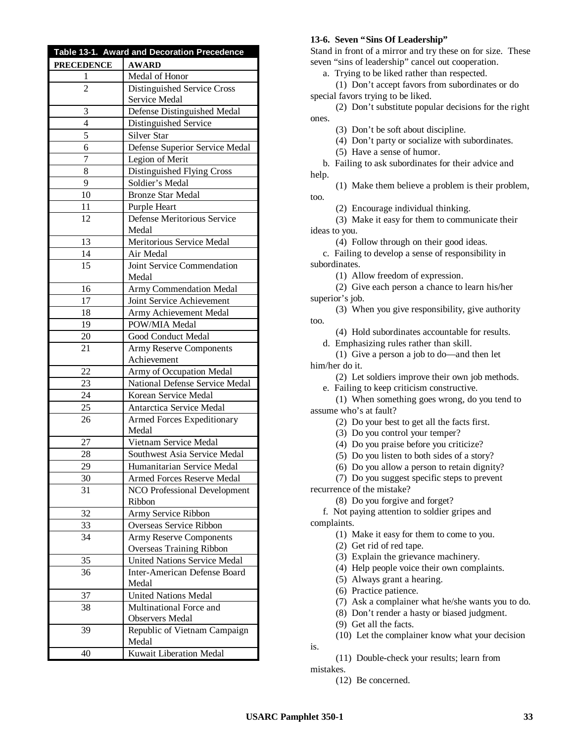| Table 13-1. Award and Decoration Precedence | |
|---|---|
| **PRECEDENCE** | **AWARD** |
| 1 | Medal of Honor |
| 2 | Distinguished Service Cross Service Medal |
| 3 | Defense Distinguished Medal |
| 4 | Distinguished Service |
| 5 | Silver Star |
| 6 | Defense Superior Service Medal |
| 7 | Legion of Merit |
| 8 | Distinguished Flying Cross |
| 9 | Soldier's Medal |
| 10 | Bronze Star Medal |
| 11 | Purple Heart |
| 12 | Defense Meritorious Service Medal |
| 13 | Meritorious Service Medal |
| 14 | Air Medal |
| 15 | Joint Service Commendation Medal |
| 16 | Army Commendation Medal |
| 17 | Joint Service Achievement |
| 18 | Army Achievement Medal |
| 19 | POW/MIA Medal |
| 20 | Good Conduct Medal |
| 21 | Army Reserve Components Achievement |
| 22 | Army of Occupation Medal |
| 23 | National Defense Service Medal |
| 24 | Korean Service Medal |
| 25 | Antarctica Service Medal |
| 26 | Armed Forces Expeditionary Medal |
| 27 | Vietnam Service Medal |
| 28 | Southwest Asia Service Medal |
| 29 | Humanitarian Service Medal |
| 30 | Armed Forces Reserve Medal |
| 31 | NCO Professional Development Ribbon |
| 32 | Army Service Ribbon |
| 33 | Overseas Service Ribbon |
| 34 | Army Reserve Components Overseas Training Ribbon |
| 35 | United Nations Service Medal |
| 36 | Inter-American Defense Board Medal |
| 37 | United Nations Medal |
| 38 | Multinational Force and Observers Medal |
| 39 | Republic of Vietnam Campaign Medal |
| 40 | Kuwait Liberation Medal |

**13-6. Seven "Sins Of Leadership"**

Stand in front of a mirror and try these on for size. These seven "sins of leadership" cancel out cooperation.

a. Trying to be liked rather than respected.

(1) Don't accept favors from subordinates or do special favors trying to be liked.

(2) Don't substitute popular decisions for the right ones.

(3) Don't be soft about discipline.

(4) Don't party or socialize with subordinates.

(5) Have a sense of humor.

b. Failing to ask subordinates for their advice and help.

(1) Make them believe a problem is their problem, too.

(2) Encourage individual thinking.

(3) Make it easy for them to communicate their ideas to you.

(4) Follow through on their good ideas.

c. Failing to develop a sense of responsibility in subordinates.

(1) Allow freedom of expression.

(2) Give each person a chance to learn his/her superior's job.

(3) When you give responsibility, give authority too.

(4) Hold subordinates accountable for results.

d. Emphasizing rules rather than skill.

(1) Give a person a job to do—and then let him/her do it.

(2) Let soldiers improve their own job methods.

e. Failing to keep criticism constructive.

(1) When something goes wrong, do you tend to assume who's at fault?

(2) Do your best to get all the facts first.

(3) Do you control your temper?

(4) Do you praise before you criticize?

(5) Do you listen to both sides of a story?

(6) Do you allow a person to retain dignity?

(7) Do you suggest specific steps to prevent recurrence of the mistake?

(8) Do you forgive and forget?

f. Not paying attention to soldier gripes and complaints.

(1) Make it easy for them to come to you.

(2) Get rid of red tape.

(3) Explain the grievance machinery.

(4) Help people voice their own complaints.

(5) Always grant a hearing.

(6) Practice patience.

(7) Ask a complainer what he/she wants you to do.

(8) Don't render a hasty or biased judgment.

(9) Get all the facts.

(10) Let the complainer know what your decision is.

(11) Double-check your results; learn from mistakes.

(12) Be concerned.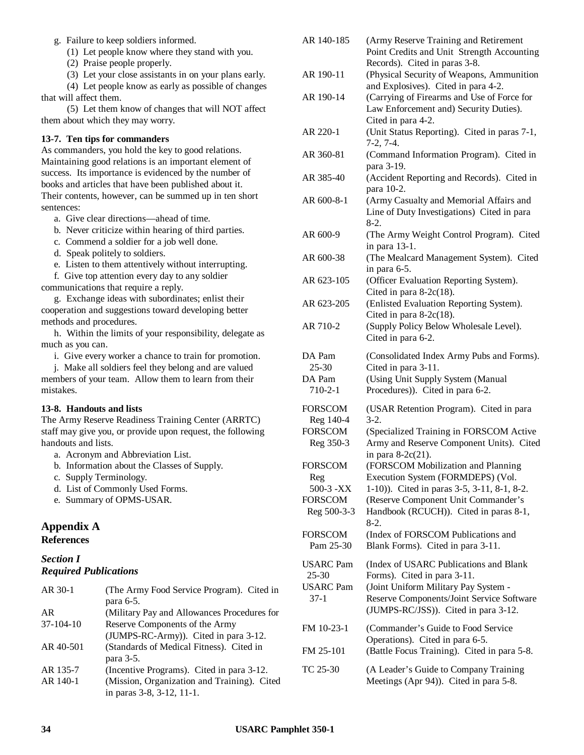g. Failure to keep soldiers informed.

(1) Let people know where they stand with you.

(2) Praise people properly.

(3) Let your close assistants in on your plans early.

(4) Let people know as early as possible of changes that will affect them.

(5) Let them know of changes that will NOT affect them about which they may worry.

**13-7. Ten tips for commanders**

As commanders, you hold the key to good relations. Maintaining good relations is an important element of success. Its importance is evidenced by the number of books and articles that have been published about it. Their contents, however, can be summed up in ten short sentences:

a. Give clear directions—ahead of time.

b. Never criticize within hearing of third parties.

c. Commend a soldier for a job well done.

d. Speak politely to soldiers.

e. Listen to them attentively without interrupting.

f. Give top attention every day to any soldier communications that require a reply.

g. Exchange ideas with subordinates; enlist their cooperation and suggestions toward developing better methods and procedures.

h. Within the limits of your responsibility, delegate as much as you can.

i. Give every worker a chance to train for promotion.

j. Make all soldiers feel they belong and are valued members of your team. Allow them to learn from their mistakes.

**13-8. Handouts and lists**

The Army Reserve Readiness Training Center (ARRTC) staff may give you, or provide upon request, the following handouts and lists.

a. Acronym and Abbreviation List.

b. Information about the Classes of Supply.

c. Supply Terminology.

d. List of Commonly Used Forms.

e. Summary of OPMS-USAR.

## Appendix A
### References

### *Section I*
### *Required Publications*

| | |
|---|---|
| AR 30-1 | (The Army Food Service Program). Cited in para 6-5. |
| AR 37-104-10 | (Military Pay and Allowances Procedures for Reserve Components of the Army (JUMPS-RC-Army)). Cited in para 3-12. |
| AR 40-501 | (Standards of Medical Fitness). Cited in para 3-5. |
| AR 135-7 | (Incentive Programs). Cited in para 3-12. |
| AR 140-1 | (Mission, Organization and Training). Cited in paras 3-8, 3-12, 11-1. |
| AR 140-185 | (Army Reserve Training and Retirement Point Credits and Unit Strength Accounting Records). Cited in paras 3-8. |
| AR 190-11 | (Physical Security of Weapons, Ammunition and Explosives). Cited in para 4-2. |
| AR 190-14 | (Carrying of Firearms and Use of Force for Law Enforcement and) Security Duties). Cited in para 4-2. |
| AR 220-1 | (Unit Status Reporting). Cited in paras 7-1, 7-2, 7-4. |
| AR 360-81 | (Command Information Program). Cited in para 3-19. |
| AR 385-40 | (Accident Reporting and Records). Cited in para 10-2. |
| AR 600-8-1 | (Army Casualty and Memorial Affairs and Line of Duty Investigations) Cited in para 8-2. |
| AR 600-9 | (The Army Weight Control Program). Cited in para 13-1. |
| AR 600-38 | (The Mealcard Management System). Cited in para 6-5. |
| AR 623-105 | (Officer Evaluation Reporting System). Cited in para 8-2c(18). |
| AR 623-205 | (Enlisted Evaluation Reporting System). Cited in para 8-2c(18). |
| AR 710-2 | (Supply Policy Below Wholesale Level). Cited in para 6-2. |
| DA Pam 25-30 | (Consolidated Index Army Pubs and Forms). Cited in para 3-11. |
| DA Pam 710-2-1 | (Using Unit Supply System (Manual Procedures)). Cited in para 6-2. |
| FORSCOM Reg 140-4 | (USAR Retention Program). Cited in para 3-2. |
| FORSCOM Reg 350-3 | (Specialized Training in FORSCOM Active Army and Reserve Component Units). Cited in para 8-2c(21). |
| FORSCOM Reg 500-3 -XX | (FORSCOM Mobilization and Planning Execution System (FORMDEPS) (Vol. 1-10)). Cited in paras 3-5, 3-11, 8-1, 8-2. |
| FORSCOM Reg 500-3-3 | (Reserve Component Unit Commander's Handbook (RCUCH)). Cited in paras 8-1, 8-2. |
| FORSCOM Pam 25-30 | (Index of FORSCOM Publications and Blank Forms). Cited in para 3-11. |
| USARC Pam 25-30 | (Index of USARC Publications and Blank Forms). Cited in para 3-11. |
| USARC Pam 37-1 | (Joint Uniform Military Pay System - Reserve Components/Joint Service Software (JUMPS-RC/JSS)). Cited in para 3-12. |
| FM 10-23-1 | (Commander's Guide to Food Service Operations). Cited in para 6-5. |
| FM 25-101 | (Battle Focus Training). Cited in para 5-8. |
| TC 25-30 | (A Leader's Guide to Company Training Meetings (Apr 94)). Cited in para 5-8. |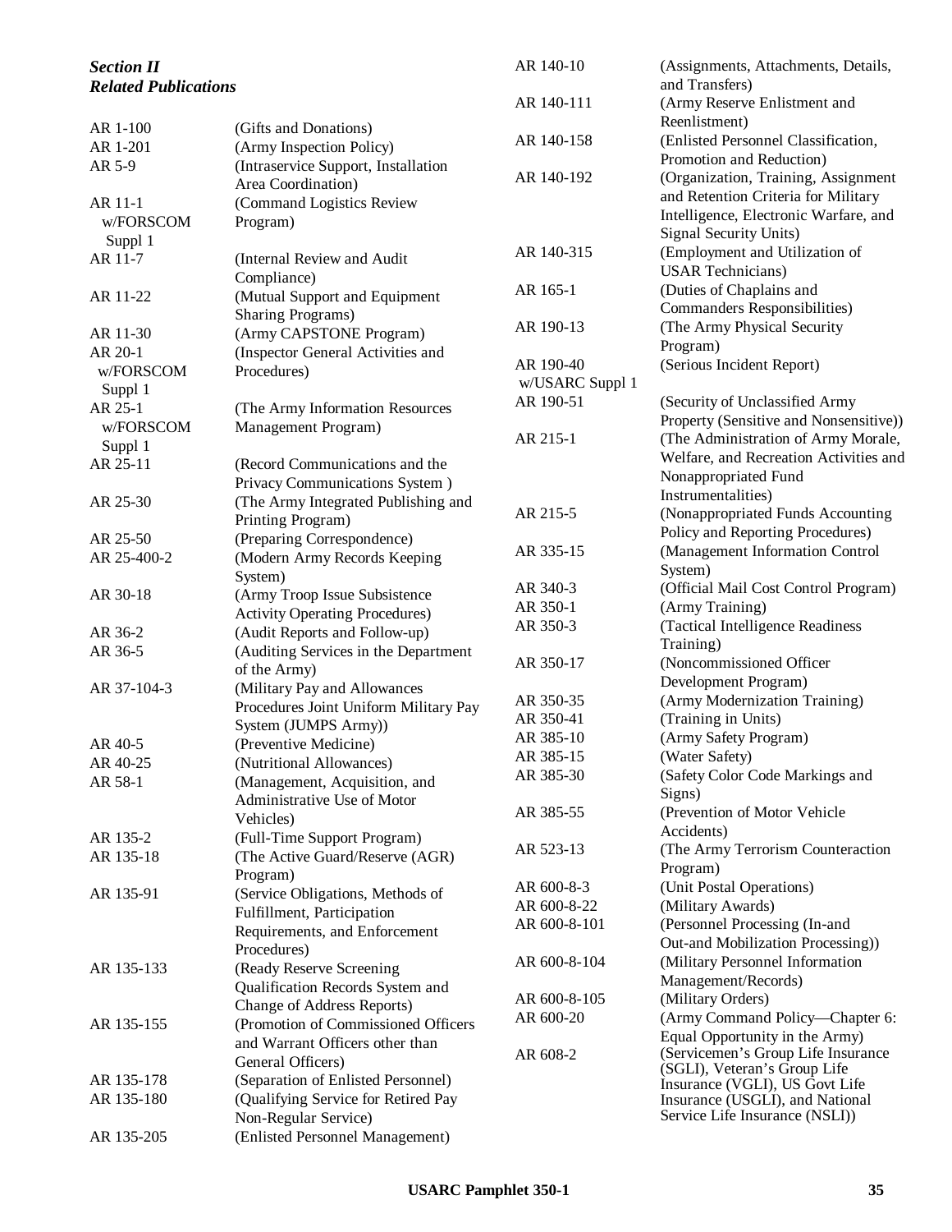***Section II***
***Related Publications***

| | |
|---|---|
| AR 1-100 | (Gifts and Donations) |
| AR 1-201 | (Army Inspection Policy) |
| AR 5-9 | (Intraservice Support, Installation Area Coordination) |
| AR 11-1 w/FORSCOM Suppl 1 | (Command Logistics Review Program) |
| AR 11-7 | (Internal Review and Audit Compliance) |
| AR 11-22 | (Mutual Support and Equipment Sharing Programs) |
| AR 11-30 | (Army CAPSTONE Program) |
| AR 20-1 w/FORSCOM Suppl 1 | (Inspector General Activities and Procedures) |
| AR 25-1 w/FORSCOM Suppl 1 | (The Army Information Resources Management Program) |
| AR 25-11 | (Record Communications and the Privacy Communications System ) |
| AR 25-30 | (The Army Integrated Publishing and Printing Program) |
| AR 25-50 | (Preparing Correspondence) |
| AR 25-400-2 | (Modern Army Records Keeping System) |
| AR 30-18 | (Army Troop Issue Subsistence Activity Operating Procedures) |
| AR 36-2 | (Audit Reports and Follow-up) |
| AR 36-5 | (Auditing Services in the Department of the Army) |
| AR 37-104-3 | (Military Pay and Allowances Procedures Joint Uniform Military Pay System (JUMPS Army)) |
| AR 40-5 | (Preventive Medicine) |
| AR 40-25 | (Nutritional Allowances) |
| AR 58-1 | (Management, Acquisition, and Administrative Use of Motor Vehicles) |
| AR 135-2 | (Full-Time Support Program) |
| AR 135-18 | (The Active Guard/Reserve (AGR) Program) |
| AR 135-91 | (Service Obligations, Methods of Fulfillment, Participation Requirements, and Enforcement Procedures) |
| AR 135-133 | (Ready Reserve Screening Qualification Records System and Change of Address Reports) |
| AR 135-155 | (Promotion of Commissioned Officers and Warrant Officers other than General Officers) |
| AR 135-178 | (Separation of Enlisted Personnel) |
| AR 135-180 | (Qualifying Service for Retired Pay Non-Regular Service) |
| AR 135-205 | (Enlisted Personnel Management) |
| AR 140-10 | (Assignments, Attachments, Details, and Transfers) |
| AR 140-111 | (Army Reserve Enlistment and Reenlistment) |
| AR 140-158 | (Enlisted Personnel Classification, Promotion and Reduction) |
| AR 140-192 | (Organization, Training, Assignment and Retention Criteria for Military Intelligence, Electronic Warfare, and Signal Security Units) |
| AR 140-315 | (Employment and Utilization of USAR Technicians) |
| AR 165-1 | (Duties of Chaplains and Commanders Responsibilities) |
| AR 190-13 | (The Army Physical Security Program) |
| AR 190-40 w/USARC Suppl 1 | (Serious Incident Report) |
| AR 190-51 | (Security of Unclassified Army Property (Sensitive and Nonsensitive)) |
| AR 215-1 | (The Administration of Army Morale, Welfare, and Recreation Activities and Nonappropriated Fund Instrumentalities) |
| AR 215-5 | (Nonappropriated Funds Accounting Policy and Reporting Procedures) |
| AR 335-15 | (Management Information Control System) |
| AR 340-3 | (Official Mail Cost Control Program) |
| AR 350-1 | (Army Training) |
| AR 350-3 | (Tactical Intelligence Readiness Training) |
| AR 350-17 | (Noncommissioned Officer Development Program) |
| AR 350-35 | (Army Modernization Training) |
| AR 350-41 | (Training in Units) |
| AR 385-10 | (Army Safety Program) |
| AR 385-15 | (Water Safety) |
| AR 385-30 | (Safety Color Code Markings and Signs) |
| AR 385-55 | (Prevention of Motor Vehicle Accidents) |
| AR 523-13 | (The Army Terrorism Counteraction Program) |
| AR 600-8-3 | (Unit Postal Operations) |
| AR 600-8-22 | (Military Awards) |
| AR 600-8-101 | (Personnel Processing (In-and Out-and Mobilization Processing)) |
| AR 600-8-104 | (Military Personnel Information Management/Records) |
| AR 600-8-105 | (Military Orders) |
| AR 600-20 | (Army Command Policy—Chapter 6: Equal Opportunity in the Army) |
| AR 608-2 | (Servicemen's Group Life Insurance (SGLI), Veteran's Group Life Insurance (VGLI), US Govt Life Insurance (USGLI), and National Service Life Insurance (NSLI)) |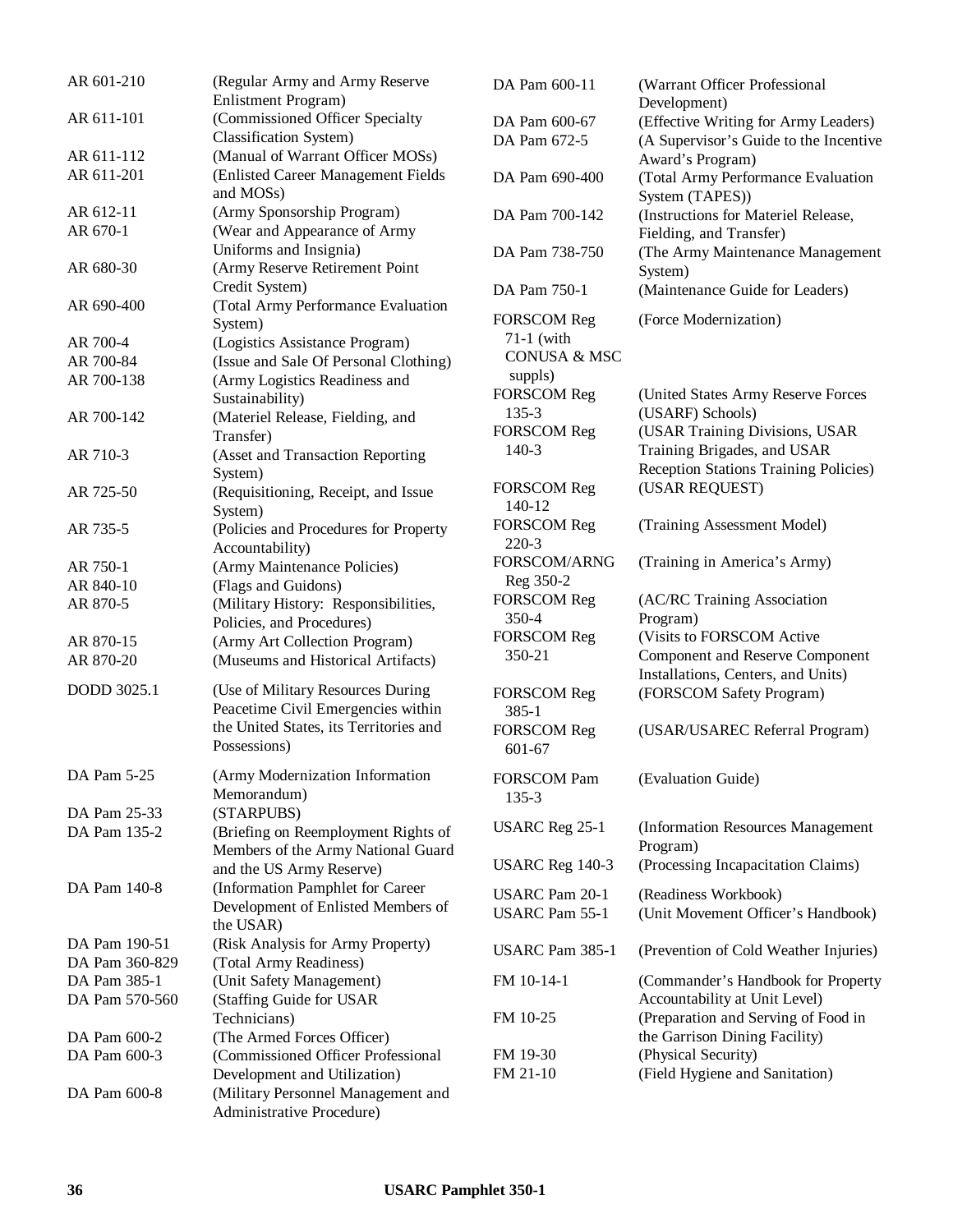| | |
|---|---|
| AR 601-210 | (Regular Army and Army Reserve Enlistment Program) |
| AR 611-101 | (Commissioned Officer Specialty Classification System) |
| AR 611-112 | (Manual of Warrant Officer MOSs) |
| AR 611-201 | (Enlisted Career Management Fields and MOSs) |
| AR 612-11 | (Army Sponsorship Program) |
| AR 670-1 | (Wear and Appearance of Army Uniforms and Insignia) |
| AR 680-30 | (Army Reserve Retirement Point Credit System) |
| AR 690-400 | (Total Army Performance Evaluation System) |
| AR 700-4 | (Logistics Assistance Program) |
| AR 700-84 | (Issue and Sale Of Personal Clothing) |
| AR 700-138 | (Army Logistics Readiness and Sustainability) |
| AR 700-142 | (Materiel Release, Fielding, and Transfer) |
| AR 710-3 | (Asset and Transaction Reporting System) |
| AR 725-50 | (Requisitioning, Receipt, and Issue System) |
| AR 735-5 | (Policies and Procedures for Property Accountability) |
| AR 750-1 | (Army Maintenance Policies) |
| AR 840-10 | (Flags and Guidons) |
| AR 870-5 | (Military History: Responsibilities, Policies, and Procedures) |
| AR 870-15 | (Army Art Collection Program) |
| AR 870-20 | (Museums and Historical Artifacts) |
| DODD 3025.1 | (Use of Military Resources During Peacetime Civil Emergencies within the United States, its Territories and Possessions) |
| DA Pam 5-25 | (Army Modernization Information Memorandum) |
| DA Pam 25-33 | (STARPUBS) |
| DA Pam 135-2 | (Briefing on Reemployment Rights of Members of the Army National Guard and the US Army Reserve) |
| DA Pam 140-8 | (Information Pamphlet for Career Development of Enlisted Members of the USAR) |
| DA Pam 190-51 | (Risk Analysis for Army Property) |
| DA Pam 360-829 | (Total Army Readiness) |
| DA Pam 385-1 | (Unit Safety Management) |
| DA Pam 570-560 | (Staffing Guide for USAR Technicians) |
| DA Pam 600-2 | (The Armed Forces Officer) |
| DA Pam 600-3 | (Commissioned Officer Professional Development and Utilization) |
| DA Pam 600-8 | (Military Personnel Management and Administrative Procedure) |
| DA Pam 600-11 | (Warrant Officer Professional Development) |
| DA Pam 600-67 | (Effective Writing for Army Leaders) |
| DA Pam 672-5 | (A Supervisor's Guide to the Incentive Award's Program) |
| DA Pam 690-400 | (Total Army Performance Evaluation System (TAPES)) |
| DA Pam 700-142 | (Instructions for Materiel Release, Fielding, and Transfer) |
| DA Pam 738-750 | (The Army Maintenance Management System) |
| DA Pam 750-1 | (Maintenance Guide for Leaders) |
| FORSCOM Reg 71-1 (with CONUSA & MSC suppls) | (Force Modernization) |
| FORSCOM Reg 135-3 | (United States Army Reserve Forces (USARF) Schools) |
| FORSCOM Reg 140-3 | (USAR Training Divisions, USAR Training Brigades, and USAR Reception Stations Training Policies) |
| FORSCOM Reg 140-12 | (USAR REQUEST) |
| FORSCOM Reg 220-3 | (Training Assessment Model) |
| FORSCOM/ARNG Reg 350-2 | (Training in America's Army) |
| FORSCOM Reg 350-4 | (AC/RC Training Association Program) |
| FORSCOM Reg 350-21 | (Visits to FORSCOM Active Component and Reserve Component Installations, Centers, and Units) |
| FORSCOM Reg 385-1 | (FORSCOM Safety Program) |
| FORSCOM Reg 601-67 | (USAR/USAREC Referral Program) |
| FORSCOM Pam 135-3 | (Evaluation Guide) |
| USARC Reg 25-1 | (Information Resources Management Program) |
| USARC Reg 140-3 | (Processing Incapacitation Claims) |
| USARC Pam 20-1 | (Readiness Workbook) |
| USARC Pam 55-1 | (Unit Movement Officer's Handbook) |
| USARC Pam 385-1 | (Prevention of Cold Weather Injuries) |
| FM 10-14-1 | (Commander's Handbook for Property Accountability at Unit Level) |
| FM 10-25 | (Preparation and Serving of Food in the Garrison Dining Facility) |
| FM 19-30 | (Physical Security) |
| FM 21-10 | (Field Hygiene and Sanitation) |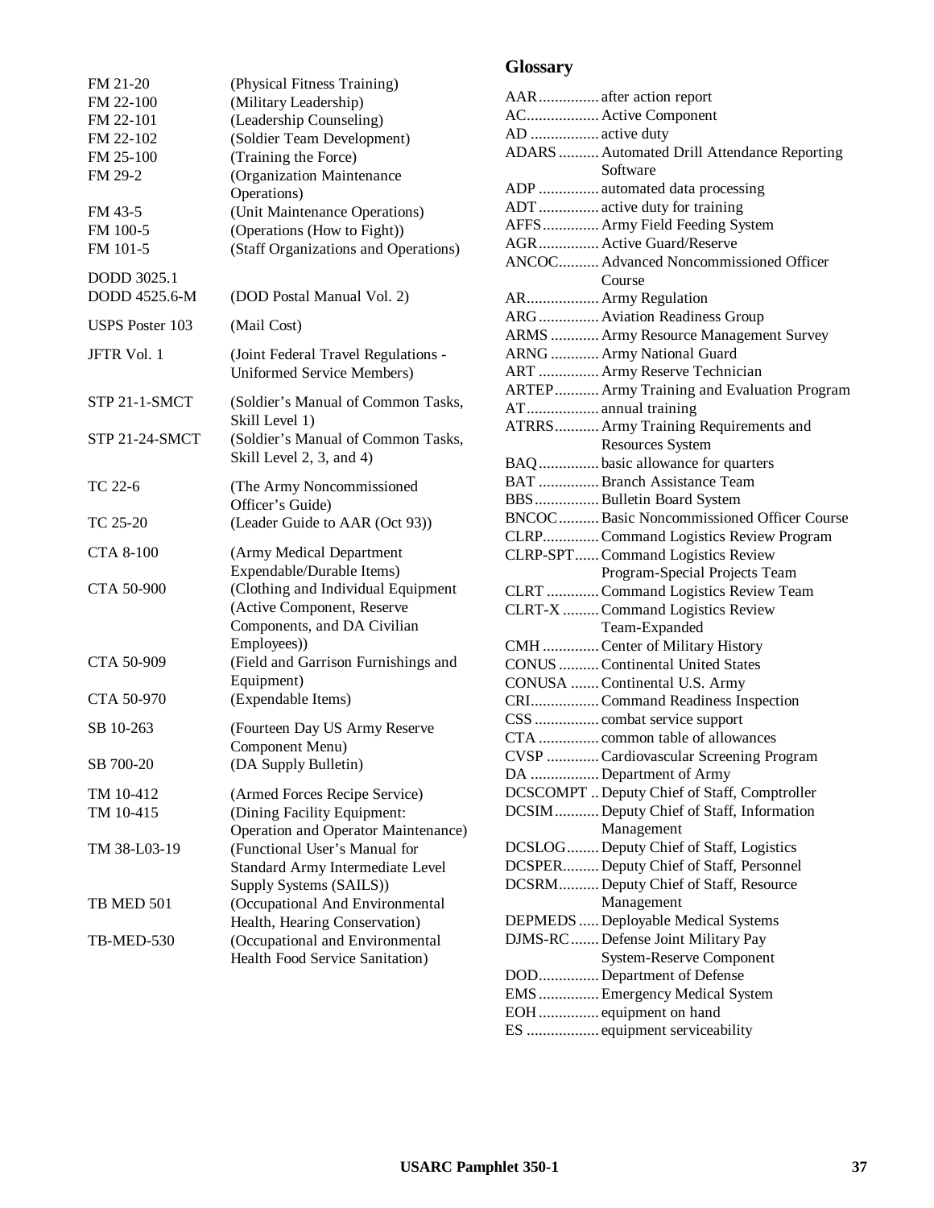| | |
|---|---|
| FM 21-20 | (Physical Fitness Training) |
| FM 22-100 | (Military Leadership) |
| FM 22-101 | (Leadership Counseling) |
| FM 22-102 | (Soldier Team Development) |
| FM 25-100 | (Training the Force) |
| FM 29-2 | (Organization Maintenance Operations) |
| FM 43-5 | (Unit Maintenance Operations) |
| FM 100-5 | (Operations (How to Fight)) |
| FM 101-5 | (Staff Organizations and Operations) |
| DODD 3025.1 | |
| DODD 4525.6-M | (DOD Postal Manual Vol. 2) |
| USPS Poster 103 | (Mail Cost) |
| JFTR Vol. 1 | (Joint Federal Travel Regulations - Uniformed Service Members) |
| STP 21-1-SMCT | (Soldier's Manual of Common Tasks, Skill Level 1) |
| STP 21-24-SMCT | (Soldier's Manual of Common Tasks, Skill Level 2, 3, and 4) |
| TC 22-6 | (The Army Noncommissioned Officer's Guide) |
| TC 25-20 | (Leader Guide to AAR (Oct 93)) |
| CTA 8-100 | (Army Medical Department Expendable/Durable Items) |
| CTA 50-900 | (Clothing and Individual Equipment (Active Component, Reserve Components, and DA Civilian Employees)) |
| CTA 50-909 | (Field and Garrison Furnishings and Equipment) |
| CTA 50-970 | (Expendable Items) |
| SB 10-263 | (Fourteen Day US Army Reserve Component Menu) |
| SB 700-20 | (DA Supply Bulletin) |
| TM 10-412 | (Armed Forces Recipe Service) |
| TM 10-415 | (Dining Facility Equipment: Operation and Operator Maintenance) |
| TM 38-L03-19 | (Functional User's Manual for Standard Army Intermediate Level Supply Systems (SAILS)) |
| TB MED 501 | (Occupational And Environmental Health, Hearing Conservation) |
| TB-MED-530 | (Occupational and Environmental Health Food Service Sanitation) |

## Glossary

AAR............... after action report
AC.................. Active Component
AD ................. active duty
ADARS .......... Automated Drill Attendance Reporting Software
ADP ............... automated data processing
ADT ............... active duty for training
AFFS.............. Army Field Feeding System
AGR............... Active Guard/Reserve
ANCOC.......... Advanced Noncommissioned Officer Course
AR.................. Army Regulation
ARG ............... Aviation Readiness Group
ARMS ............ Army Resource Management Survey
ARNG ............ Army National Guard
ART ............... Army Reserve Technician
ARTEP........... Army Training and Evaluation Program
AT.................. annual training
ATRRS........... Army Training Requirements and Resources System
BAQ............... basic allowance for quarters
BAT ............... Branch Assistance Team
BBS................ Bulletin Board System
BNCOC.......... Basic Noncommissioned Officer Course
CLRP............. Command Logistics Review Program
CLRP-SPT...... Command Logistics Review Program-Special Projects Team
CLRT ............. Command Logistics Review Team
CLRT-X ......... Command Logistics Review Team-Expanded
CMH .............. Center of Military History
CONUS .......... Continental United States
CONUSA ....... Continental U.S. Army
CRI................. Command Readiness Inspection
CSS ................ combat service support
CTA ............... common table of allowances
CVSP ............. Cardiovascular Screening Program
DA ................. Department of Army
DCSCOMPT .. Deputy Chief of Staff, Comptroller
DCSIM........... Deputy Chief of Staff, Information Management
DCSLOG........ Deputy Chief of Staff, Logistics
DCSPER......... Deputy Chief of Staff, Personnel
DCSRM.......... Deputy Chief of Staff, Resource Management
DEPMEDS ..... Deployable Medical Systems
DJMS-RC....... Defense Joint Military Pay System-Reserve Component
DOD............... Department of Defense
EMS ............... Emergency Medical System
EOH ............... equipment on hand
ES .................. equipment serviceability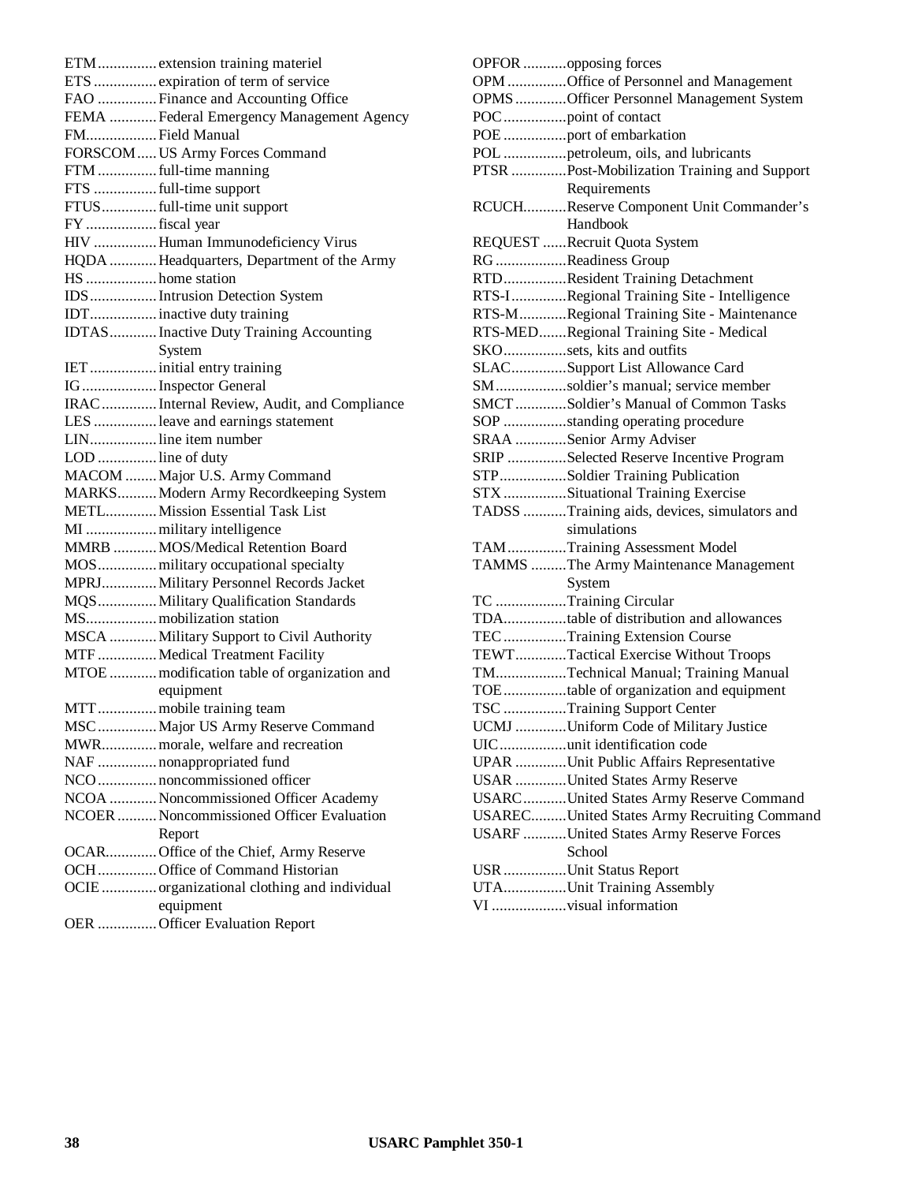ETM...............extension training materiel
ETS ................expiration of term of service
FAO ...............Finance and Accounting Office
FEMA ............Federal Emergency Management Agency
FM..................Field Manual
FORSCOM.....US Army Forces Command
FTM ...............full-time manning
FTS ................full-time support
FTUS..............full-time unit support
FY ..................fiscal year
HIV ................Human Immunodeficiency Virus
HQDA ............Headquarters, Department of the Army
HS ..................home station
IDS.................Intrusion Detection System
IDT.................inactive duty training
IDTAS............Inactive Duty Training Accounting System
IET.................initial entry training
IG...................Inspector General
IRAC..............Internal Review, Audit, and Compliance
LES ................leave and earnings statement
LIN.................line item number
LOD ...............line of duty
MACOM ........Major U.S. Army Command
MARKS..........Modern Army Recordkeeping System
METL.............Mission Essential Task List
MI ..................military intelligence
MMRB ...........MOS/Medical Retention Board
MOS...............military occupational specialty
MPRJ..............Military Personnel Records Jacket
MQS...............Military Qualification Standards
MS..................mobilization station
MSCA ............Military Support to Civil Authority
MTF ...............Medical Treatment Facility
MTOE ............modification table of organization and equipment
MTT...............mobile training team
MSC...............Major US Army Reserve Command
MWR..............morale, welfare and recreation
NAF ...............nonappropriated fund
NCO...............noncommissioned officer
NCOA ............Noncommissioned Officer Academy
NCOER ..........Noncommissioned Officer Evaluation Report
OCAR.............Office of the Chief, Army Reserve
OCH...............Office of Command Historian
OCIE..............organizational clothing and individual equipment
OER ...............Officer Evaluation Report
OPFOR ...........opposing forces
OPM ...............Office of Personnel and Management
OPMS.............Officer Personnel Management System
POC................point of contact
POE ................port of embarkation
POL ................petroleum, oils, and lubricants
PTSR .............Post-Mobilization Training and Support Requirements
RCUCH...........Reserve Component Unit Commander's Handbook
REQUEST ......Recruit Quota System
RG ..................Readiness Group
RTD................Resident Training Detachment
RTS-I..............Regional Training Site - Intelligence
RTS-M............Regional Training Site - Maintenance
RTS-MED.......Regional Training Site - Medical
SKO................sets, kits and outfits
SLAC..............Support List Allowance Card
SM..................soldier's manual; service member
SMCT.............Soldier's Manual of Common Tasks
SOP ................standing operating procedure
SRAA .............Senior Army Adviser
SRIP ...............Selected Reserve Incentive Program
STP.................Soldier Training Publication
STX ................Situational Training Exercise
TADSS ...........Training aids, devices, simulators and simulations
TAM...............Training Assessment Model
TAMMS .........The Army Maintenance Management System
TC ..................Training Circular
TDA................table of distribution and allowances
TEC ................Training Extension Course
TEWT.............Tactical Exercise Without Troops
TM..................Technical Manual; Training Manual
TOE................table of organization and equipment
TSC ................Training Support Center
UCMJ .............Uniform Code of Military Justice
UIC.................unit identification code
UPAR .............Unit Public Affairs Representative
USAR .............United States Army Reserve
USARC...........United States Army Reserve Command
USAREC.........United States Army Recruiting Command
USARF ...........United States Army Reserve Forces School
USR ................Unit Status Report
UTA................Unit Training Assembly
VI ...................visual information